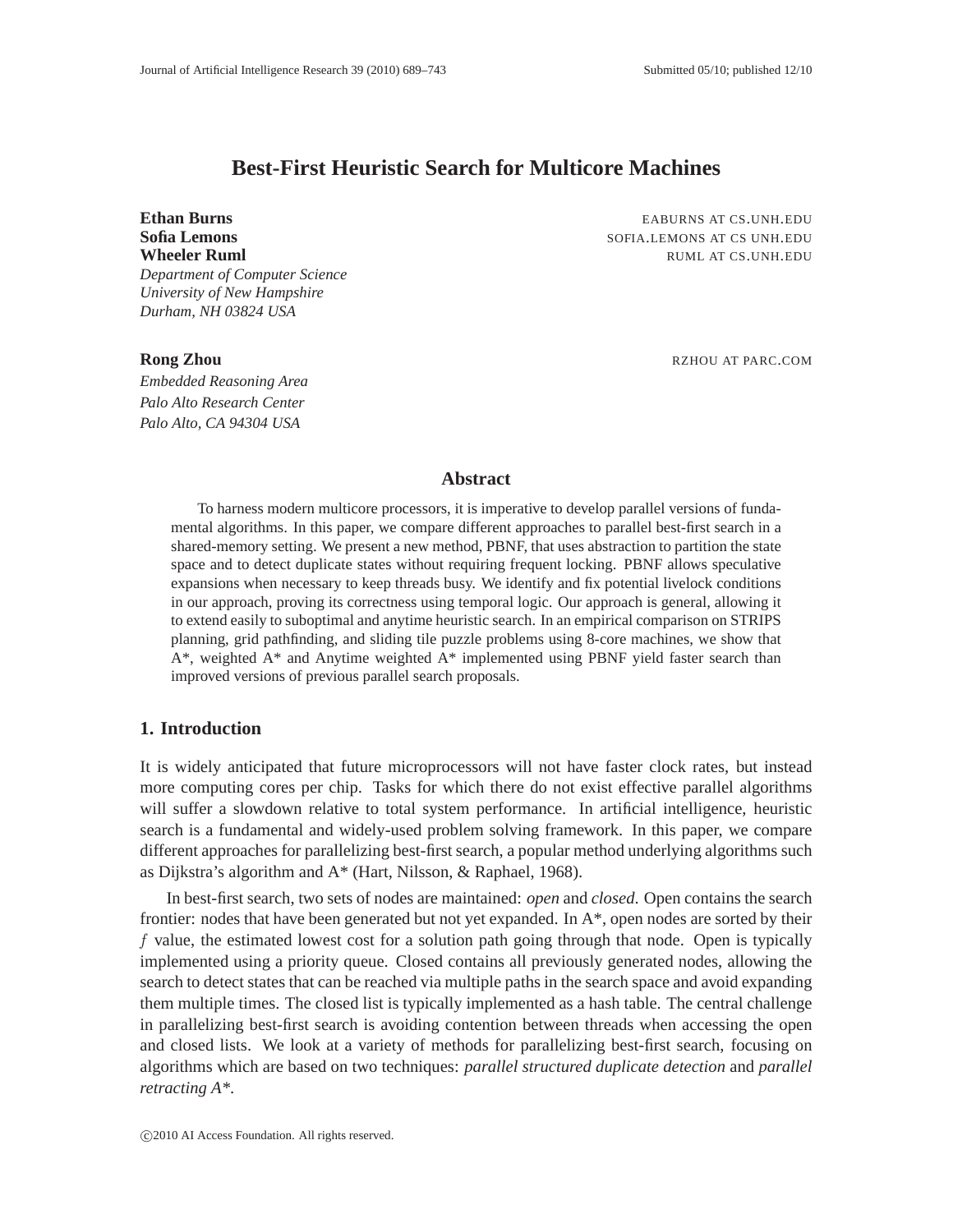# Best-First Heuristic Search for Multicore Machines

**Ethan Burns** EABURNS AT CS.UNH.EDU
**Sofia Lemons** SOFIA.LEMONS AT CS UNH.EDU
**Wheeler Ruml** RUML AT CS.UNH.EDU
*Department of Computer Science*
*University of New Hampshire*
*Durham, NH 03824 USA*

**Rong Zhou** RZHOU AT PARC.COM
*Embedded Reasoning Area*
*Palo Alto Research Center*
*Palo Alto, CA 94304 USA*

## Abstract

To harness modern multicore processors, it is imperative to develop parallel versions of fundamental algorithms. In this paper, we compare different approaches to parallel best-first search in a shared-memory setting. We present a new method, PBNF, that uses abstraction to partition the state space and to detect duplicate states without requiring frequent locking. PBNF allows speculative expansions when necessary to keep threads busy. We identify and fix potential livelock conditions in our approach, proving its correctness using temporal logic. Our approach is general, allowing it to extend easily to suboptimal and anytime heuristic search. In an empirical comparison on STRIPS planning, grid pathfinding, and sliding tile puzzle problems using 8-core machines, we show that A*, weighted A* and Anytime weighted A* implemented using PBNF yield faster search than improved versions of previous parallel search proposals.

## 1. Introduction

It is widely anticipated that future microprocessors will not have faster clock rates, but instead more computing cores per chip. Tasks for which there do not exist effective parallel algorithms will suffer a slowdown relative to total system performance. In artificial intelligence, heuristic search is a fundamental and widely-used problem solving framework. In this paper, we compare different approaches for parallelizing best-first search, a popular method underlying algorithms such as Dijkstra's algorithm and A* (Hart, Nilsson, & Raphael, 1968).

In best-first search, two sets of nodes are maintained: *open* and *closed*. Open contains the search frontier: nodes that have been generated but not yet expanded. In A*, open nodes are sorted by their $f$ value, the estimated lowest cost for a solution path going through that node. Open is typically implemented using a priority queue. Closed contains all previously generated nodes, allowing the search to detect states that can be reached via multiple paths in the search space and avoid expanding them multiple times. The closed list is typically implemented as a hash table. The central challenge in parallelizing best-first search is avoiding contention between threads when accessing the open and closed lists. We look at a variety of methods for parallelizing best-first search, focusing on algorithms which are based on two techniques: *parallel structured duplicate detection* and *parallel retracting A**.

©2010 AI Access Foundation. All rights reserved.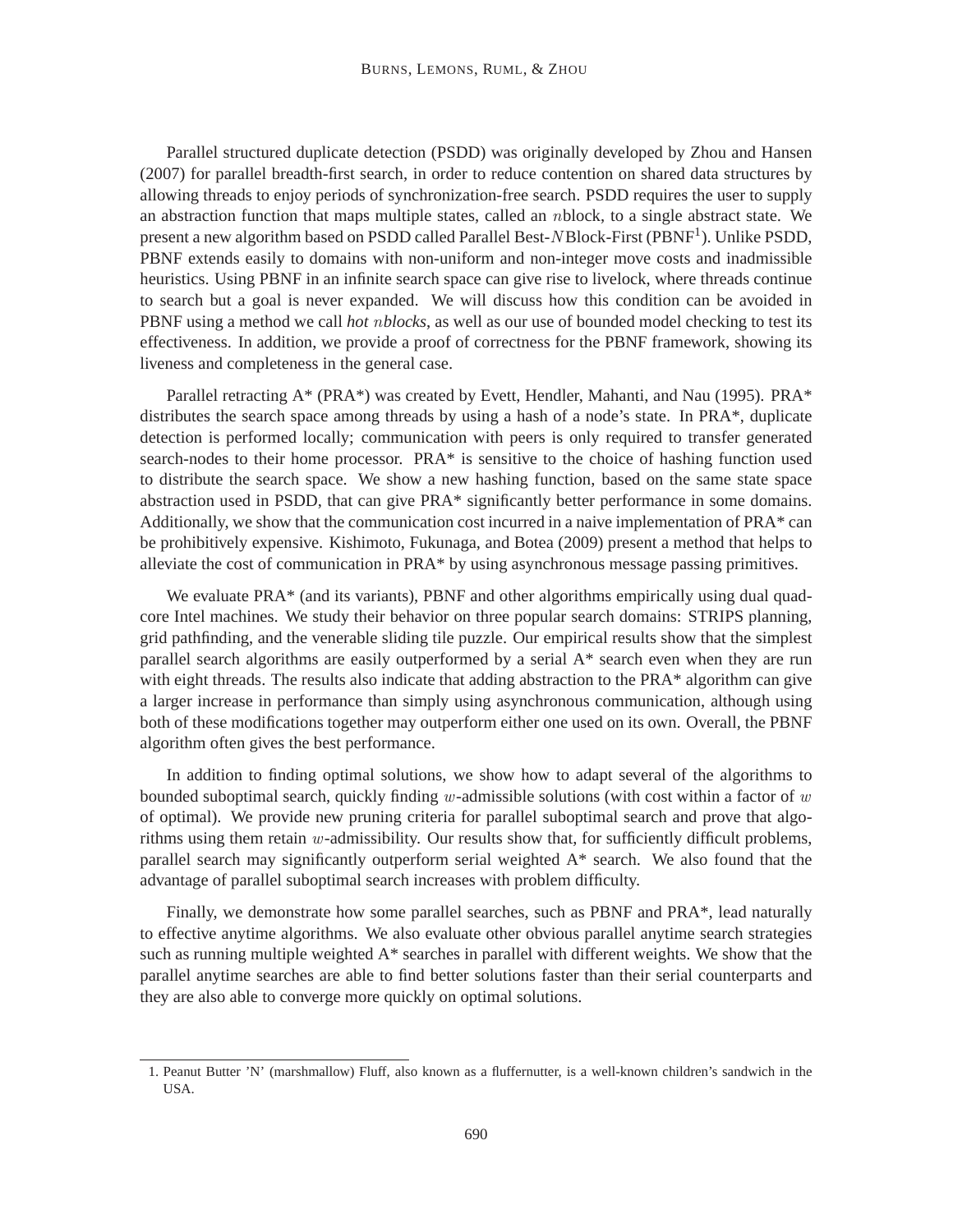Parallel structured duplicate detection (PSDD) was originally developed by Zhou and Hansen (2007) for parallel breadth-first search, in order to reduce contention on shared data structures by allowing threads to enjoy periods of synchronization-free search. PSDD requires the user to supply an abstraction function that maps multiple states, called an $n$block, to a single abstract state. We present a new algorithm based on PSDD called Parallel Best-$N$Block-First (PBNF[1]). Unlike PSDD, PBNF extends easily to domains with non-uniform and non-integer move costs and inadmissible heuristics. Using PBNF in an infinite search space can give rise to livelock, where threads continue to search but a goal is never expanded. We will discuss how this condition can be avoided in PBNF using a method we call *hot* $n$*blocks*, as well as our use of bounded model checking to test its effectiveness. In addition, we provide a proof of correctness for the PBNF framework, showing its liveness and completeness in the general case.

Parallel retracting A* (PRA*) was created by Evett, Hendler, Mahanti, and Nau (1995). PRA* distributes the search space among threads by using a hash of a node's state. In PRA*, duplicate detection is performed locally; communication with peers is only required to transfer generated search-nodes to their home processor. PRA* is sensitive to the choice of hashing function used to distribute the search space. We show a new hashing function, based on the same state space abstraction used in PSDD, that can give PRA* significantly better performance in some domains. Additionally, we show that the communication cost incurred in a naive implementation of PRA* can be prohibitively expensive. Kishimoto, Fukunaga, and Botea (2009) present a method that helps to alleviate the cost of communication in PRA* by using asynchronous message passing primitives.

We evaluate PRA* (and its variants), PBNF and other algorithms empirically using dual quad-core Intel machines. We study their behavior on three popular search domains: STRIPS planning, grid pathfinding, and the venerable sliding tile puzzle. Our empirical results show that the simplest parallel search algorithms are easily outperformed by a serial A* search even when they are run with eight threads. The results also indicate that adding abstraction to the PRA* algorithm can give a larger increase in performance than simply using asynchronous communication, although using both of these modifications together may outperform either one used on its own. Overall, the PBNF algorithm often gives the best performance.

In addition to finding optimal solutions, we show how to adapt several of the algorithms to bounded suboptimal search, quickly finding $w$-admissible solutions (with cost within a factor of $w$ of optimal). We provide new pruning criteria for parallel suboptimal search and prove that algorithms using them retain $w$-admissibility. Our results show that, for sufficiently difficult problems, parallel search may significantly outperform serial weighted A* search. We also found that the advantage of parallel suboptimal search increases with problem difficulty.

Finally, we demonstrate how some parallel searches, such as PBNF and PRA*, lead naturally to effective anytime algorithms. We also evaluate other obvious parallel anytime search strategies such as running multiple weighted A* searches in parallel with different weights. We show that the parallel anytime searches are able to find better solutions faster than their serial counterparts and they are also able to converge more quickly on optimal solutions.

1. Peanut Butter 'N' (marshmallow) Fluff, also known as a fluffernutter, is a well-known children's sandwich in the USA.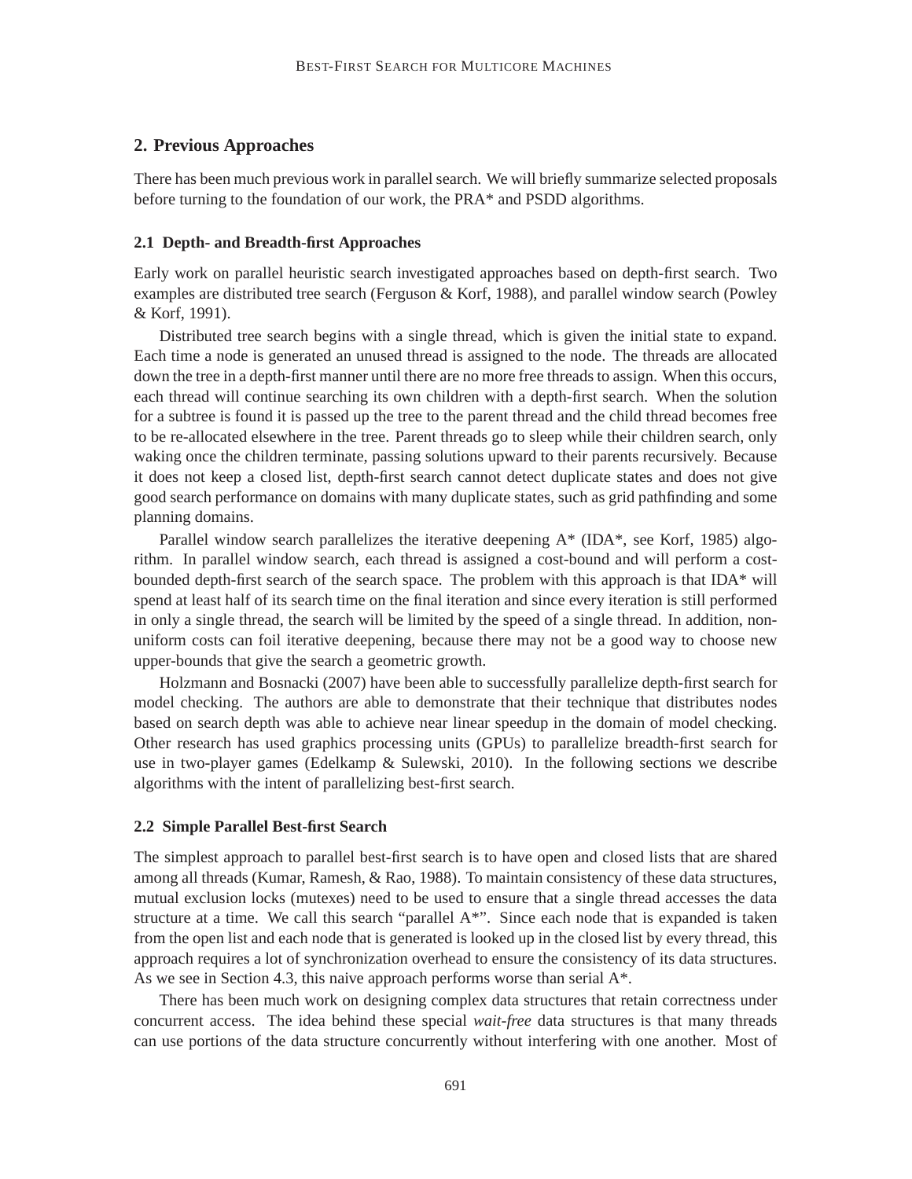## 2. Previous Approaches

There has been much previous work in parallel search. We will briefly summarize selected proposals before turning to the foundation of our work, the PRA* and PSDD algorithms.

### 2.1 Depth- and Breadth-first Approaches

Early work on parallel heuristic search investigated approaches based on depth-first search. Two examples are distributed tree search (Ferguson & Korf, 1988), and parallel window search (Powley & Korf, 1991).

Distributed tree search begins with a single thread, which is given the initial state to expand. Each time a node is generated an unused thread is assigned to the node. The threads are allocated down the tree in a depth-first manner until there are no more free threads to assign. When this occurs, each thread will continue searching its own children with a depth-first search. When the solution for a subtree is found it is passed up the tree to the parent thread and the child thread becomes free to be re-allocated elsewhere in the tree. Parent threads go to sleep while their children search, only waking once the children terminate, passing solutions upward to their parents recursively. Because it does not keep a closed list, depth-first search cannot detect duplicate states and does not give good search performance on domains with many duplicate states, such as grid pathfinding and some planning domains.

Parallel window search parallelizes the iterative deepening A* (IDA*, see Korf, 1985) algorithm. In parallel window search, each thread is assigned a cost-bound and will perform a cost-bounded depth-first search of the search space. The problem with this approach is that IDA* will spend at least half of its search time on the final iteration and since every iteration is still performed in only a single thread, the search will be limited by the speed of a single thread. In addition, non-uniform costs can foil iterative deepening, because there may not be a good way to choose new upper-bounds that give the search a geometric growth.

Holzmann and Bosnacki (2007) have been able to successfully parallelize depth-first search for model checking. The authors are able to demonstrate that their technique that distributes nodes based on search depth was able to achieve near linear speedup in the domain of model checking. Other research has used graphics processing units (GPUs) to parallelize breadth-first search for use in two-player games (Edelkamp & Sulewski, 2010). In the following sections we describe algorithms with the intent of parallelizing best-first search.

### 2.2 Simple Parallel Best-first Search

The simplest approach to parallel best-first search is to have open and closed lists that are shared among all threads (Kumar, Ramesh, & Rao, 1988). To maintain consistency of these data structures, mutual exclusion locks (mutexes) need to be used to ensure that a single thread accesses the data structure at a time. We call this search "parallel A*". Since each node that is expanded is taken from the open list and each node that is generated is looked up in the closed list by every thread, this approach requires a lot of synchronization overhead to ensure the consistency of its data structures. As we see in Section 4.3, this naive approach performs worse than serial A*.

There has been much work on designing complex data structures that retain correctness under concurrent access. The idea behind these special *wait-free* data structures is that many threads can use portions of the data structure concurrently without interfering with one another. Most of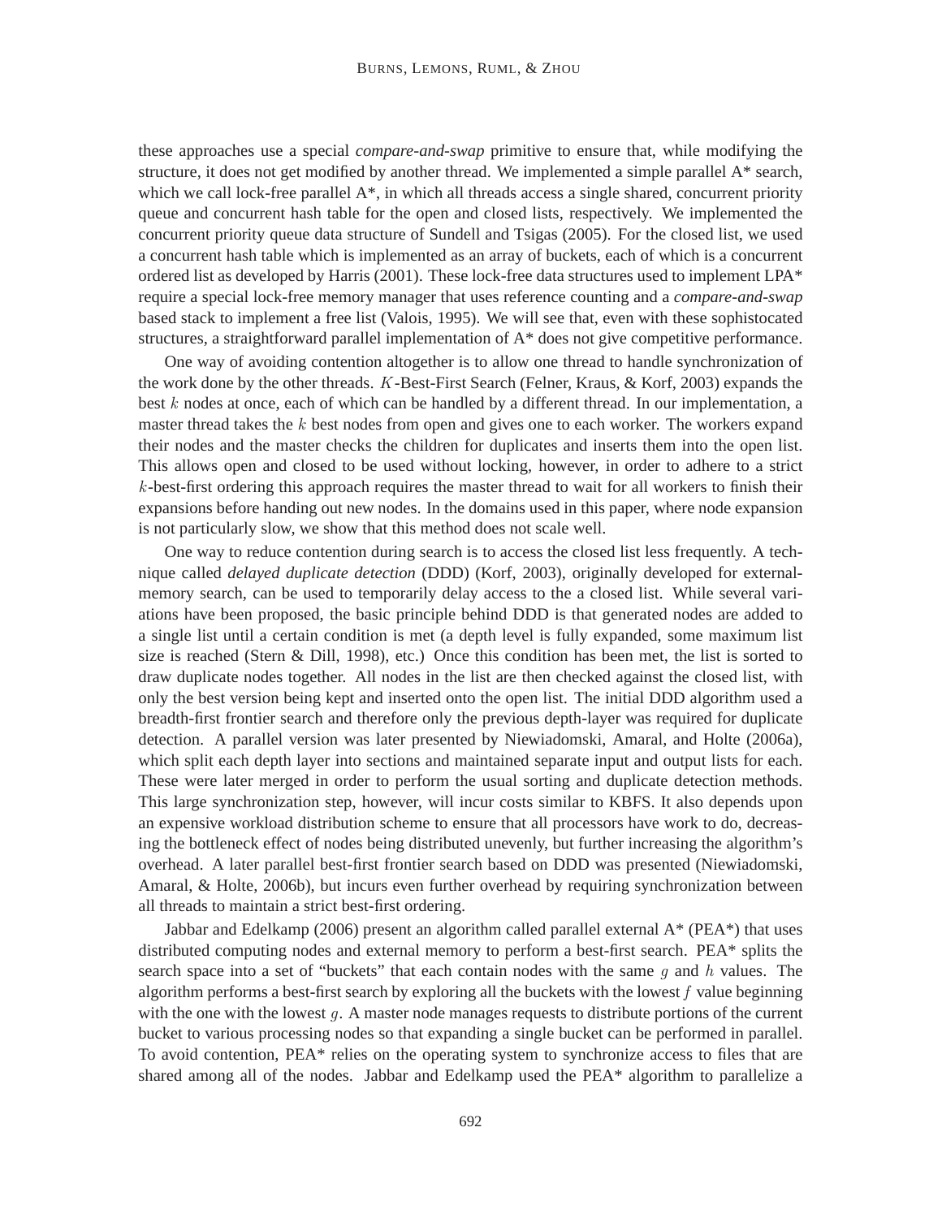these approaches use a special *compare-and-swap* primitive to ensure that, while modifying the structure, it does not get modified by another thread. We implemented a simple parallel A* search, which we call lock-free parallel A*, in which all threads access a single shared, concurrent priority queue and concurrent hash table for the open and closed lists, respectively. We implemented the concurrent priority queue data structure of Sundell and Tsigas (2005). For the closed list, we used a concurrent hash table which is implemented as an array of buckets, each of which is a concurrent ordered list as developed by Harris (2001). These lock-free data structures used to implement LPA* require a special lock-free memory manager that uses reference counting and a *compare-and-swap* based stack to implement a free list (Valois, 1995). We will see that, even with these sophistocated structures, a straightforward parallel implementation of A* does not give competitive performance.

One way of avoiding contention altogether is to allow one thread to handle synchronization of the work done by the other threads. $K$-Best-First Search (Felner, Kraus, & Korf, 2003) expands the best $k$ nodes at once, each of which can be handled by a different thread. In our implementation, a master thread takes the $k$ best nodes from open and gives one to each worker. The workers expand their nodes and the master checks the children for duplicates and inserts them into the open list. This allows open and closed to be used without locking, however, in order to adhere to a strict $k$-best-first ordering this approach requires the master thread to wait for all workers to finish their expansions before handing out new nodes. In the domains used in this paper, where node expansion is not particularly slow, we show that this method does not scale well.

One way to reduce contention during search is to access the closed list less frequently. A technique called *delayed duplicate detection* (DDD) (Korf, 2003), originally developed for external-memory search, can be used to temporarily delay access to the a closed list. While several variations have been proposed, the basic principle behind DDD is that generated nodes are added to a single list until a certain condition is met (a depth level is fully expanded, some maximum list size is reached (Stern & Dill, 1998), etc.) Once this condition has been met, the list is sorted to draw duplicate nodes together. All nodes in the list are then checked against the closed list, with only the best version being kept and inserted onto the open list. The initial DDD algorithm used a breadth-first frontier search and therefore only the previous depth-layer was required for duplicate detection. A parallel version was later presented by Niewiadomski, Amaral, and Holte (2006a), which split each depth layer into sections and maintained separate input and output lists for each. These were later merged in order to perform the usual sorting and duplicate detection methods. This large synchronization step, however, will incur costs similar to KBFS. It also depends upon an expensive workload distribution scheme to ensure that all processors have work to do, decreasing the bottleneck effect of nodes being distributed unevenly, but further increasing the algorithm's overhead. A later parallel best-first frontier search based on DDD was presented (Niewiadomski, Amaral, & Holte, 2006b), but incurs even further overhead by requiring synchronization between all threads to maintain a strict best-first ordering.

Jabbar and Edelkamp (2006) present an algorithm called parallel external A* (PEA*) that uses distributed computing nodes and external memory to perform a best-first search. PEA* splits the search space into a set of "buckets" that each contain nodes with the same $g$ and $h$ values. The algorithm performs a best-first search by exploring all the buckets with the lowest $f$ value beginning with the one with the lowest $g$. A master node manages requests to distribute portions of the current bucket to various processing nodes so that expanding a single bucket can be performed in parallel. To avoid contention, PEA* relies on the operating system to synchronize access to files that are shared among all of the nodes. Jabbar and Edelkamp used the PEA* algorithm to parallelize a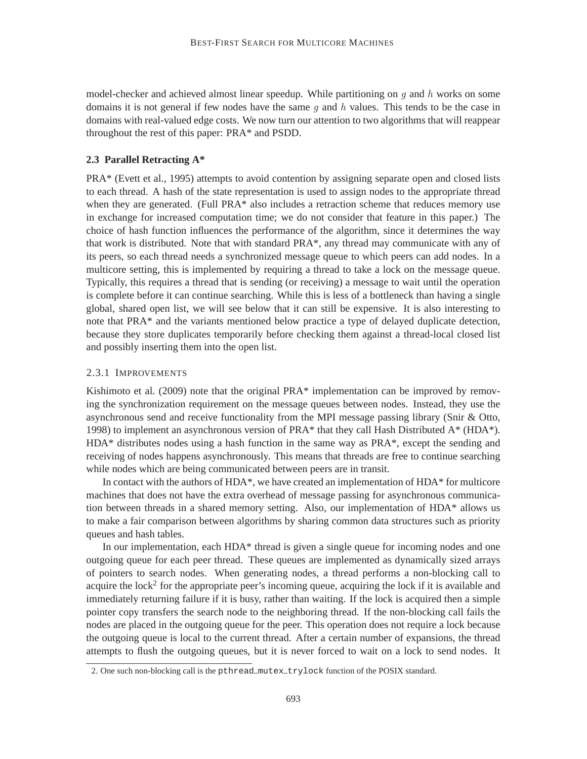model-checker and achieved almost linear speedup. While partitioning on $g$ and $h$ works on some domains it is not general if few nodes have the same $g$ and $h$ values. This tends to be the case in domains with real-valued edge costs. We now turn our attention to two algorithms that will reappear throughout the rest of this paper: PRA* and PSDD.

### 2.3 Parallel Retracting A*

PRA* (Evett et al., 1995) attempts to avoid contention by assigning separate open and closed lists to each thread. A hash of the state representation is used to assign nodes to the appropriate thread when they are generated. (Full PRA* also includes a retraction scheme that reduces memory use in exchange for increased computation time; we do not consider that feature in this paper.) The choice of hash function influences the performance of the algorithm, since it determines the way that work is distributed. Note that with standard PRA*, any thread may communicate with any of its peers, so each thread needs a synchronized message queue to which peers can add nodes. In a multicore setting, this is implemented by requiring a thread to take a lock on the message queue. Typically, this requires a thread that is sending (or receiving) a message to wait until the operation is complete before it can continue searching. While this is less of a bottleneck than having a single global, shared open list, we will see below that it can still be expensive. It is also interesting to note that PRA* and the variants mentioned below practice a type of delayed duplicate detection, because they store duplicates temporarily before checking them against a thread-local closed list and possibly inserting them into the open list.

#### 2.3.1 Improvements

Kishimoto et al. (2009) note that the original PRA* implementation can be improved by removing the synchronization requirement on the message queues between nodes. Instead, they use the asynchronous send and receive functionality from the MPI message passing library (Snir & Otto, 1998) to implement an asynchronous version of PRA* that they call Hash Distributed A* (HDA*). HDA* distributes nodes using a hash function in the same way as PRA*, except the sending and receiving of nodes happens asynchronously. This means that threads are free to continue searching while nodes which are being communicated between peers are in transit.

In contact with the authors of HDA*, we have created an implementation of HDA* for multicore machines that does not have the extra overhead of message passing for asynchronous communication between threads in a shared memory setting. Also, our implementation of HDA* allows us to make a fair comparison between algorithms by sharing common data structures such as priority queues and hash tables.

In our implementation, each HDA* thread is given a single queue for incoming nodes and one outgoing queue for each peer thread. These queues are implemented as dynamically sized arrays of pointers to search nodes. When generating nodes, a thread performs a non-blocking call to acquire the lock[2] for the appropriate peer's incoming queue, acquiring the lock if it is available and immediately returning failure if it is busy, rather than waiting. If the lock is acquired then a simple pointer copy transfers the search node to the neighboring thread. If the non-blocking call fails the nodes are placed in the outgoing queue for the peer. This operation does not require a lock because the outgoing queue is local to the current thread. After a certain number of expansions, the thread attempts to flush the outgoing queues, but it is never forced to wait on a lock to send nodes. It

2. One such non-blocking call is the `pthread_mutex_trylock` function of the POSIX standard.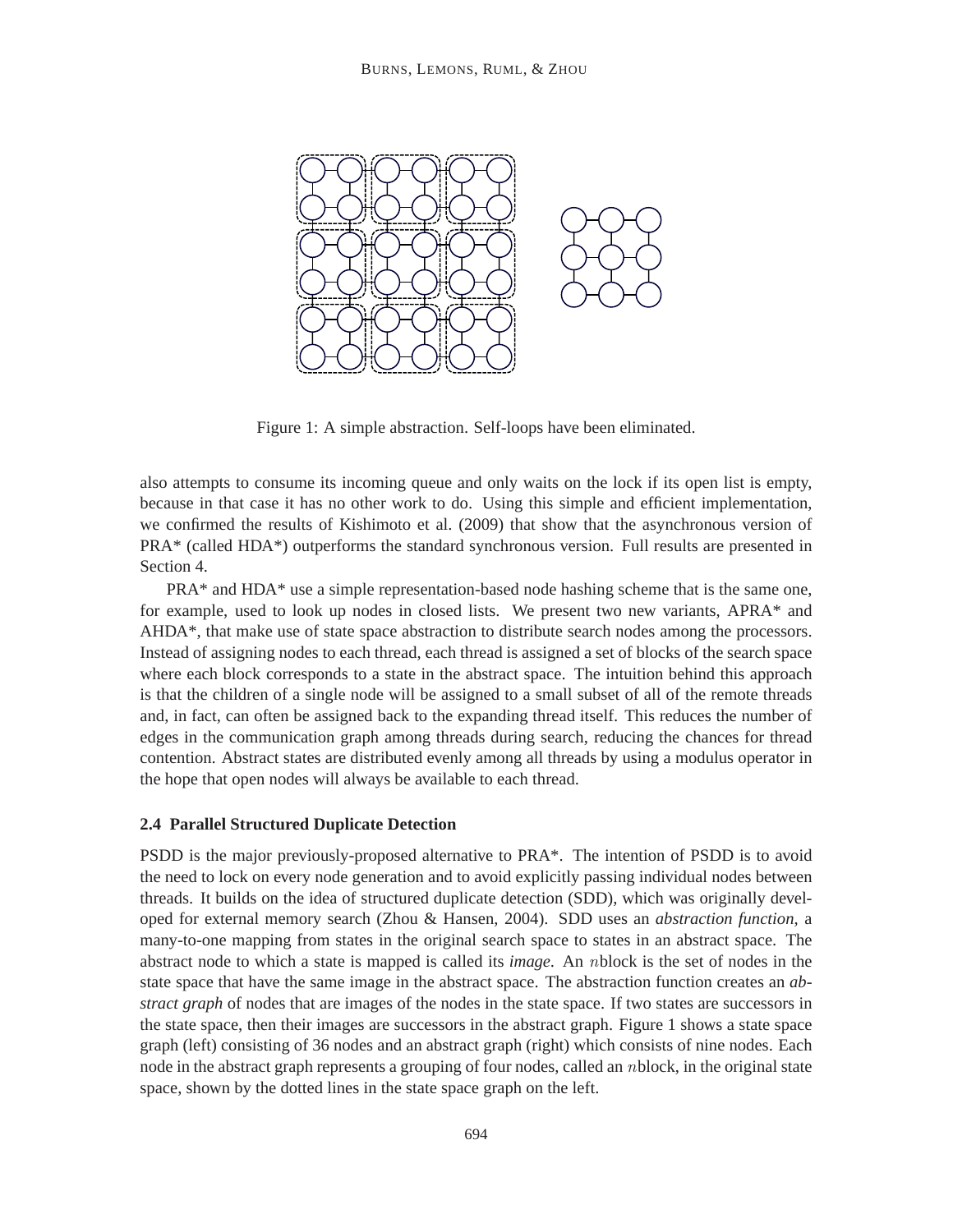Figure 1: A simple abstraction. Self-loops have been eliminated.

also attempts to consume its incoming queue and only waits on the lock if its open list is empty, because in that case it has no other work to do. Using this simple and efficient implementation, we confirmed the results of Kishimoto et al. (2009) that show that the asynchronous version of PRA* (called HDA*) outperforms the standard synchronous version. Full results are presented in Section 4.

PRA* and HDA* use a simple representation-based node hashing scheme that is the same one, for example, used to look up nodes in closed lists. We present two new variants, APRA* and AHDA*, that make use of state space abstraction to distribute search nodes among the processors. Instead of assigning nodes to each thread, each thread is assigned a set of blocks of the search space where each block corresponds to a state in the abstract space. The intuition behind this approach is that the children of a single node will be assigned to a small subset of all of the remote threads and, in fact, can often be assigned back to the expanding thread itself. This reduces the number of edges in the communication graph among threads during search, reducing the chances for thread contention. Abstract states are distributed evenly among all threads by using a modulus operator in the hope that open nodes will always be available to each thread.

### 2.4 Parallel Structured Duplicate Detection

PSDD is the major previously-proposed alternative to PRA*. The intention of PSDD is to avoid the need to lock on every node generation and to avoid explicitly passing individual nodes between threads. It builds on the idea of structured duplicate detection (SDD), which was originally developed for external memory search (Zhou & Hansen, 2004). SDD uses an *abstraction function*, a many-to-one mapping from states in the original search space to states in an abstract space. The abstract node to which a state is mapped is called its *image*. An $n$block is the set of nodes in the state space that have the same image in the abstract space. The abstraction function creates an *abstract graph* of nodes that are images of the nodes in the state space. If two states are successors in the state space, then their images are successors in the abstract graph. Figure 1 shows a state space graph (left) consisting of 36 nodes and an abstract graph (right) which consists of nine nodes. Each node in the abstract graph represents a grouping of four nodes, called an $n$block, in the original state space, shown by the dotted lines in the state space graph on the left.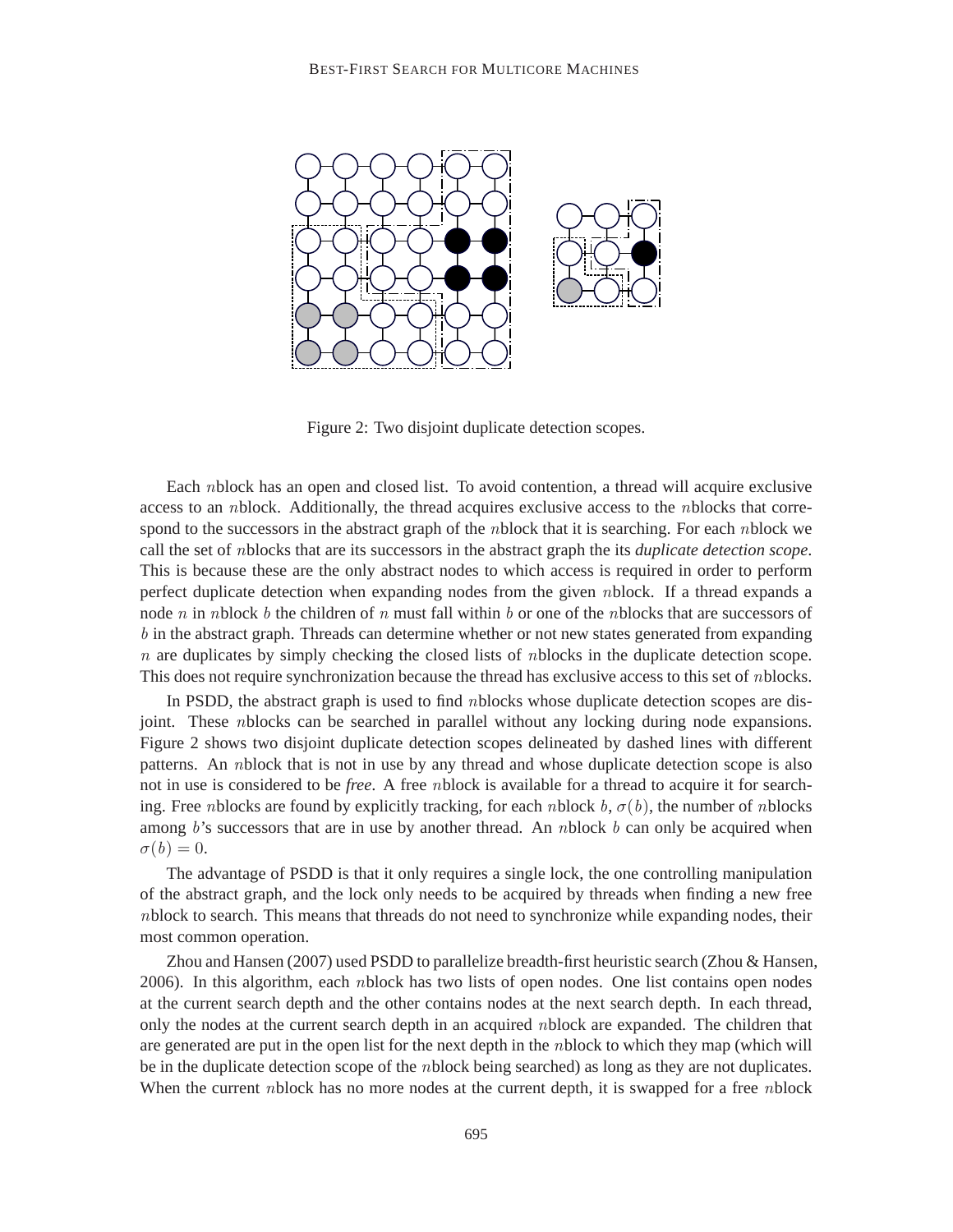Figure 2: Two disjoint duplicate detection scopes.

Each $n$block has an open and closed list. To avoid contention, a thread will acquire exclusive access to an $n$block. Additionally, the thread acquires exclusive access to the $n$blocks that correspond to the successors in the abstract graph of the $n$block that it is searching. For each $n$block we call the set of $n$blocks that are its successors in the abstract graph the its *duplicate detection scope*. This is because these are the only abstract nodes to which access is required in order to perform perfect duplicate detection when expanding nodes from the given $n$block. If a thread expands a node $n$ in $n$block $b$ the children of $n$ must fall within $b$ or one of the $n$blocks that are successors of $b$ in the abstract graph. Threads can determine whether or not new states generated from expanding $n$ are duplicates by simply checking the closed lists of $n$blocks in the duplicate detection scope. This does not require synchronization because the thread has exclusive access to this set of $n$blocks.

In PSDD, the abstract graph is used to find $n$blocks whose duplicate detection scopes are disjoint. These $n$blocks can be searched in parallel without any locking during node expansions. Figure 2 shows two disjoint duplicate detection scopes delineated by dashed lines with different patterns. An $n$block that is not in use by any thread and whose duplicate detection scope is also not in use is considered to be *free*. A free $n$block is available for a thread to acquire it for searching. Free $n$blocks are found by explicitly tracking, for each $n$block $b$, $\sigma(b)$, the number of $n$blocks among $b$'s successors that are in use by another thread. An $n$block $b$ can only be acquired when $\sigma(b) = 0$.

The advantage of PSDD is that it only requires a single lock, the one controlling manipulation of the abstract graph, and the lock only needs to be acquired by threads when finding a new free $n$block to search. This means that threads do not need to synchronize while expanding nodes, their most common operation.

Zhou and Hansen (2007) used PSDD to parallelize breadth-first heuristic search (Zhou & Hansen, 2006). In this algorithm, each $n$block has two lists of open nodes. One list contains open nodes at the current search depth and the other contains nodes at the next search depth. In each thread, only the nodes at the current search depth in an acquired $n$block are expanded. The children that are generated are put in the open list for the next depth in the $n$block to which they map (which will be in the duplicate detection scope of the $n$block being searched) as long as they are not duplicates. When the current $n$block has no more nodes at the current depth, it is swapped for a free $n$block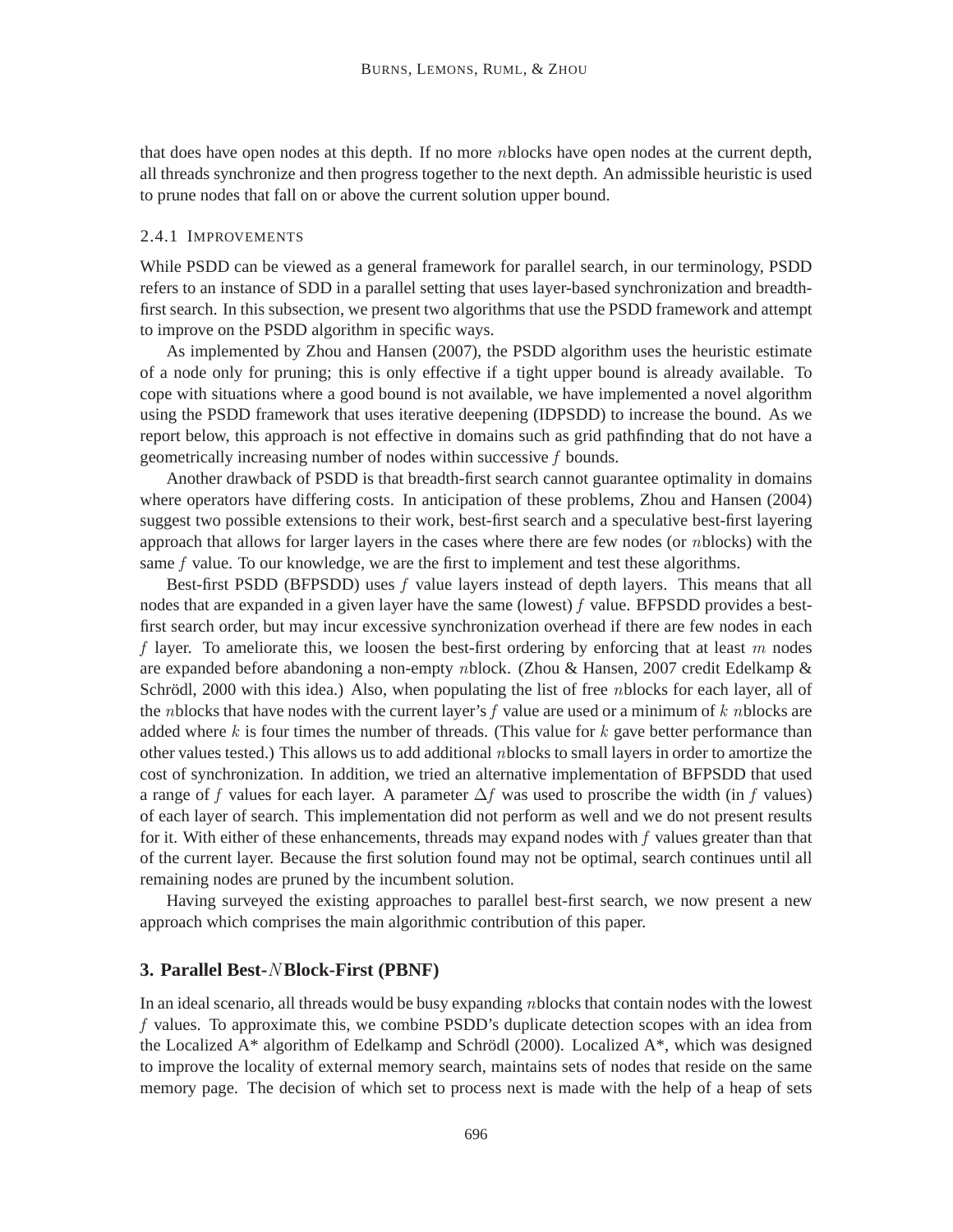that does have open nodes at this depth. If no more $n$blocks have open nodes at the current depth, all threads synchronize and then progress together to the next depth. An admissible heuristic is used to prune nodes that fall on or above the current solution upper bound.

#### 2.4.1 Improvements

While PSDD can be viewed as a general framework for parallel search, in our terminology, PSDD refers to an instance of SDD in a parallel setting that uses layer-based synchronization and breadth-first search. In this subsection, we present two algorithms that use the PSDD framework and attempt to improve on the PSDD algorithm in specific ways.

As implemented by Zhou and Hansen (2007), the PSDD algorithm uses the heuristic estimate of a node only for pruning; this is only effective if a tight upper bound is already available. To cope with situations where a good bound is not available, we have implemented a novel algorithm using the PSDD framework that uses iterative deepening (IDPSDD) to increase the bound. As we report below, this approach is not effective in domains such as grid pathfinding that do not have a geometrically increasing number of nodes within successive $f$ bounds.

Another drawback of PSDD is that breadth-first search cannot guarantee optimality in domains where operators have differing costs. In anticipation of these problems, Zhou and Hansen (2004) suggest two possible extensions to their work, best-first search and a speculative best-first layering approach that allows for larger layers in the cases where there are few nodes (or $n$blocks) with the same $f$ value. To our knowledge, we are the first to implement and test these algorithms.

Best-first PSDD (BFPSDD) uses $f$ value layers instead of depth layers. This means that all nodes that are expanded in a given layer have the same (lowest) $f$ value. BFPSDD provides a best-first search order, but may incur excessive synchronization overhead if there are few nodes in each $f$ layer. To ameliorate this, we loosen the best-first ordering by enforcing that at least $m$ nodes are expanded before abandoning a non-empty $n$block. (Zhou & Hansen, 2007 credit Edelkamp & Schrödl, 2000 with this idea.) Also, when populating the list of free $n$blocks for each layer, all of the $n$blocks that have nodes with the current layer's $f$ value are used or a minimum of $k$ $n$blocks are added where $k$ is four times the number of threads. (This value for $k$ gave better performance than other values tested.) This allows us to add additional $n$blocks to small layers in order to amortize the cost of synchronization. In addition, we tried an alternative implementation of BFPSDD that used a range of $f$ values for each layer. A parameter $\Delta f$ was used to proscribe the width (in $f$ values) of each layer of search. This implementation did not perform as well and we do not present results for it. With either of these enhancements, threads may expand nodes with $f$ values greater than that of the current layer. Because the first solution found may not be optimal, search continues until all remaining nodes are pruned by the incumbent solution.

Having surveyed the existing approaches to parallel best-first search, we now present a new approach which comprises the main algorithmic contribution of this paper.

## 3. Parallel Best-$N$Block-First (PBNF)

In an ideal scenario, all threads would be busy expanding $n$blocks that contain nodes with the lowest $f$ values. To approximate this, we combine PSDD's duplicate detection scopes with an idea from the Localized A* algorithm of Edelkamp and Schrödl (2000). Localized A*, which was designed to improve the locality of external memory search, maintains sets of nodes that reside on the same memory page. The decision of which set to process next is made with the help of a heap of sets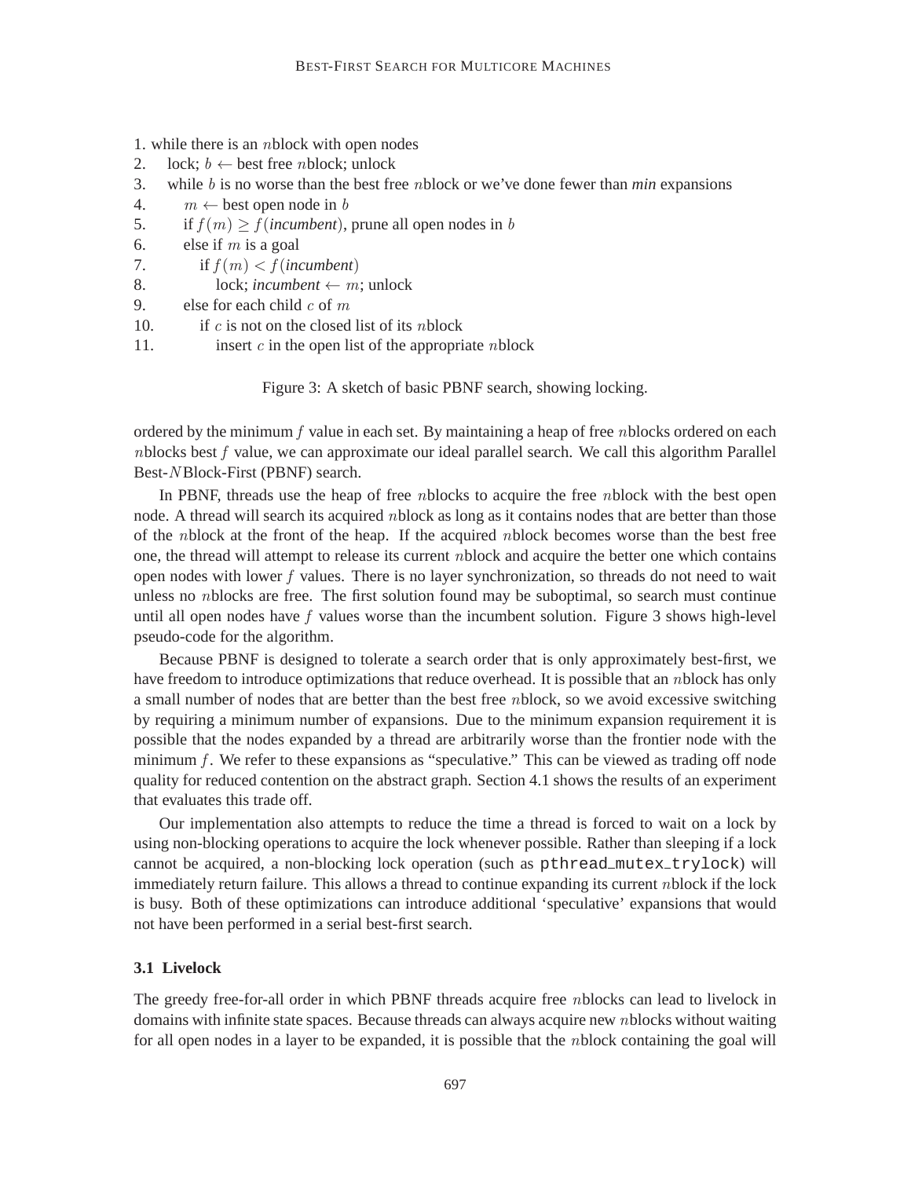```
1. while there is an nblock with open nodes
2.    lock; b ← best free nblock; unlock
3.    while b is no worse than the best free nblock or we've done fewer than min expansions
4.       m ← best open node in b
5.       if f(m) ≥ f(incumbent), prune all open nodes in b
6.       else if m is a goal
7.          if f(m) < f(incumbent)
8.             lock; incumbent ← m; unlock
9.       else for each child c of m
10.         if c is not on the closed list of its nblock
11.            insert c in the open list of the appropriate nblock
```

Figure 3: A sketch of basic PBNF search, showing locking.

ordered by the minimum $f$ value in each set. By maintaining a heap of free $n$blocks ordered on each $n$blocks best $f$ value, we can approximate our ideal parallel search. We call this algorithm Parallel Best-$N$Block-First (PBNF) search.

In PBNF, threads use the heap of free $n$blocks to acquire the free $n$block with the best open node. A thread will search its acquired $n$block as long as it contains nodes that are better than those of the $n$block at the front of the heap. If the acquired $n$block becomes worse than the best free one, the thread will attempt to release its current $n$block and acquire the better one which contains open nodes with lower $f$ values. There is no layer synchronization, so threads do not need to wait unless no $n$blocks are free. The first solution found may be suboptimal, so search must continue until all open nodes have $f$ values worse than the incumbent solution. Figure 3 shows high-level pseudo-code for the algorithm.

Because PBNF is designed to tolerate a search order that is only approximately best-first, we have freedom to introduce optimizations that reduce overhead. It is possible that an $n$block has only a small number of nodes that are better than the best free $n$block, so we avoid excessive switching by requiring a minimum number of expansions. Due to the minimum expansion requirement it is possible that the nodes expanded by a thread are arbitrarily worse than the frontier node with the minimum $f$. We refer to these expansions as "speculative." This can be viewed as trading off node quality for reduced contention on the abstract graph. Section 4.1 shows the results of an experiment that evaluates this trade off.

Our implementation also attempts to reduce the time a thread is forced to wait on a lock by using non-blocking operations to acquire the lock whenever possible. Rather than sleeping if a lock cannot be acquired, a non-blocking lock operation (such as `pthread_mutex_trylock`) will immediately return failure. This allows a thread to continue expanding its current $n$block if the lock is busy. Both of these optimizations can introduce additional 'speculative' expansions that would not have been performed in a serial best-first search.

### 3.1 Livelock

The greedy free-for-all order in which PBNF threads acquire free $n$blocks can lead to livelock in domains with infinite state spaces. Because threads can always acquire new $n$blocks without waiting for all open nodes in a layer to be expanded, it is possible that the $n$block containing the goal will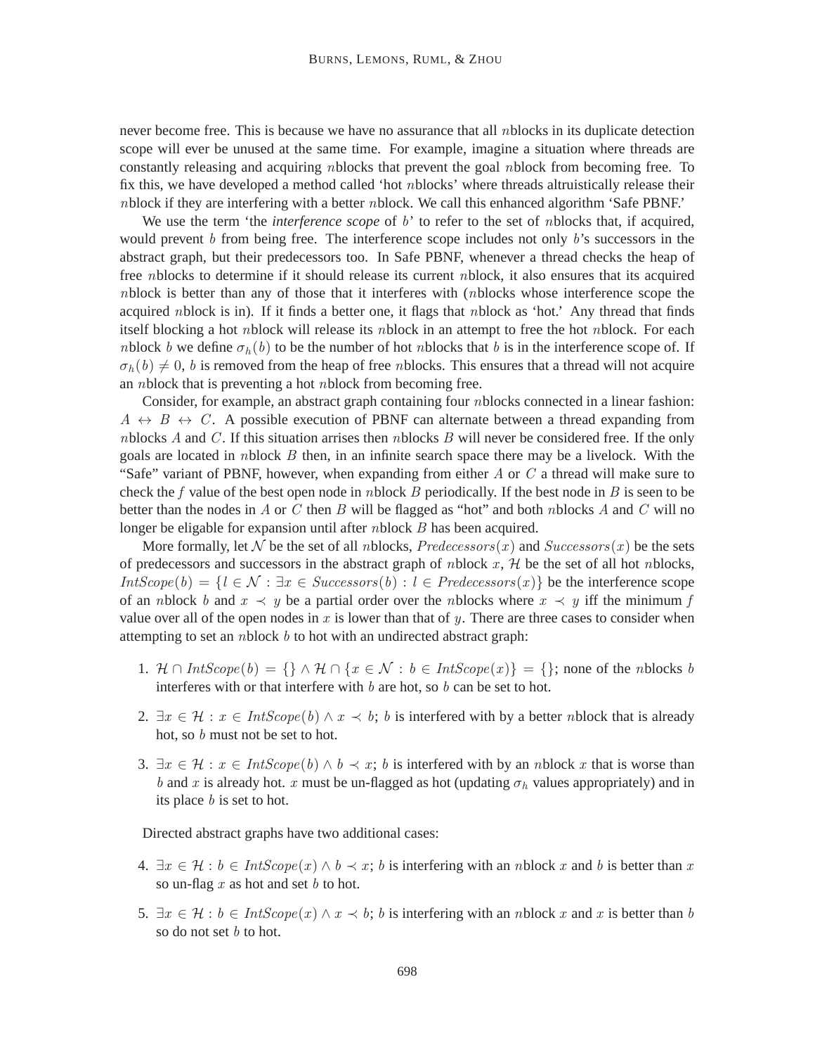never become free. This is because we have no assurance that all $n$blocks in its duplicate detection scope will ever be unused at the same time. For example, imagine a situation where threads are constantly releasing and acquiring $n$blocks that prevent the goal $n$block from becoming free. To fix this, we have developed a method called 'hot $n$blocks' where threads altruistically release their $n$block if they are interfering with a better $n$block. We call this enhanced algorithm 'Safe PBNF.'

We use the term 'the *interference scope* of $b$' to refer to the set of $n$blocks that, if acquired, would prevent $b$ from being free. The interference scope includes not only $b$'s successors in the abstract graph, but their predecessors too. In Safe PBNF, whenever a thread checks the heap of free $n$blocks to determine if it should release its current $n$block, it also ensures that its acquired $n$block is better than any of those that it interferes with ($n$blocks whose interference scope the acquired $n$block is in). If it finds a better one, it flags that $n$block as 'hot.' Any thread that finds itself blocking a hot $n$block will release its $n$block in an attempt to free the hot $n$block. For each $n$block $b$ we define $\sigma_h(b)$ to be the number of hot $n$blocks that $b$ is in the interference scope of. If $\sigma_h(b) \neq 0$, $b$ is removed from the heap of free $n$blocks. This ensures that a thread will not acquire an $n$block that is preventing a hot $n$block from becoming free.

Consider, for example, an abstract graph containing four $n$blocks connected in a linear fashion: $A \leftrightarrow B \leftrightarrow C$. A possible execution of PBNF can alternate between a thread expanding from $n$blocks $A$ and $C$. If this situation arises then $n$blocks $B$ will never be considered free. If the only goals are located in $n$block $B$ then, in an infinite search space there may be a livelock. With the "Safe" variant of PBNF, however, when expanding from either $A$ or $C$ a thread will make sure to check the $f$ value of the best open node in $n$block $B$ periodically. If the best node in $B$ is seen to be better than the nodes in $A$ or $C$ then $B$ will be flagged as "hot" and both $n$blocks $A$ and $C$ will no longer be eligable for expansion until after $n$block $B$ has been acquired.

More formally, let $\mathcal{N}$ be the set of all $n$blocks, $Predecessors(x)$ and $Successors(x)$ be the sets of predecessors and successors in the abstract graph of $n$block $x$, $\mathcal{H}$ be the set of all hot $n$blocks, $IntScope(b) = \{l \in \mathcal{N} : \exists x \in Successors(b) : l \in Predecessors(x)\}$ be the interference scope of an $n$block $b$ and $x \prec y$ be a partial order over the $n$blocks where $x \prec y$ iff the minimum $f$ value over all of the open nodes in $x$ is lower than that of $y$. There are three cases to consider when attempting to set an $n$block $b$ to hot with an undirected abstract graph:

1. $\mathcal{H} \cap IntScope(b) = \{\} \wedge \mathcal{H} \cap \{x \in \mathcal{N} : b \in IntScope(x)\} = \{\}$; none of the $n$blocks $b$ interferes with or that interfere with $b$ are hot, so $b$ can be set to hot.

2. $\exists x \in \mathcal{H} : x \in IntScope(b) \wedge x \prec b$; $b$ is interfered with by a better $n$block that is already hot, so $b$ must not be set to hot.

3. $\exists x \in \mathcal{H} : x \in IntScope(b) \wedge b \prec x$; $b$ is interfered with by an $n$block $x$ that is worse than $b$ and $x$ is already hot. $x$ must be un-flagged as hot (updating $\sigma_h$ values appropriately) and in its place $b$ is set to hot.

Directed abstract graphs have two additional cases:

4. $\exists x \in \mathcal{H} : b \in IntScope(x) \wedge b \prec x$; $b$ is interfering with an $n$block $x$ and $b$ is better than $x$ so un-flag $x$ as hot and set $b$ to hot.

5. $\exists x \in \mathcal{H} : b \in IntScope(x) \wedge x \prec b$; $b$ is interfering with an $n$block $x$ and $x$ is better than $b$ so do not set $b$ to hot.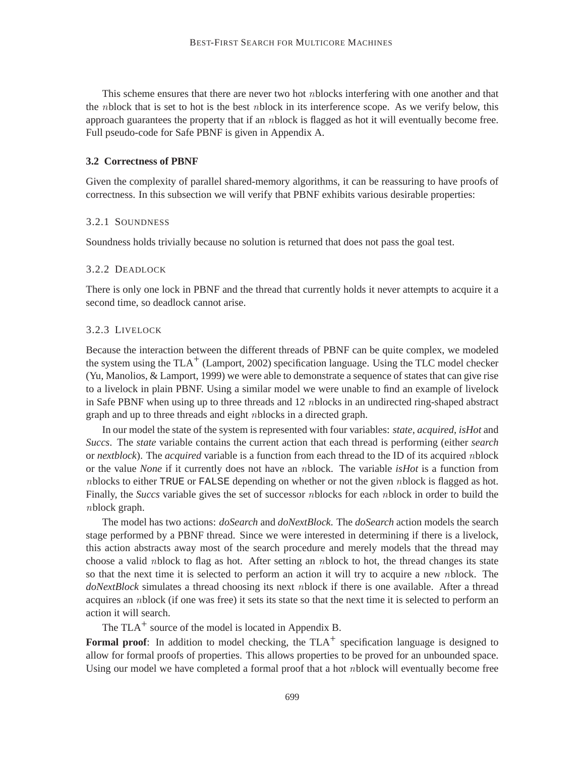This scheme ensures that there are never two hot $n$blocks interfering with one another and that the $n$block that is set to hot is the best $n$block in its interference scope. As we verify below, this approach guarantees the property that if an $n$block is flagged as hot it will eventually become free. Full pseudo-code for Safe PBNF is given in Appendix A.

### 3.2 Correctness of PBNF

Given the complexity of parallel shared-memory algorithms, it can be reassuring to have proofs of correctness. In this subsection we will verify that PBNF exhibits various desirable properties:

#### 3.2.1 Soundness

Soundness holds trivially because no solution is returned that does not pass the goal test.

#### 3.2.2 Deadlock

There is only one lock in PBNF and the thread that currently holds it never attempts to acquire it a second time, so deadlock cannot arise.

#### 3.2.3 Livelock

Because the interaction between the different threads of PBNF can be quite complex, we modeled the system using the TLA$^+$ (Lamport, 2002) specification language. Using the TLC model checker (Yu, Manolios, & Lamport, 1999) we were able to demonstrate a sequence of states that can give rise to a livelock in plain PBNF. Using a similar model we were unable to find an example of livelock in Safe PBNF when using up to three threads and 12 $n$blocks in an undirected ring-shaped abstract graph and up to three threads and eight $n$blocks in a directed graph.

In our model the state of the system is represented with four variables: *state*, *acquired*, *isHot* and *Succs*. The *state* variable contains the current action that each thread is performing (either *search* or *nextblock*). The *acquired* variable is a function from each thread to the ID of its acquired $n$block or the value *None* if it currently does not have an $n$block. The variable *isHot* is a function from $n$blocks to either TRUE or FALSE depending on whether or not the given $n$block is flagged as hot. Finally, the *Succs* variable gives the set of successor $n$blocks for each $n$block in order to build the $n$block graph.

The model has two actions: *doSearch* and *doNextBlock*. The *doSearch* action models the search stage performed by a PBNF thread. Since we were interested in determining if there is a livelock, this action abstracts away most of the search procedure and merely models that the thread may choose a valid $n$block to flag as hot. After setting an $n$block to hot, the thread changes its state so that the next time it is selected to perform an action it will try to acquire a new $n$block. The *doNextBlock* simulates a thread choosing its next $n$block if there is one available. After a thread acquires an $n$block (if one was free) it sets its state so that the next time it is selected to perform an action it will search.

The TLA$^+$ source of the model is located in Appendix B.

**Formal proof**: In addition to model checking, the TLA$^+$ specification language is designed to allow for formal proofs of properties. This allows properties to be proved for an unbounded space. Using our model we have completed a formal proof that a hot $n$block will eventually become free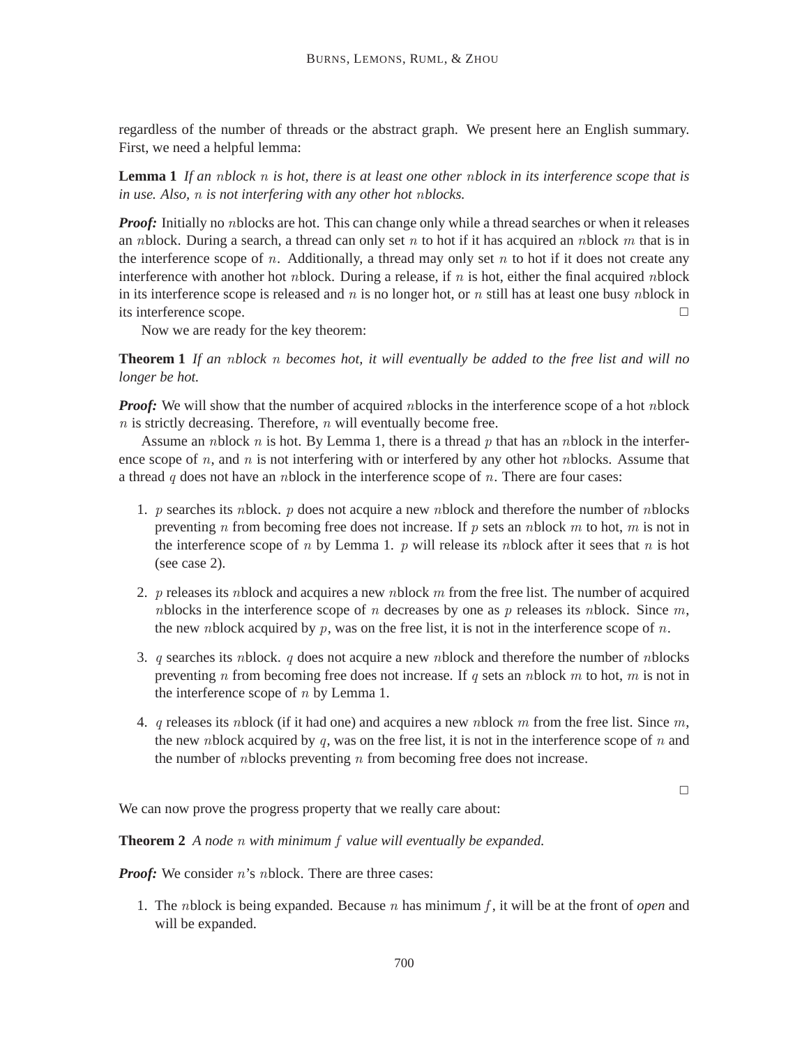regardless of the number of threads or the abstract graph. We present here an English summary. First, we need a helpful lemma:

**Lemma 1** *If an $n$block $n$ is hot, there is at least one other $n$block in its interference scope that is in use. Also, $n$ is not interfering with any other hot $n$blocks.*

***Proof:*** Initially no $n$blocks are hot. This can change only while a thread searches or when it releases an $n$block. During a search, a thread can only set $n$ to hot if it has acquired an $n$block $m$ that is in the interference scope of $n$. Additionally, a thread may only set $n$ to hot if it does not create any interference with another hot $n$block. During a release, if $n$ is hot, either the final acquired $n$block in its interference scope is released and $n$ is no longer hot, or $n$ still has at least one busy $n$block in its interference scope. □

Now we are ready for the key theorem:

**Theorem 1** *If an $n$block $n$ becomes hot, it will eventually be added to the free list and will no longer be hot.*

***Proof:*** We will show that the number of acquired $n$blocks in the interference scope of a hot $n$block $n$ is strictly decreasing. Therefore, $n$ will eventually become free.

Assume an $n$block $n$ is hot. By Lemma 1, there is a thread $p$ that has an $n$block in the interference scope of $n$, and $n$ is not interfering with or interfered by any other hot $n$blocks. Assume that a thread $q$ does not have an $n$block in the interference scope of $n$. There are four cases:

1. $p$ searches its $n$block. $p$ does not acquire a new $n$block and therefore the number of $n$blocks preventing $n$ from becoming free does not increase. If $p$ sets an $n$block $m$ to hot, $m$ is not in the interference scope of $n$ by Lemma 1. $p$ will release its $n$block after it sees that $n$ is hot (see case 2).

2. $p$ releases its $n$block and acquires a new $n$block $m$ from the free list. The number of acquired $n$blocks in the interference scope of $n$ decreases by one as $p$ releases its $n$block. Since $m$, the new $n$block acquired by $p$, was on the free list, it is not in the interference scope of $n$.

3. $q$ searches its $n$block. $q$ does not acquire a new $n$block and therefore the number of $n$blocks preventing $n$ from becoming free does not increase. If $q$ sets an $n$block $m$ to hot, $m$ is not in the interference scope of $n$ by Lemma 1.

4. $q$ releases its $n$block (if it had one) and acquires a new $n$block $m$ from the free list. Since $m$, the new $n$block acquired by $q$, was on the free list, it is not in the interference scope of $n$ and the number of $n$blocks preventing $n$ from becoming free does not increase.

□

We can now prove the progress property that we really care about:

**Theorem 2** *A node $n$ with minimum $f$ value will eventually be expanded.*

***Proof:*** We consider $n$'s $n$block. There are three cases:

1. The $n$block is being expanded. Because $n$ has minimum $f$, it will be at the front of *open* and will be expanded.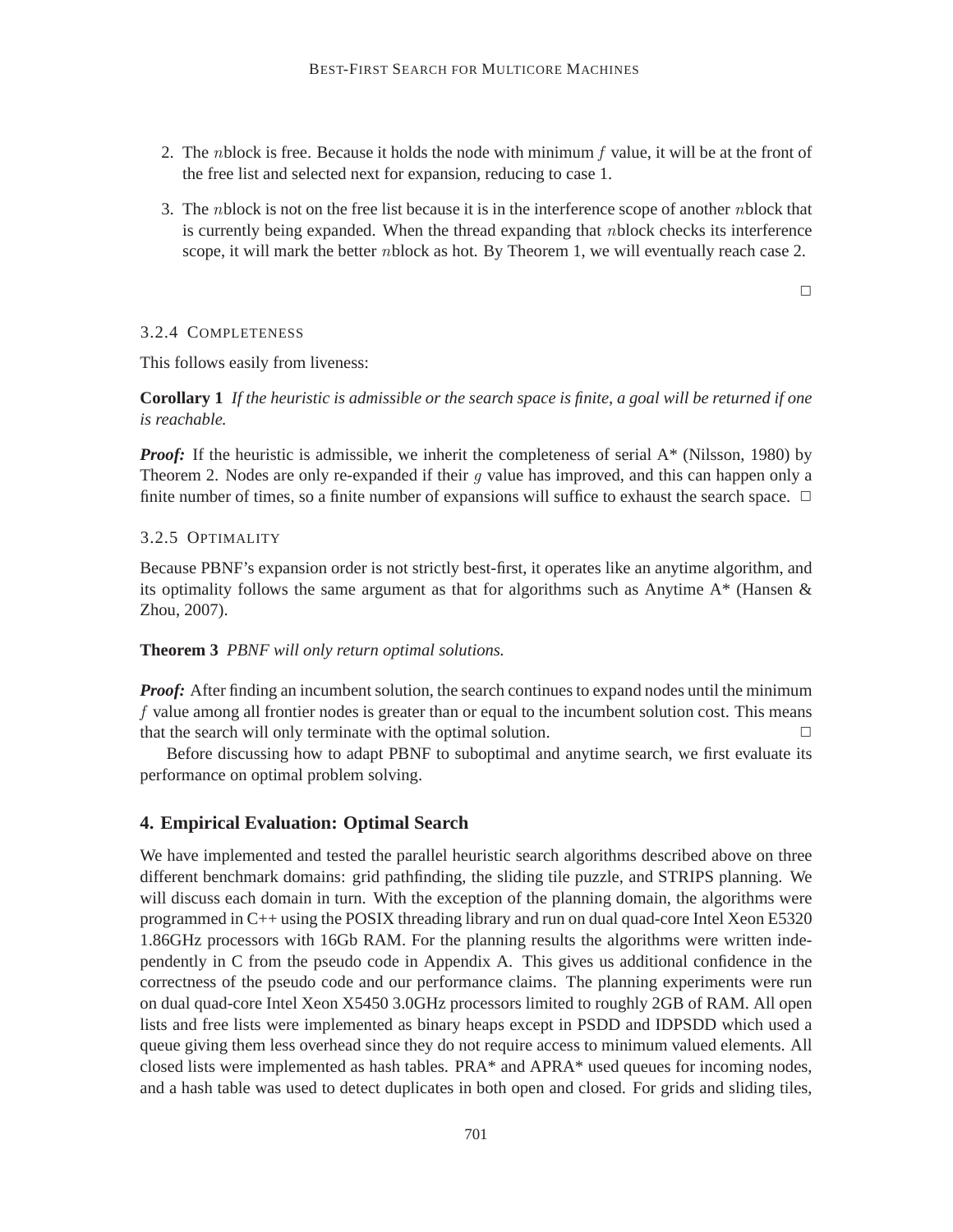2. The $n$block is free. Because it holds the node with minimum $f$ value, it will be at the front of the free list and selected next for expansion, reducing to case 1.

3. The $n$block is not on the free list because it is in the interference scope of another $n$block that is currently being expanded. When the thread expanding that $n$block checks its interference scope, it will mark the better $n$block as hot. By Theorem 1, we will eventually reach case 2.

□

### 3.2.4 Completeness

This follows easily from liveness:

**Corollary 1** *If the heuristic is admissible or the search space is finite, a goal will be returned if one is reachable.*

***Proof:*** If the heuristic is admissible, we inherit the completeness of serial A* (Nilsson, 1980) by Theorem 2. Nodes are only re-expanded if their $g$ value has improved, and this can happen only a finite number of times, so a finite number of expansions will suffice to exhaust the search space. □

### 3.2.5 Optimality

Because PBNF's expansion order is not strictly best-first, it operates like an anytime algorithm, and its optimality follows the same argument as that for algorithms such as Anytime A* (Hansen & Zhou, 2007).

**Theorem 3** *PBNF will only return optimal solutions.*

***Proof:*** After finding an incumbent solution, the search continues to expand nodes until the minimum $f$ value among all frontier nodes is greater than or equal to the incumbent solution cost. This means that the search will only terminate with the optimal solution. □

Before discussing how to adapt PBNF to suboptimal and anytime search, we first evaluate its performance on optimal problem solving.

## 4. Empirical Evaluation: Optimal Search

We have implemented and tested the parallel heuristic search algorithms described above on three different benchmark domains: grid pathfinding, the sliding tile puzzle, and STRIPS planning. We will discuss each domain in turn. With the exception of the planning domain, the algorithms were programmed in C++ using the POSIX threading library and run on dual quad-core Intel Xeon E5320 1.86GHz processors with 16Gb RAM. For the planning results the algorithms were written independently in C from the pseudo code in Appendix A. This gives us additional confidence in the correctness of the pseudo code and our performance claims. The planning experiments were run on dual quad-core Intel Xeon X5450 3.0GHz processors limited to roughly 2GB of RAM. All open lists and free lists were implemented as binary heaps except in PSDD and IDPSDD which used a queue giving them less overhead since they do not require access to minimum valued elements. All closed lists were implemented as hash tables. PRA* and APRA* used queues for incoming nodes, and a hash table was used to detect duplicates in both open and closed. For grids and sliding tiles,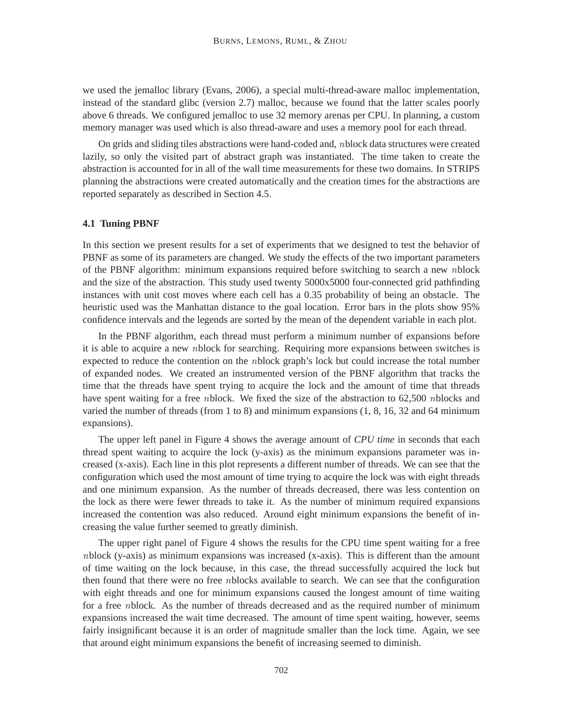we used the jemalloc library (Evans, 2006), a special multi-thread-aware malloc implementation, instead of the standard glibc (version 2.7) malloc, because we found that the latter scales poorly above 6 threads. We configured jemalloc to use 32 memory arenas per CPU. In planning, a custom memory manager was used which is also thread-aware and uses a memory pool for each thread.

On grids and sliding tiles abstractions were hand-coded and, $n$block data structures were created lazily, so only the visited part of abstract graph was instantiated. The time taken to create the abstraction is accounted for in all of the wall time measurements for these two domains. In STRIPS planning the abstractions were created automatically and the creation times for the abstractions are reported separately as described in Section 4.5.

### 4.1 Tuning PBNF

In this section we present results for a set of experiments that we designed to test the behavior of PBNF as some of its parameters are changed. We study the effects of the two important parameters of the PBNF algorithm: minimum expansions required before switching to search a new $n$block and the size of the abstraction. This study used twenty 5000x5000 four-connected grid pathfinding instances with unit cost moves where each cell has a 0.35 probability of being an obstacle. The heuristic used was the Manhattan distance to the goal location. Error bars in the plots show 95% confidence intervals and the legends are sorted by the mean of the dependent variable in each plot.

In the PBNF algorithm, each thread must perform a minimum number of expansions before it is able to acquire a new $n$block for searching. Requiring more expansions between switches is expected to reduce the contention on the $n$block graph's lock but could increase the total number of expanded nodes. We created an instrumented version of the PBNF algorithm that tracks the time that the threads have spent trying to acquire the lock and the amount of time that threads have spent waiting for a free $n$block. We fixed the size of the abstraction to 62,500 $n$blocks and varied the number of threads (from 1 to 8) and minimum expansions (1, 8, 16, 32 and 64 minimum expansions).

The upper left panel in Figure 4 shows the average amount of *CPU time* in seconds that each thread spent waiting to acquire the lock (y-axis) as the minimum expansions parameter was increased (x-axis). Each line in this plot represents a different number of threads. We can see that the configuration which used the most amount of time trying to acquire the lock was with eight threads and one minimum expansion. As the number of threads decreased, there was less contention on the lock as there were fewer threads to take it. As the number of minimum required expansions increased the contention was also reduced. Around eight minimum expansions the benefit of increasing the value further seemed to greatly diminish.

The upper right panel of Figure 4 shows the results for the CPU time spent waiting for a free $n$block (y-axis) as minimum expansions was increased (x-axis). This is different than the amount of time waiting on the lock because, in this case, the thread successfully acquired the lock but then found that there were no free $n$blocks available to search. We can see that the configuration with eight threads and one for minimum expansions caused the longest amount of time waiting for a free $n$block. As the number of threads decreased and as the required number of minimum expansions increased the wait time decreased. The amount of time spent waiting, however, seems fairly insignificant because it is an order of magnitude smaller than the lock time. Again, we see that around eight minimum expansions the benefit of increasing seemed to diminish.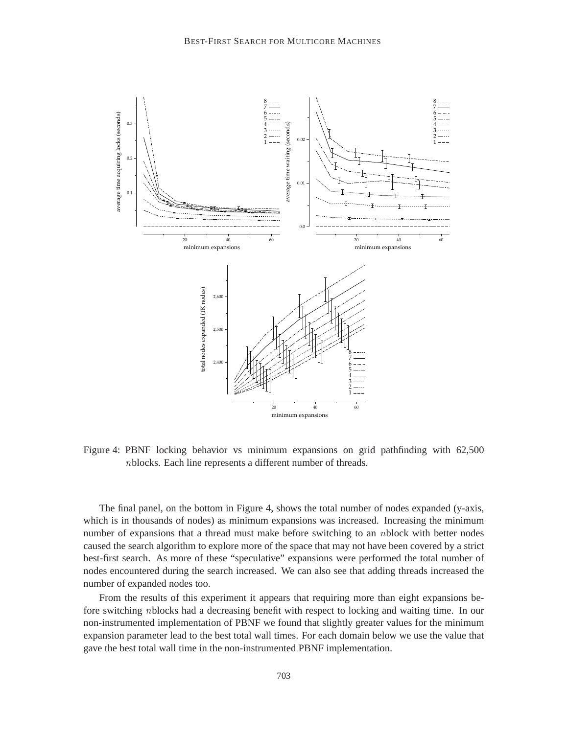Figure 4: PBNF locking behavior vs minimum expansions on grid pathfinding with 62,500 $n$blocks. Each line represents a different number of threads.

The final panel, on the bottom in Figure 4, shows the total number of nodes expanded (y-axis, which is in thousands of nodes) as minimum expansions was increased. Increasing the minimum number of expansions that a thread must make before switching to an $n$block with better nodes caused the search algorithm to explore more of the space that may not have been covered by a strict best-first search. As more of these "speculative" expansions were performed the total number of nodes encountered during the search increased. We can also see that adding threads increased the number of expanded nodes too.

From the results of this experiment it appears that requiring more than eight expansions before switching $n$blocks had a decreasing benefit with respect to locking and waiting time. In our non-instrumented implementation of PBNF we found that slightly greater values for the minimum expansion parameter lead to the best total wall times. For each domain below we use the value that gave the best total wall time in the non-instrumented PBNF implementation.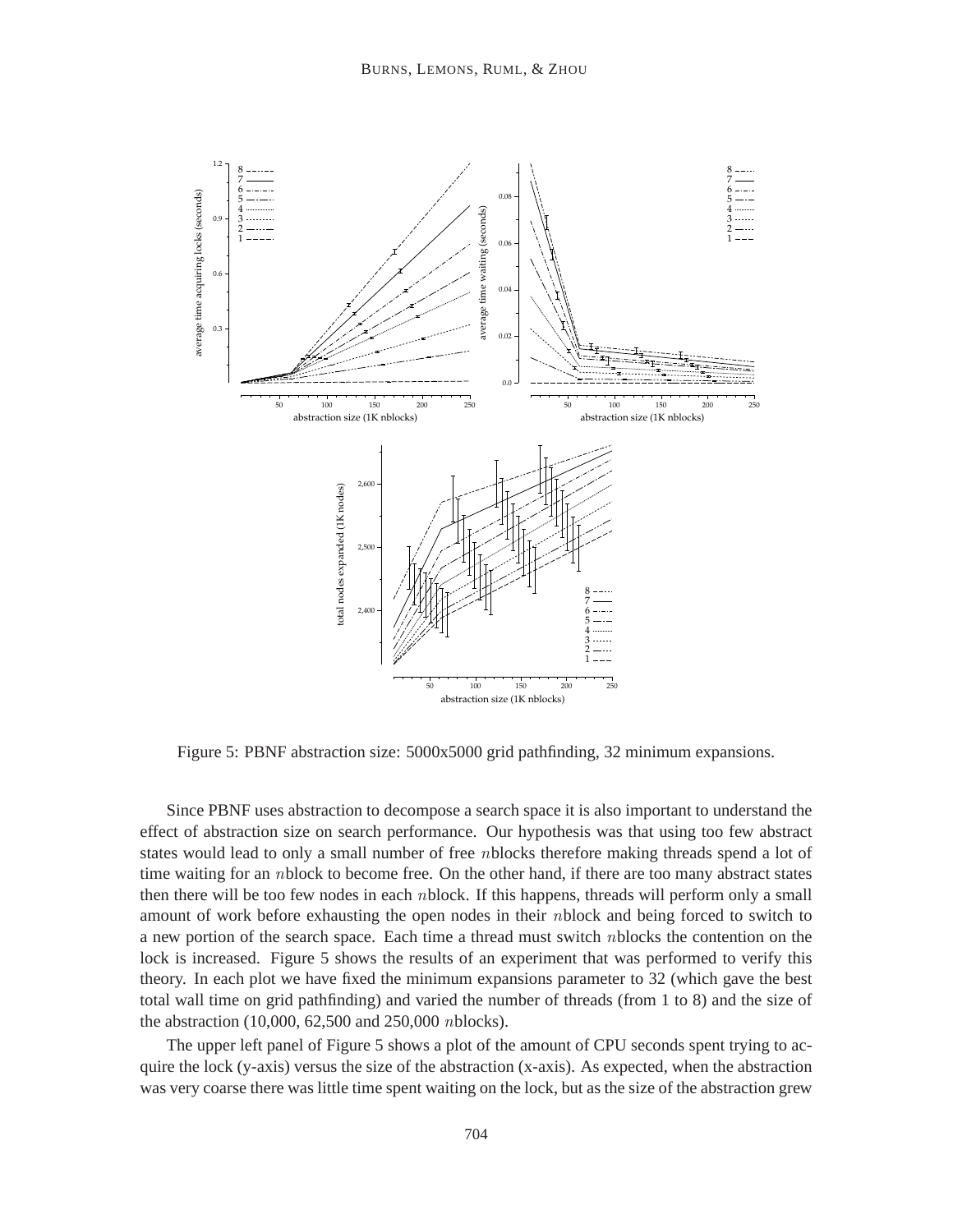Figure 5: PBNF abstraction size: 5000x5000 grid pathfinding, 32 minimum expansions.

Since PBNF uses abstraction to decompose a search space it is also important to understand the effect of abstraction size on search performance. Our hypothesis was that using too few abstract states would lead to only a small number of free $n$blocks therefore making threads spend a lot of time waiting for an $n$block to become free. On the other hand, if there are too many abstract states then there will be too few nodes in each $n$block. If this happens, threads will perform only a small amount of work before exhausting the open nodes in their $n$block and being forced to switch to a new portion of the search space. Each time a thread must switch $n$blocks the contention on the lock is increased. Figure 5 shows the results of an experiment that was performed to verify this theory. In each plot we have fixed the minimum expansions parameter to 32 (which gave the best total wall time on grid pathfinding) and varied the number of threads (from 1 to 8) and the size of the abstraction (10,000, 62,500 and 250,000 $n$blocks).

The upper left panel of Figure 5 shows a plot of the amount of CPU seconds spent trying to acquire the lock (y-axis) versus the size of the abstraction (x-axis). As expected, when the abstraction was very coarse there was little time spent waiting on the lock, but as the size of the abstraction grew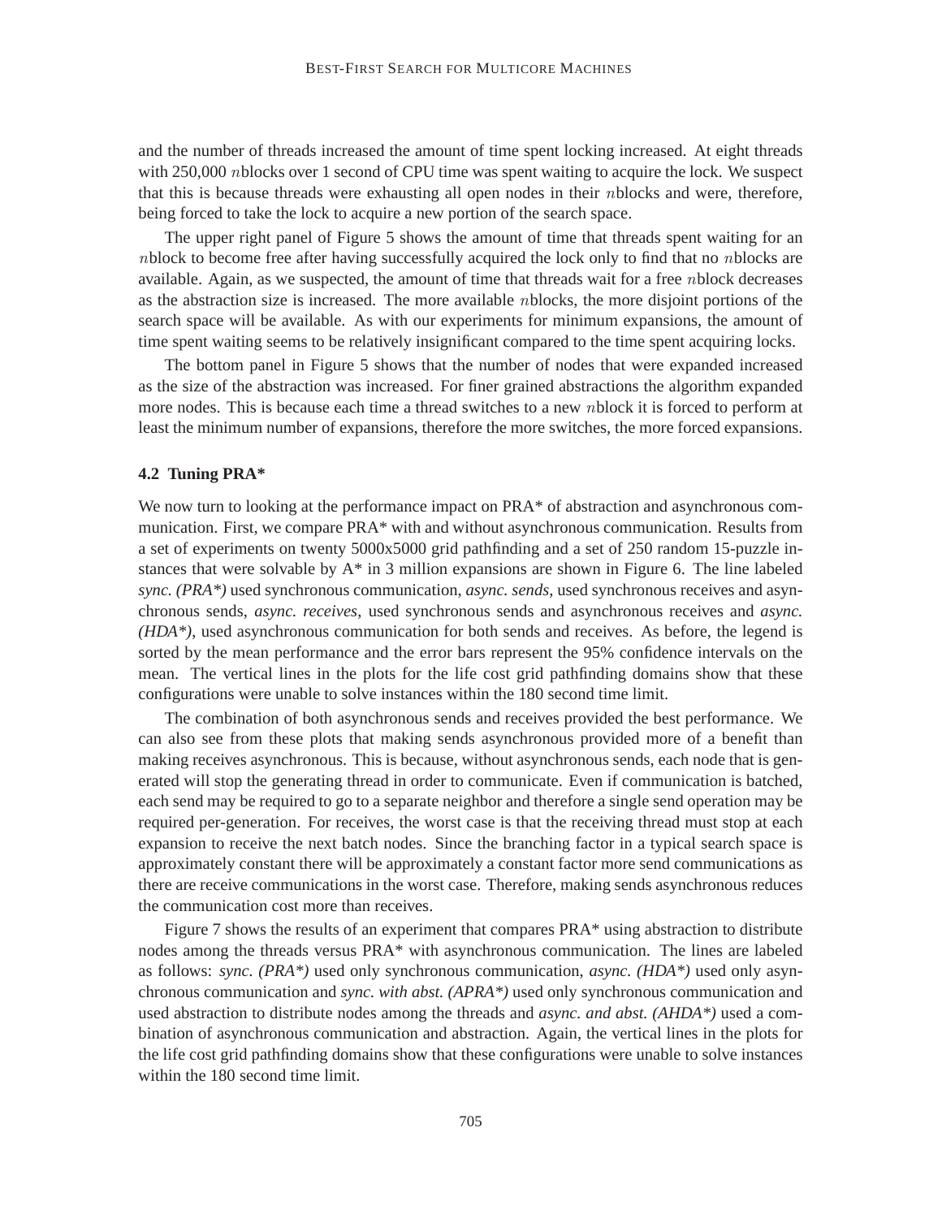and the number of threads increased the amount of time spent locking increased. At eight threads with 250,000 $n$blocks over 1 second of CPU time was spent waiting to acquire the lock. We suspect that this is because threads were exhausting all open nodes in their $n$blocks and were, therefore, being forced to take the lock to acquire a new portion of the search space.

The upper right panel of Figure 5 shows the amount of time that threads spent waiting for an $n$block to become free after having successfully acquired the lock only to find that no $n$blocks are available. Again, as we suspected, the amount of time that threads wait for a free $n$block decreases as the abstraction size is increased. The more available $n$blocks, the more disjoint portions of the search space will be available. As with our experiments for minimum expansions, the amount of time spent waiting seems to be relatively insignificant compared to the time spent acquiring locks.

The bottom panel in Figure 5 shows that the number of nodes that were expanded increased as the size of the abstraction was increased. For finer grained abstractions the algorithm expanded more nodes. This is because each time a thread switches to a new $n$block it is forced to perform at least the minimum number of expansions, therefore the more switches, the more forced expansions.

### 4.2 Tuning PRA*

We now turn to looking at the performance impact on PRA* of abstraction and asynchronous communication. First, we compare PRA* with and without asynchronous communication. Results from a set of experiments on twenty 5000x5000 grid pathfinding and a set of 250 random 15-puzzle instances that were solvable by A* in 3 million expansions are shown in Figure 6. The line labeled *sync. (PRA*)* used synchronous communication, *async. sends*, used synchronous receives and asynchronous sends, *async. receives*, used synchronous sends and asynchronous receives and *async. (HDA*)*, used asynchronous communication for both sends and receives. As before, the legend is sorted by the mean performance and the error bars represent the 95% confidence intervals on the mean. The vertical lines in the plots for the life cost grid pathfinding domains show that these configurations were unable to solve instances within the 180 second time limit.

The combination of both asynchronous sends and receives provided the best performance. We can also see from these plots that making sends asynchronous provided more of a benefit than making receives asynchronous. This is because, without asynchronous sends, each node that is generated will stop the generating thread in order to communicate. Even if communication is batched, each send may be required to go to a separate neighbor and therefore a single send operation may be required per-generation. For receives, the worst case is that the receiving thread must stop at each expansion to receive the next batch nodes. Since the branching factor in a typical search space is approximately constant there will be approximately a constant factor more send communications as there are receive communications in the worst case. Therefore, making sends asynchronous reduces the communication cost more than receives.

Figure 7 shows the results of an experiment that compares PRA* using abstraction to distribute nodes among the threads versus PRA* with asynchronous communication. The lines are labeled as follows: *sync. (PRA*)* used only synchronous communication, *async. (HDA*)* used only asynchronous communication and *sync. with abst. (APRA*)* used only synchronous communication and used abstraction to distribute nodes among the threads and *async. and abst. (AHDA*)* used a combination of asynchronous communication and abstraction. Again, the vertical lines in the plots for the life cost grid pathfinding domains show that these configurations were unable to solve instances within the 180 second time limit.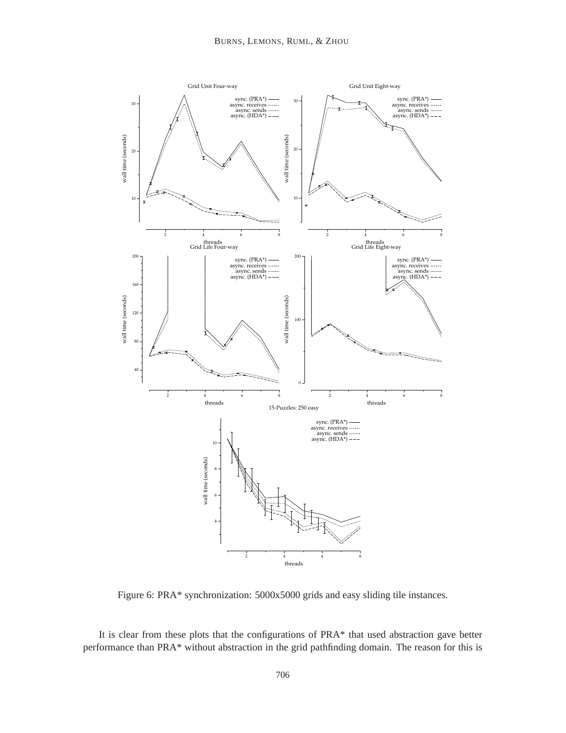Figure 6: PRA* synchronization: 5000x5000 grids and easy sliding tile instances.

It is clear from these plots that the configurations of PRA* that used abstraction gave better performance than PRA* without abstraction in the grid pathfinding domain. The reason for this is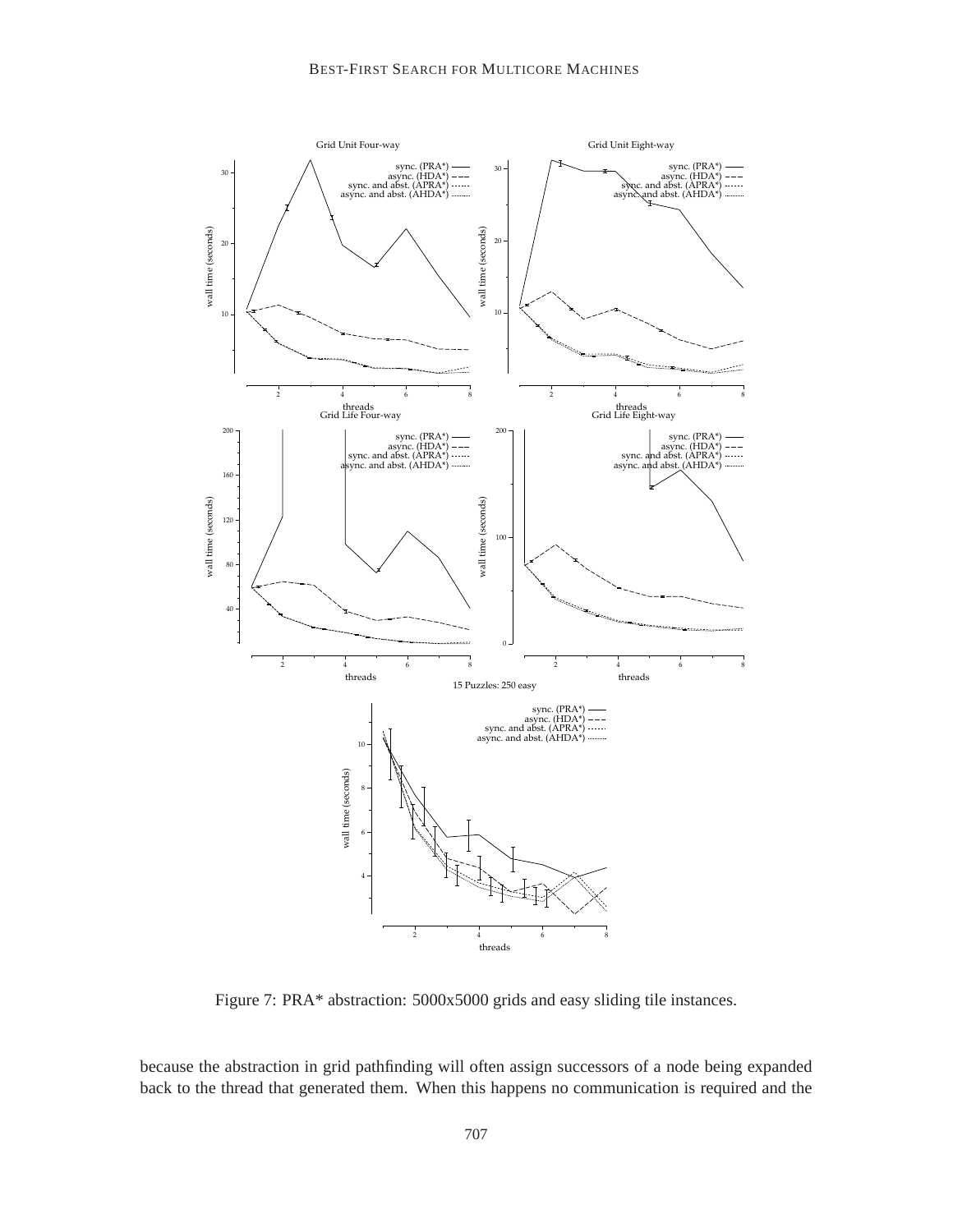Figure 7: PRA* abstraction: 5000x5000 grids and easy sliding tile instances.

because the abstraction in grid pathfinding will often assign successors of a node being expanded back to the thread that generated them. When this happens no communication is required and the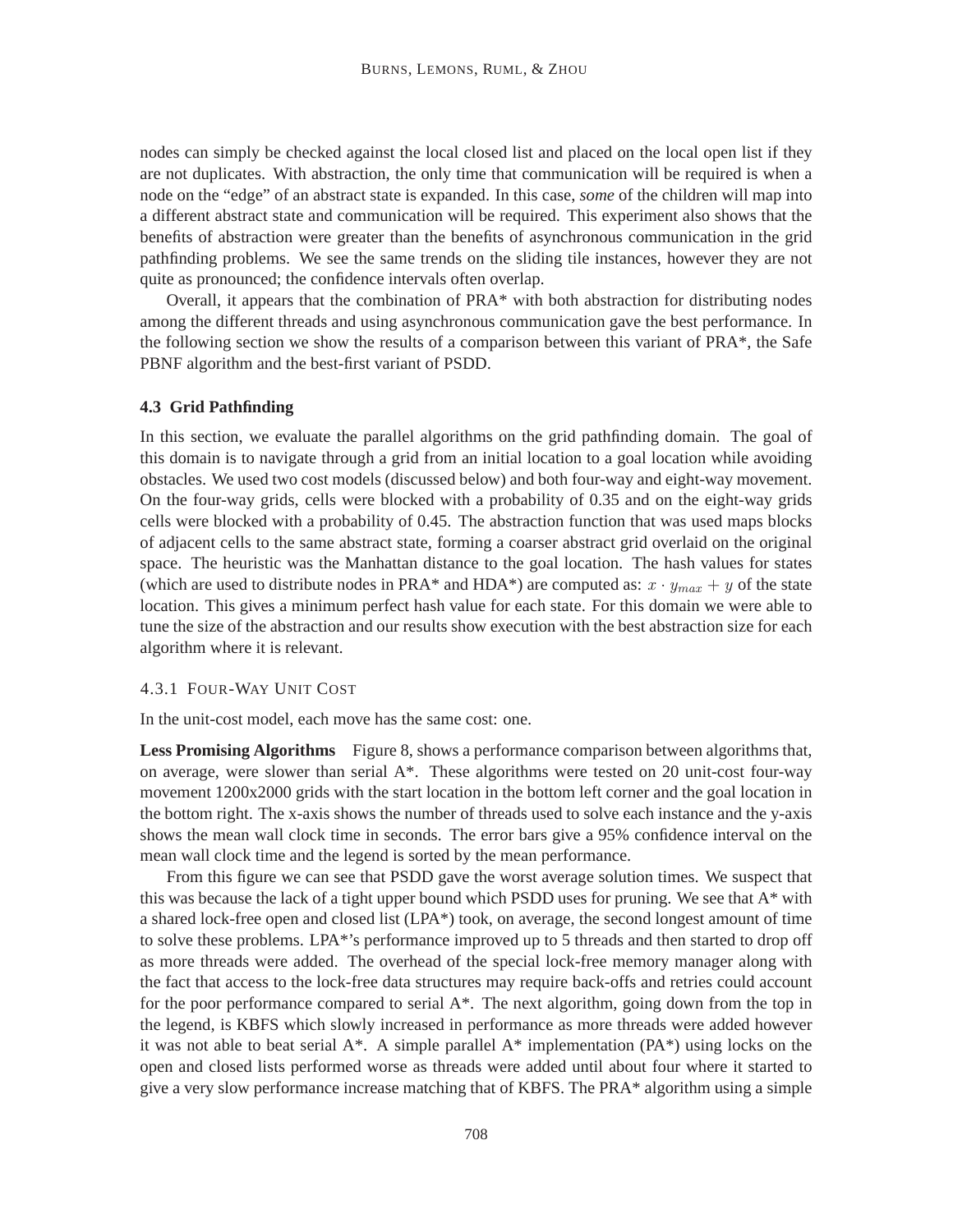nodes can simply be checked against the local closed list and placed on the local open list if they are not duplicates. With abstraction, the only time that communication will be required is when a node on the "edge" of an abstract state is expanded. In this case, *some* of the children will map into a different abstract state and communication will be required. This experiment also shows that the benefits of abstraction were greater than the benefits of asynchronous communication in the grid pathfinding problems. We see the same trends on the sliding tile instances, however they are not quite as pronounced; the confidence intervals often overlap.

Overall, it appears that the combination of PRA* with both abstraction for distributing nodes among the different threads and using asynchronous communication gave the best performance. In the following section we show the results of a comparison between this variant of PRA*, the Safe PBNF algorithm and the best-first variant of PSDD.

### 4.3 Grid Pathfinding

In this section, we evaluate the parallel algorithms on the grid pathfinding domain. The goal of this domain is to navigate through a grid from an initial location to a goal location while avoiding obstacles. We used two cost models (discussed below) and both four-way and eight-way movement. On the four-way grids, cells were blocked with a probability of 0.35 and on the eight-way grids cells were blocked with a probability of 0.45. The abstraction function that was used maps blocks of adjacent cells to the same abstract state, forming a coarser abstract grid overlaid on the original space. The heuristic was the Manhattan distance to the goal location. The hash values for states (which are used to distribute nodes in PRA* and HDA*) are computed as: $x \cdot y_{max} + y$ of the state location. This gives a minimum perfect hash value for each state. For this domain we were able to tune the size of the abstraction and our results show execution with the best abstraction size for each algorithm where it is relevant.

#### 4.3.1 Four-Way Unit Cost

In the unit-cost model, each move has the same cost: one.

**Less Promising Algorithms** Figure 8, shows a performance comparison between algorithms that, on average, were slower than serial A*. These algorithms were tested on 20 unit-cost four-way movement 1200x2000 grids with the start location in the bottom left corner and the goal location in the bottom right. The x-axis shows the number of threads used to solve each instance and the y-axis shows the mean wall clock time in seconds. The error bars give a 95% confidence interval on the mean wall clock time and the legend is sorted by the mean performance.

From this figure we can see that PSDD gave the worst average solution times. We suspect that this was because the lack of a tight upper bound which PSDD uses for pruning. We see that A* with a shared lock-free open and closed list (LPA*) took, on average, the second longest amount of time to solve these problems. LPA*'s performance improved up to 5 threads and then started to drop off as more threads were added. The overhead of the special lock-free memory manager along with the fact that access to the lock-free data structures may require back-offs and retries could account for the poor performance compared to serial A*. The next algorithm, going down from the top in the legend, is KBFS which slowly increased in performance as more threads were added however it was not able to beat serial A*. A simple parallel A* implementation (PA*) using locks on the open and closed lists performed worse as threads were added until about four where it started to give a very slow performance increase matching that of KBFS. The PRA* algorithm using a simple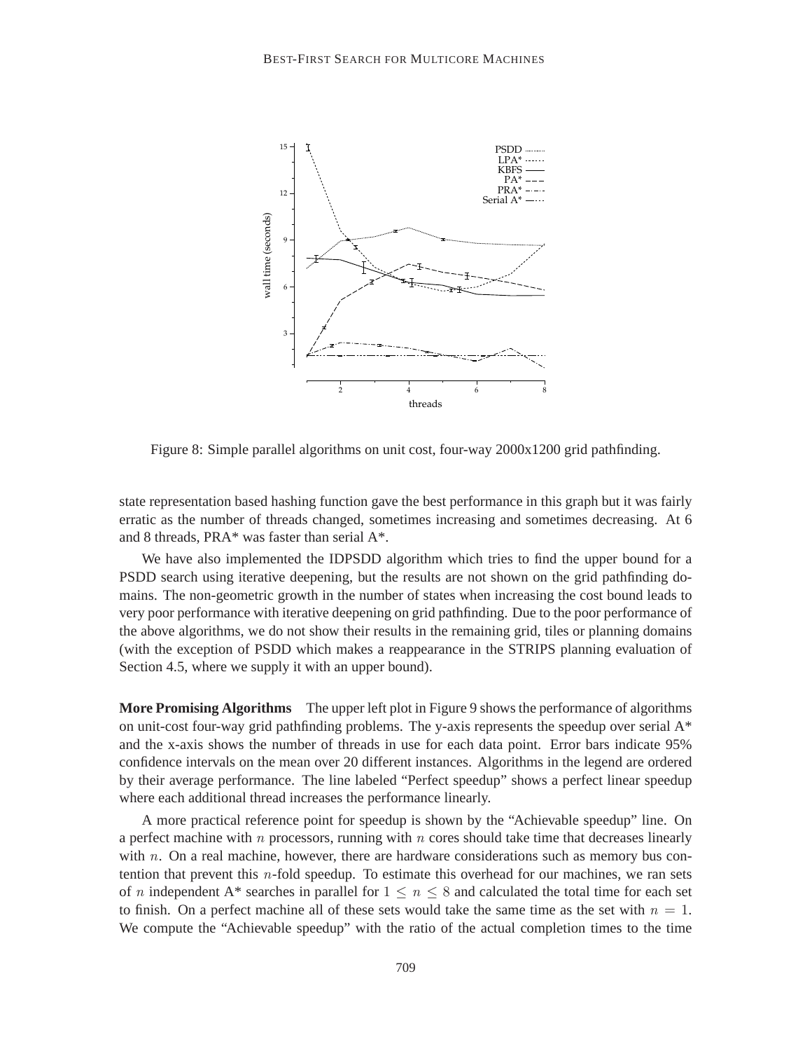Figure 8: Simple parallel algorithms on unit cost, four-way 2000x1200 grid pathfinding.

state representation based hashing function gave the best performance in this graph but it was fairly erratic as the number of threads changed, sometimes increasing and sometimes decreasing. At 6 and 8 threads, PRA* was faster than serial A*.

We have also implemented the IDPSDD algorithm which tries to find the upper bound for a PSDD search using iterative deepening, but the results are not shown on the grid pathfinding domains. The non-geometric growth in the number of states when increasing the cost bound leads to very poor performance with iterative deepening on grid pathfinding. Due to the poor performance of the above algorithms, we do not show their results in the remaining grid, tiles or planning domains (with the exception of PSDD which makes a reappearance in the STRIPS planning evaluation of Section 4.5, where we supply it with an upper bound).

**More Promising Algorithms** The upper left plot in Figure 9 shows the performance of algorithms on unit-cost four-way grid pathfinding problems. The y-axis represents the speedup over serial A* and the x-axis shows the number of threads in use for each data point. Error bars indicate 95% confidence intervals on the mean over 20 different instances. Algorithms in the legend are ordered by their average performance. The line labeled "Perfect speedup" shows a perfect linear speedup where each additional thread increases the performance linearly.

A more practical reference point for speedup is shown by the "Achievable speedup" line. On a perfect machine with $n$ processors, running with $n$ cores should take time that decreases linearly with $n$. On a real machine, however, there are hardware considerations such as memory bus contention that prevent this $n$-fold speedup. To estimate this overhead for our machines, we ran sets of $n$ independent A* searches in parallel for $1 \leq n \leq 8$ and calculated the total time for each set to finish. On a perfect machine all of these sets would take the same time as the set with $n = 1$. We compute the "Achievable speedup" with the ratio of the actual completion times to the time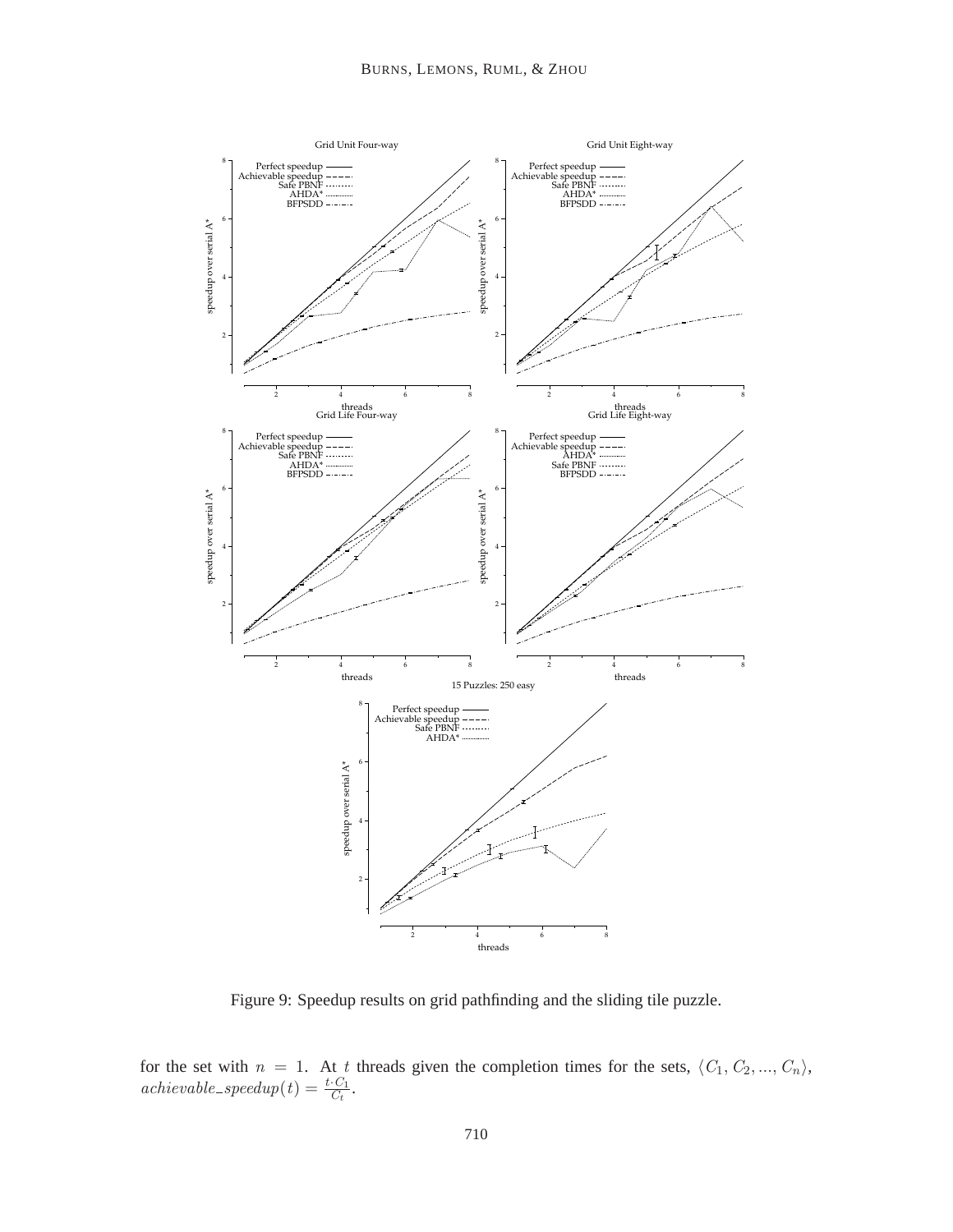Figure 9: Speedup results on grid pathfinding and the sliding tile puzzle.

for the set with $n = 1$. At $t$ threads given the completion times for the sets, $\langle C_1, C_2, ..., C_n \rangle$, $achievable\_speedup(t) = \frac{t \cdot C_1}{C_t}$.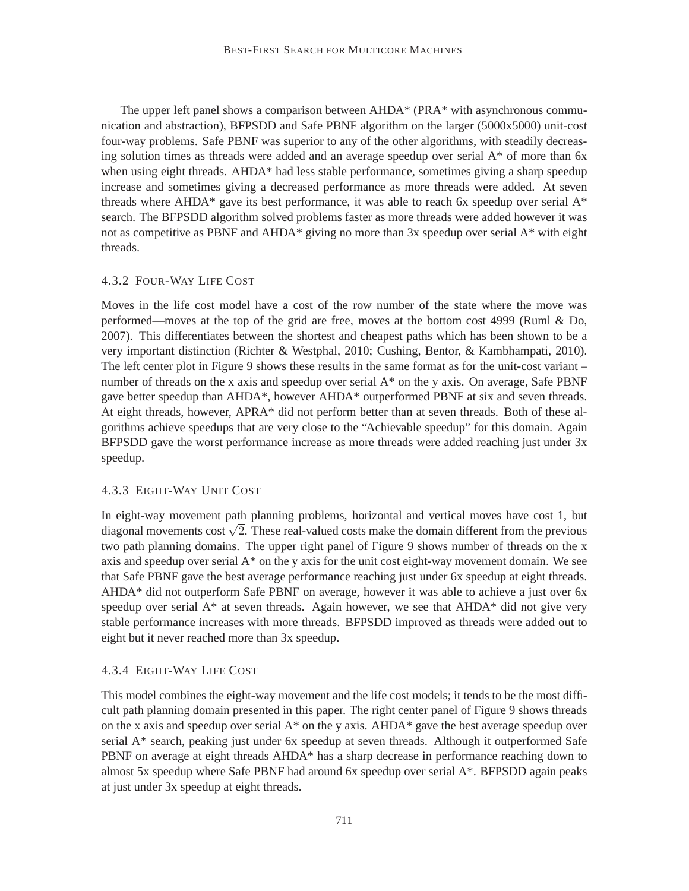The upper left panel shows a comparison between AHDA* (PRA* with asynchronous communication and abstraction), BFPSDD and Safe PBNF algorithm on the larger (5000x5000) unit-cost four-way problems. Safe PBNF was superior to any of the other algorithms, with steadily decreasing solution times as threads were added and an average speedup over serial A* of more than 6x when using eight threads. AHDA* had less stable performance, sometimes giving a sharp speedup increase and sometimes giving a decreased performance as more threads were added. At seven threads where AHDA* gave its best performance, it was able to reach 6x speedup over serial A* search. The BFPSDD algorithm solved problems faster as more threads were added however it was not as competitive as PBNF and AHDA* giving no more than 3x speedup over serial A* with eight threads.

### 4.3.2 Four-Way Life Cost

Moves in the life cost model have a cost of the row number of the state where the move was performed—moves at the top of the grid are free, moves at the bottom cost 4999 (Ruml & Do, 2007). This differentiates between the shortest and cheapest paths which has been shown to be a very important distinction (Richter & Westphal, 2010; Cushing, Bentor, & Kambhampati, 2010). The left center plot in Figure 9 shows these results in the same format as for the unit-cost variant – number of threads on the x axis and speedup over serial A* on the y axis. On average, Safe PBNF gave better speedup than AHDA*, however AHDA* outperformed PBNF at six and seven threads. At eight threads, however, APRA* did not perform better than at seven threads. Both of these algorithms achieve speedups that are very close to the "Achievable speedup" for this domain. Again BFPSDD gave the worst performance increase as more threads were added reaching just under 3x speedup.

### 4.3.3 Eight-Way Unit Cost

In eight-way movement path planning problems, horizontal and vertical moves have cost 1, but diagonal movements cost $\sqrt{2}$. These real-valued costs make the domain different from the previous two path planning domains. The upper right panel of Figure 9 shows number of threads on the x axis and speedup over serial A* on the y axis for the unit cost eight-way movement domain. We see that Safe PBNF gave the best average performance reaching just under 6x speedup at eight threads. AHDA* did not outperform Safe PBNF on average, however it was able to achieve a just over 6x speedup over serial A* at seven threads. Again however, we see that AHDA* did not give very stable performance increases with more threads. BFPSDD improved as threads were added out to eight but it never reached more than 3x speedup.

### 4.3.4 Eight-Way Life Cost

This model combines the eight-way movement and the life cost models; it tends to be the most difficult path planning domain presented in this paper. The right center panel of Figure 9 shows threads on the x axis and speedup over serial A* on the y axis. AHDA* gave the best average speedup over serial A* search, peaking just under 6x speedup at seven threads. Although it outperformed Safe PBNF on average at eight threads AHDA* has a sharp decrease in performance reaching down to almost 5x speedup where Safe PBNF had around 6x speedup over serial A*. BFPSDD again peaks at just under 3x speedup at eight threads.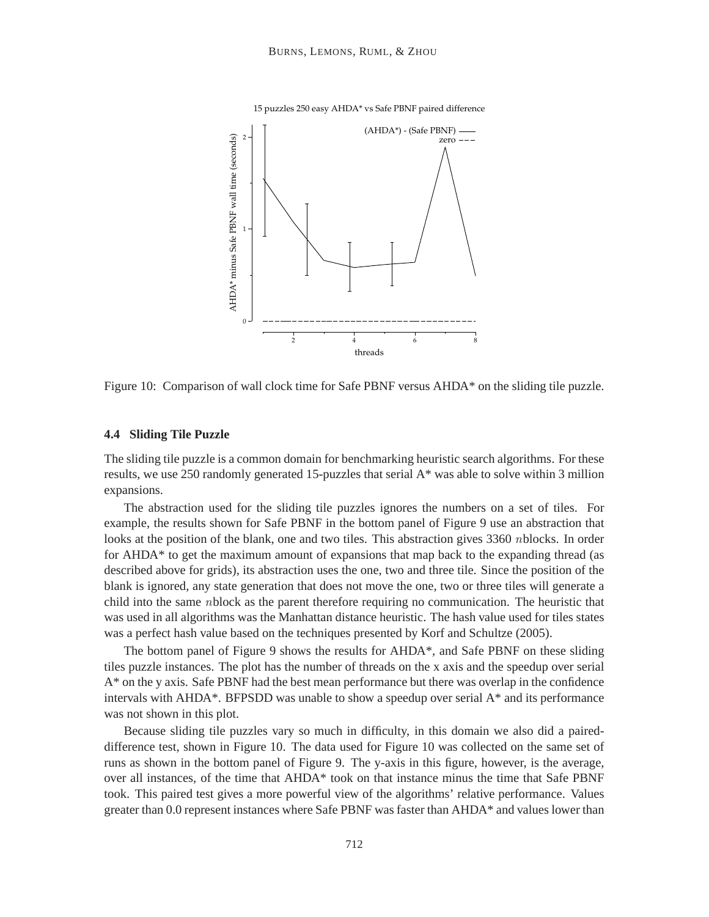Figure 10: Comparison of wall clock time for Safe PBNF versus AHDA* on the sliding tile puzzle.

### 4.4 Sliding Tile Puzzle

The sliding tile puzzle is a common domain for benchmarking heuristic search algorithms. For these results, we use 250 randomly generated 15-puzzles that serial A* was able to solve within 3 million expansions.

The abstraction used for the sliding tile puzzles ignores the numbers on a set of tiles. For example, the results shown for Safe PBNF in the bottom panel of Figure 9 use an abstraction that looks at the position of the blank, one and two tiles. This abstraction gives 3360 $n$blocks. In order for AHDA* to get the maximum amount of expansions that map back to the expanding thread (as described above for grids), its abstraction uses the one, two and three tile. Since the position of the blank is ignored, any state generation that does not move the one, two or three tiles will generate a child into the same $n$block as the parent therefore requiring no communication. The heuristic that was used in all algorithms was the Manhattan distance heuristic. The hash value used for tiles states was a perfect hash value based on the techniques presented by Korf and Schultze (2005).

The bottom panel of Figure 9 shows the results for AHDA*, and Safe PBNF on these sliding tiles puzzle instances. The plot has the number of threads on the x axis and the speedup over serial A* on the y axis. Safe PBNF had the best mean performance but there was overlap in the confidence intervals with AHDA*. BFPSDD was unable to show a speedup over serial A* and its performance was not shown in this plot.

Because sliding tile puzzles vary so much in difficulty, in this domain we also did a paired-difference test, shown in Figure 10. The data used for Figure 10 was collected on the same set of runs as shown in the bottom panel of Figure 9. The y-axis in this figure, however, is the average, over all instances, of the time that AHDA* took on that instance minus the time that Safe PBNF took. This paired test gives a more powerful view of the algorithms' relative performance. Values greater than 0.0 represent instances where Safe PBNF was faster than AHDA* and values lower than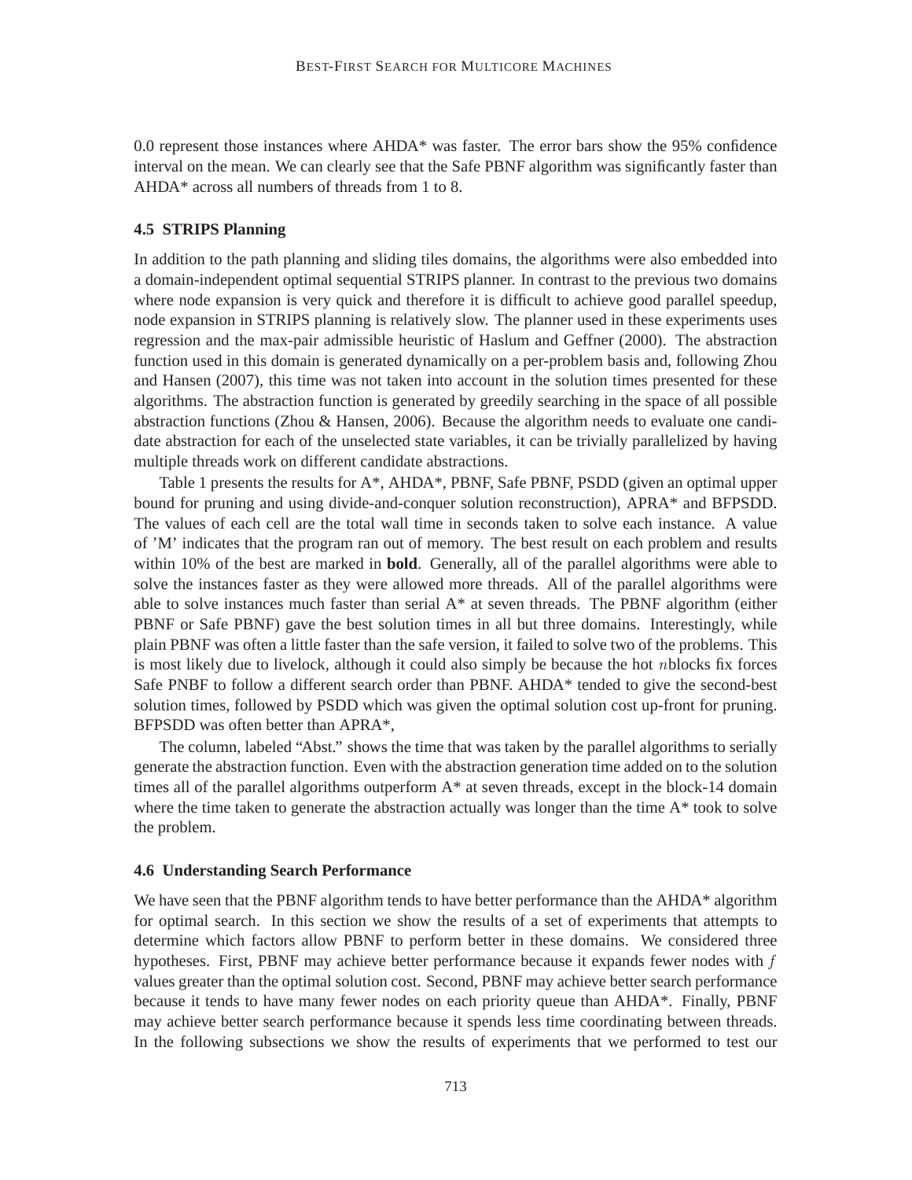0.0 represent those instances where AHDA* was faster. The error bars show the 95% confidence interval on the mean. We can clearly see that the Safe PBNF algorithm was significantly faster than AHDA* across all numbers of threads from 1 to 8.

### 4.5 STRIPS Planning

In addition to the path planning and sliding tiles domains, the algorithms were also embedded into a domain-independent optimal sequential STRIPS planner. In contrast to the previous two domains where node expansion is very quick and therefore it is difficult to achieve good parallel speedup, node expansion in STRIPS planning is relatively slow. The planner used in these experiments uses regression and the max-pair admissible heuristic of Haslum and Geffner (2000). The abstraction function used in this domain is generated dynamically on a per-problem basis and, following Zhou and Hansen (2007), this time was not taken into account in the solution times presented for these algorithms. The abstraction function is generated by greedily searching in the space of all possible abstraction functions (Zhou & Hansen, 2006). Because the algorithm needs to evaluate one candidate abstraction for each of the unselected state variables, it can be trivially parallelized by having multiple threads work on different candidate abstractions.

Table 1 presents the results for A*, AHDA*, PBNF, Safe PBNF, PSDD (given an optimal upper bound for pruning and using divide-and-conquer solution reconstruction), APRA* and BFPSDD. The values of each cell are the total wall time in seconds taken to solve each instance. A value of 'M' indicates that the program ran out of memory. The best result on each problem and results within 10% of the best are marked in **bold**. Generally, all of the parallel algorithms were able to solve the instances faster as they were allowed more threads. All of the parallel algorithms were able to solve instances much faster than serial A* at seven threads. The PBNF algorithm (either PBNF or Safe PBNF) gave the best solution times in all but three domains. Interestingly, while plain PBNF was often a little faster than the safe version, it failed to solve two of the problems. This is most likely due to livelock, although it could also simply be because the hot $n$blocks fix forces Safe PNBF to follow a different search order than PBNF. AHDA* tended to give the second-best solution times, followed by PSDD which was given the optimal solution cost up-front for pruning. BFPSDD was often better than APRA*,

The column, labeled "Abst." shows the time that was taken by the parallel algorithms to serially generate the abstraction function. Even with the abstraction generation time added on to the solution times all of the parallel algorithms outperform A* at seven threads, except in the block-14 domain where the time taken to generate the abstraction actually was longer than the time A* took to solve the problem.

### 4.6 Understanding Search Performance

We have seen that the PBNF algorithm tends to have better performance than the AHDA* algorithm for optimal search. In this section we show the results of a set of experiments that attempts to determine which factors allow PBNF to perform better in these domains. We considered three hypotheses. First, PBNF may achieve better performance because it expands fewer nodes with $f$ values greater than the optimal solution cost. Second, PBNF may achieve better search performance because it tends to have many fewer nodes on each priority queue than AHDA*. Finally, PBNF may achieve better search performance because it spends less time coordinating between threads. In the following subsections we show the results of experiments that we performed to test our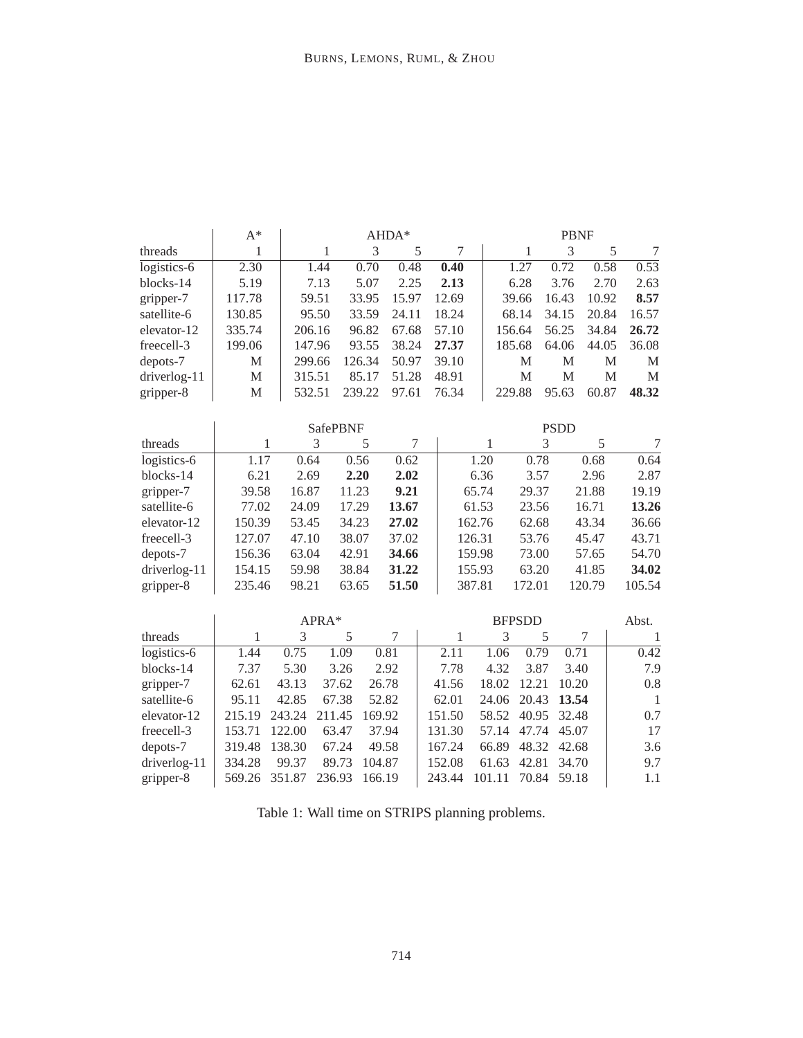| | A* | AHDA* | | | | PBNF | | | |
|---|---|---|---|---|---|---|---|---|---|
| threads | 1 | 1 | 3 | 5 | 7 | 1 | 3 | 5 | 7 |
| logistics-6 | 2.30 | 1.44 | 0.70 | 0.48 | **0.40** | 1.27 | 0.72 | 0.58 | 0.53 |
| blocks-14 | 5.19 | 7.13 | 5.07 | 2.25 | **2.13** | 6.28 | 3.76 | 2.70 | 2.63 |
| gripper-7 | 117.78 | 59.51 | 33.95 | 15.97 | 12.69 | 39.66 | 16.43 | 10.92 | **8.57** |
| satellite-6 | 130.85 | 95.50 | 33.59 | 24.11 | 18.24 | 68.14 | 34.15 | 20.84 | 16.57 |
| elevator-12 | 335.74 | 206.16 | 96.82 | 67.68 | 57.10 | 156.64 | 56.25 | 34.84 | **26.72** |
| freecell-3 | 199.06 | 147.96 | 93.55 | 38.24 | **27.37** | 185.68 | 64.06 | 44.05 | 36.08 |
| depots-7 | M | 299.66 | 126.34 | 50.97 | 39.10 | M | M | M | M |
| driverlog-11 | M | 315.51 | 85.17 | 51.28 | 48.91 | M | M | M | M |
| gripper-8 | M | 532.51 | 239.22 | 97.61 | 76.34 | 229.88 | 95.63 | 60.87 | **48.32** |

| | SafePBNF | | | | PSDD | | | |
|---|---|---|---|---|---|---|---|---|
| threads | 1 | 3 | 5 | 7 | 1 | 3 | 5 | 7 |
| logistics-6 | 1.17 | 0.64 | 0.56 | 0.62 | 1.20 | 0.78 | 0.68 | 0.64 |
| blocks-14 | 6.21 | 2.69 | **2.20** | **2.02** | 6.36 | 3.57 | 2.96 | 2.87 |
| gripper-7 | 39.58 | 16.87 | 11.23 | **9.21** | 65.74 | 29.37 | 21.88 | 19.19 |
| satellite-6 | 77.02 | 24.09 | 17.29 | **13.67** | 61.53 | 23.56 | 16.71 | **13.26** |
| elevator-12 | 150.39 | 53.45 | 34.23 | **27.02** | 162.76 | 62.68 | 43.34 | 36.66 |
| freecell-3 | 127.07 | 47.10 | 38.07 | 37.02 | 126.31 | 53.76 | 45.47 | 43.71 |
| depots-7 | 156.36 | 63.04 | 42.91 | **34.66** | 159.98 | 73.00 | 57.65 | 54.70 |
| driverlog-11 | 154.15 | 59.98 | 38.84 | **31.22** | 155.93 | 63.20 | 41.85 | **34.02** |
| gripper-8 | 235.46 | 98.21 | 63.65 | **51.50** | 387.81 | 172.01 | 120.79 | 105.54 |

| | APRA* | | | | BFPSDD | | | | Abst. |
|---|---|---|---|---|---|---|---|---|---|
| threads | 1 | 3 | 5 | 7 | 1 | 3 | 5 | 7 | 1 |
| logistics-6 | 1.44 | 0.75 | 1.09 | 0.81 | 2.11 | 1.06 | 0.79 | 0.71 | 0.42 |
| blocks-14 | 7.37 | 5.30 | 3.26 | 2.92 | 7.78 | 4.32 | 3.87 | 3.40 | 7.9 |
| gripper-7 | 62.61 | 43.13 | 37.62 | 26.78 | 41.56 | 18.02 | 12.21 | 10.20 | 0.8 |
| satellite-6 | 95.11 | 42.85 | 67.38 | 52.82 | 62.01 | 24.06 | 20.43 | **13.54** | 1 |
| elevator-12 | 215.19 | 243.24 | 211.45 | 169.92 | 151.50 | 58.52 | 40.95 | 32.48 | 0.7 |
| freecell-3 | 153.71 | 122.00 | 63.47 | 37.94 | 131.30 | 57.14 | 47.74 | 45.07 | 17 |
| depots-7 | 319.48 | 138.30 | 67.24 | 49.58 | 167.24 | 66.89 | 48.32 | 42.68 | 3.6 |
| driverlog-11 | 334.28 | 99.37 | 89.73 | 104.87 | 152.08 | 61.63 | 42.81 | 34.70 | 9.7 |
| gripper-8 | 569.26 | 351.87 | 236.93 | 166.19 | 243.44 | 101.11 | 70.84 | 59.18 | 1.1 |

Table 1: Wall time on STRIPS planning problems.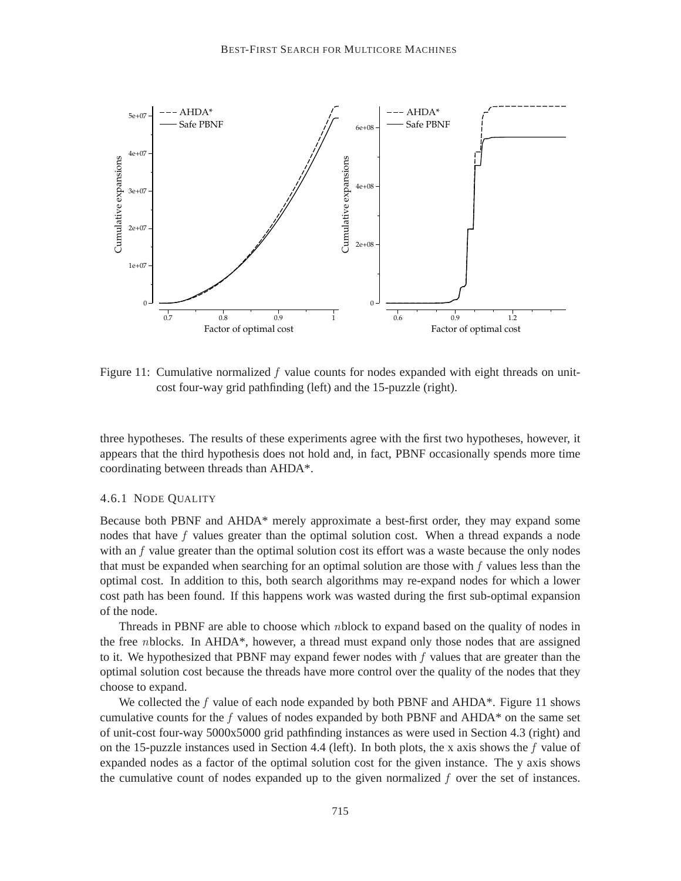Figure 11: Cumulative normalized $f$ value counts for nodes expanded with eight threads on unit-cost four-way grid pathfinding (left) and the 15-puzzle (right).

three hypotheses. The results of these experiments agree with the first two hypotheses, however, it appears that the third hypothesis does not hold and, in fact, PBNF occasionally spends more time coordinating between threads than AHDA*.

#### 4.6.1 Node Quality

Because both PBNF and AHDA* merely approximate a best-first order, they may expand some nodes that have $f$ values greater than the optimal solution cost. When a thread expands a node with an $f$ value greater than the optimal solution cost its effort was a waste because the only nodes that must be expanded when searching for an optimal solution are those with $f$ values less than the optimal cost. In addition to this, both search algorithms may re-expand nodes for which a lower cost path has been found. If this happens work was wasted during the first sub-optimal expansion of the node.

Threads in PBNF are able to choose which $n$block to expand based on the quality of nodes in the free $n$blocks. In AHDA*, however, a thread must expand only those nodes that are assigned to it. We hypothesized that PBNF may expand fewer nodes with $f$ values that are greater than the optimal solution cost because the threads have more control over the quality of the nodes that they choose to expand.

We collected the $f$ value of each node expanded by both PBNF and AHDA*. Figure 11 shows cumulative counts for the $f$ values of nodes expanded by both PBNF and AHDA* on the same set of unit-cost four-way 5000x5000 grid pathfinding instances as were used in Section 4.3 (right) and on the 15-puzzle instances used in Section 4.4 (left). In both plots, the x axis shows the $f$ value of expanded nodes as a factor of the optimal solution cost for the given instance. The y axis shows the cumulative count of nodes expanded up to the given normalized $f$ over the set of instances.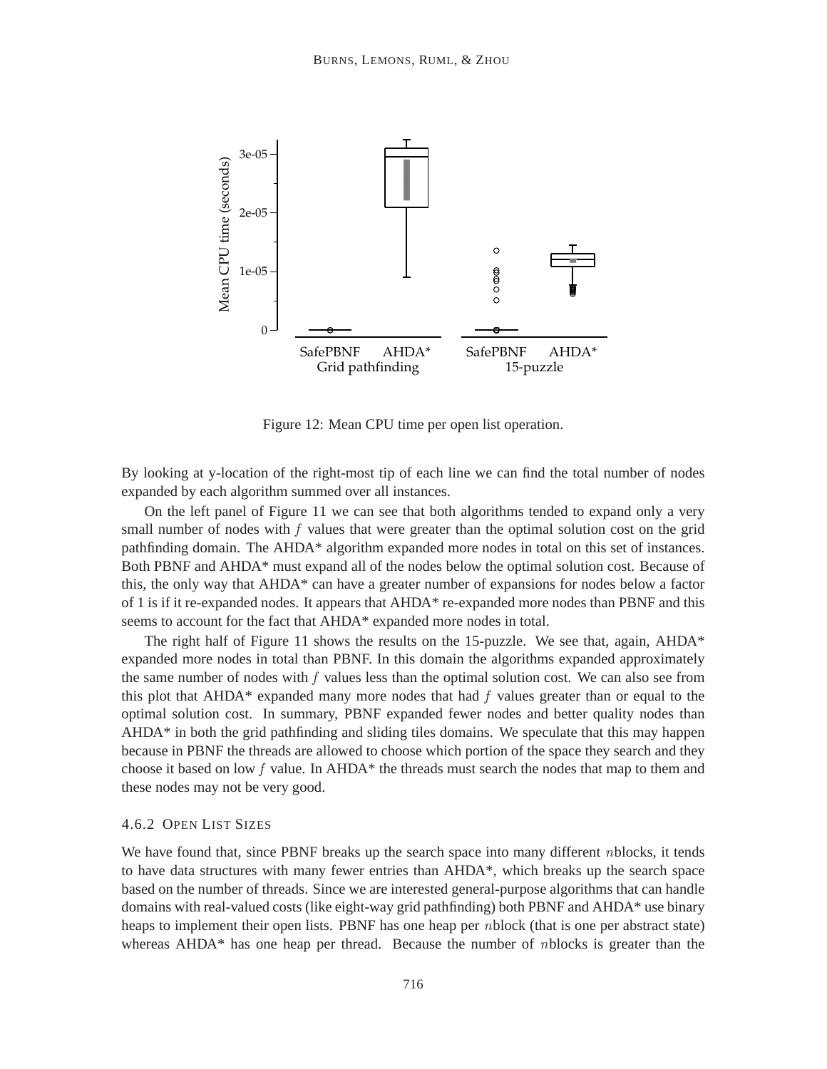Figure 12: Mean CPU time per open list operation.

By looking at y-location of the right-most tip of each line we can find the total number of nodes expanded by each algorithm summed over all instances.

On the left panel of Figure 11 we can see that both algorithms tended to expand only a very small number of nodes with $f$ values that were greater than the optimal solution cost on the grid pathfinding domain. The AHDA* algorithm expanded more nodes in total on this set of instances. Both PBNF and AHDA* must expand all of the nodes below the optimal solution cost. Because of this, the only way that AHDA* can have a greater number of expansions for nodes below a factor of 1 is if it re-expanded nodes. It appears that AHDA* re-expanded more nodes than PBNF and this seems to account for the fact that AHDA* expanded more nodes in total.

The right half of Figure 11 shows the results on the 15-puzzle. We see that, again, AHDA* expanded more nodes in total than PBNF. In this domain the algorithms expanded approximately the same number of nodes with $f$ values less than the optimal solution cost. We can also see from this plot that AHDA* expanded many more nodes that had $f$ values greater than or equal to the optimal solution cost. In summary, PBNF expanded fewer nodes and better quality nodes than AHDA* in both the grid pathfinding and sliding tiles domains. We speculate that this may happen because in PBNF the threads are allowed to choose which portion of the space they search and they choose it based on low $f$ value. In AHDA* the threads must search the nodes that map to them and these nodes may not be very good.

#### 4.6.2 Open List Sizes

We have found that, since PBNF breaks up the search space into many different $n$blocks, it tends to have data structures with many fewer entries than AHDA*, which breaks up the search space based on the number of threads. Since we are interested general-purpose algorithms that can handle domains with real-valued costs (like eight-way grid pathfinding) both PBNF and AHDA* use binary heaps to implement their open lists. PBNF has one heap per $n$block (that is one per abstract state) whereas AHDA* has one heap per thread. Because the number of $n$blocks is greater than the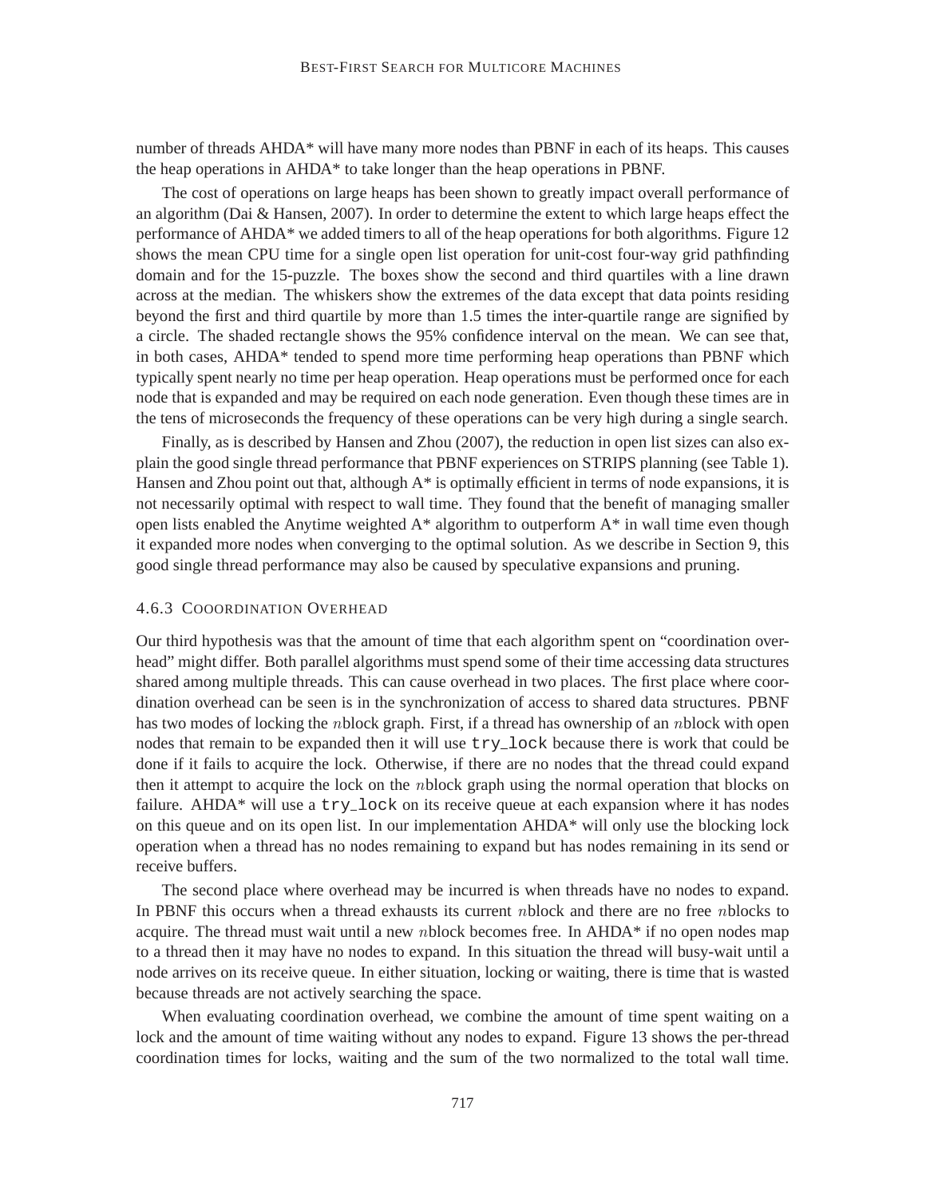number of threads AHDA* will have many more nodes than PBNF in each of its heaps. This causes the heap operations in AHDA* to take longer than the heap operations in PBNF.

The cost of operations on large heaps has been shown to greatly impact overall performance of an algorithm (Dai & Hansen, 2007). In order to determine the extent to which large heaps effect the performance of AHDA* we added timers to all of the heap operations for both algorithms. Figure 12 shows the mean CPU time for a single open list operation for unit-cost four-way grid pathfinding domain and for the 15-puzzle. The boxes show the second and third quartiles with a line drawn across at the median. The whiskers show the extremes of the data except that data points residing beyond the first and third quartile by more than 1.5 times the inter-quartile range are signified by a circle. The shaded rectangle shows the 95% confidence interval on the mean. We can see that, in both cases, AHDA* tended to spend more time performing heap operations than PBNF which typically spent nearly no time per heap operation. Heap operations must be performed once for each node that is expanded and may be required on each node generation. Even though these times are in the tens of microseconds the frequency of these operations can be very high during a single search.

Finally, as is described by Hansen and Zhou (2007), the reduction in open list sizes can also explain the good single thread performance that PBNF experiences on STRIPS planning (see Table 1). Hansen and Zhou point out that, although A* is optimally efficient in terms of node expansions, it is not necessarily optimal with respect to wall time. They found that the benefit of managing smaller open lists enabled the Anytime weighted A* algorithm to outperform A* in wall time even though it expanded more nodes when converging to the optimal solution. As we describe in Section 9, this good single thread performance may also be caused by speculative expansions and pruning.

#### 4.6.3 Cooordination Overhead

Our third hypothesis was that the amount of time that each algorithm spent on "coordination overhead" might differ. Both parallel algorithms must spend some of their time accessing data structures shared among multiple threads. This can cause overhead in two places. The first place where coordination overhead can be seen is in the synchronization of access to shared data structures. PBNF has two modes of locking the $n$block graph. First, if a thread has ownership of an $n$block with open nodes that remain to be expanded then it will use `try_lock` because there is work that could be done if it fails to acquire the lock. Otherwise, if there are no nodes that the thread could expand then it attempt to acquire the lock on the $n$block graph using the normal operation that blocks on failure. AHDA* will use a `try_lock` on its receive queue at each expansion where it has nodes on this queue and on its open list. In our implementation AHDA* will only use the blocking lock operation when a thread has no nodes remaining to expand but has nodes remaining in its send or receive buffers.

The second place where overhead may be incurred is when threads have no nodes to expand. In PBNF this occurs when a thread exhausts its current $n$block and there are no free $n$blocks to acquire. The thread must wait until a new $n$block becomes free. In AHDA* if no open nodes map to a thread then it may have no nodes to expand. In this situation the thread will busy-wait until a node arrives on its receive queue. In either situation, locking or waiting, there is time that is wasted because threads are not actively searching the space.

When evaluating coordination overhead, we combine the amount of time spent waiting on a lock and the amount of time waiting without any nodes to expand. Figure 13 shows the per-thread coordination times for locks, waiting and the sum of the two normalized to the total wall time.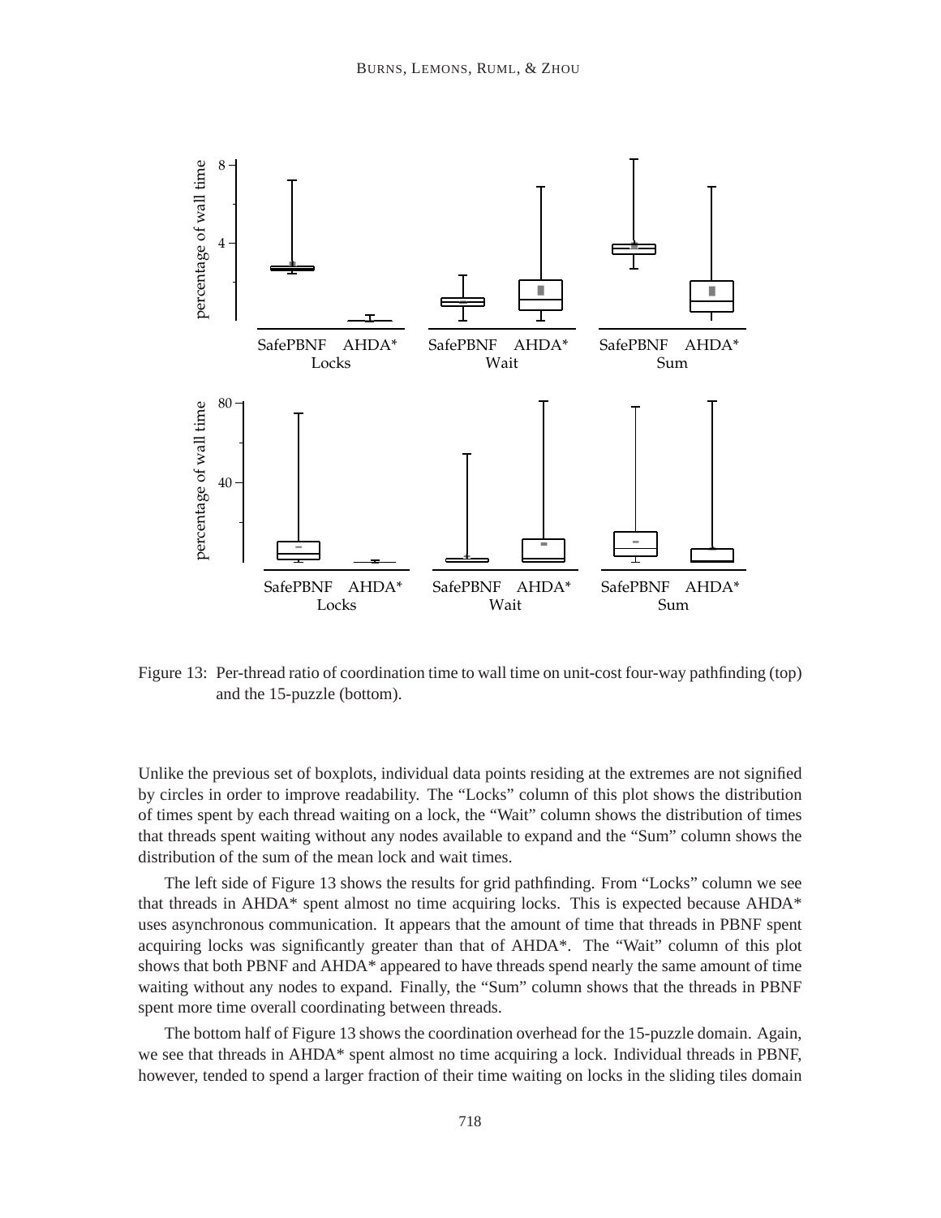Figure 13: Per-thread ratio of coordination time to wall time on unit-cost four-way pathfinding (top) and the 15-puzzle (bottom).

Unlike the previous set of boxplots, individual data points residing at the extremes are not signified by circles in order to improve readability. The "Locks" column of this plot shows the distribution of times spent by each thread waiting on a lock, the "Wait" column shows the distribution of times that threads spent waiting without any nodes available to expand and the "Sum" column shows the distribution of the sum of the mean lock and wait times.

The left side of Figure 13 shows the results for grid pathfinding. From "Locks" column we see that threads in AHDA* spent almost no time acquiring locks. This is expected because AHDA* uses asynchronous communication. It appears that the amount of time that threads in PBNF spent acquiring locks was significantly greater than that of AHDA*. The "Wait" column of this plot shows that both PBNF and AHDA* appeared to have threads spend nearly the same amount of time waiting without any nodes to expand. Finally, the "Sum" column shows that the threads in PBNF spent more time overall coordinating between threads.

The bottom half of Figure 13 shows the coordination overhead for the 15-puzzle domain. Again, we see that threads in AHDA* spent almost no time acquiring a lock. Individual threads in PBNF, however, tended to spend a larger fraction of their time waiting on locks in the sliding tiles domain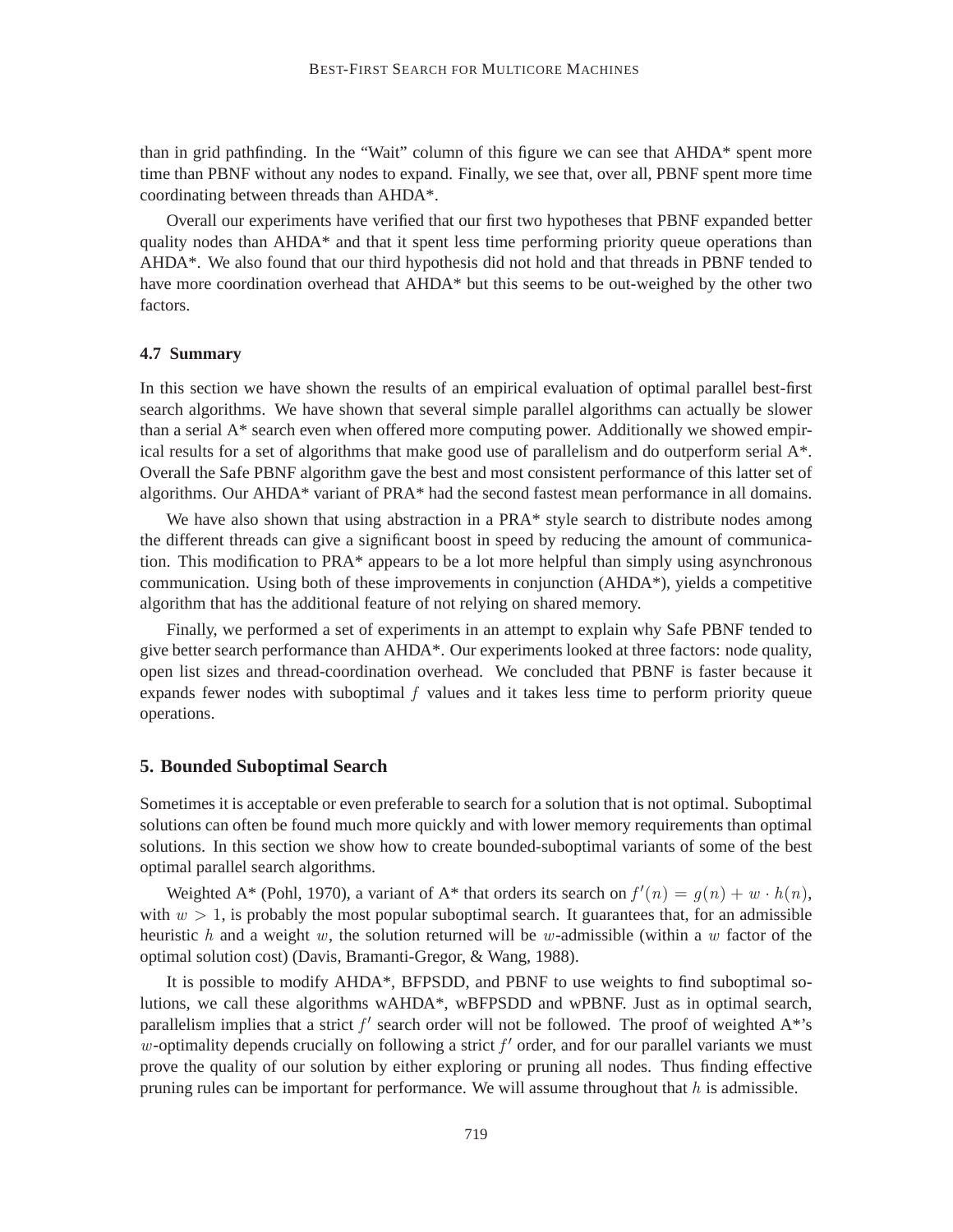than in grid pathfinding. In the "Wait" column of this figure we can see that AHDA* spent more time than PBNF without any nodes to expand. Finally, we see that, over all, PBNF spent more time coordinating between threads than AHDA*.

Overall our experiments have verified that our first two hypotheses that PBNF expanded better quality nodes than AHDA* and that it spent less time performing priority queue operations than AHDA*. We also found that our third hypothesis did not hold and that threads in PBNF tended to have more coordination overhead that AHDA* but this seems to be out-weighed by the other two factors.

### 4.7 Summary

In this section we have shown the results of an empirical evaluation of optimal parallel best-first search algorithms. We have shown that several simple parallel algorithms can actually be slower than a serial A* search even when offered more computing power. Additionally we showed empirical results for a set of algorithms that make good use of parallelism and do outperform serial A*. Overall the Safe PBNF algorithm gave the best and most consistent performance of this latter set of algorithms. Our AHDA* variant of PRA* had the second fastest mean performance in all domains.

We have also shown that using abstraction in a PRA* style search to distribute nodes among the different threads can give a significant boost in speed by reducing the amount of communication. This modification to PRA* appears to be a lot more helpful than simply using asynchronous communication. Using both of these improvements in conjunction (AHDA*), yields a competitive algorithm that has the additional feature of not relying on shared memory.

Finally, we performed a set of experiments in an attempt to explain why Safe PBNF tended to give better search performance than AHDA*. Our experiments looked at three factors: node quality, open list sizes and thread-coordination overhead. We concluded that PBNF is faster because it expands fewer nodes with suboptimal $f$ values and it takes less time to perform priority queue operations.

## 5. Bounded Suboptimal Search

Sometimes it is acceptable or even preferable to search for a solution that is not optimal. Suboptimal solutions can often be found much more quickly and with lower memory requirements than optimal solutions. In this section we show how to create bounded-suboptimal variants of some of the best optimal parallel search algorithms.

Weighted A* (Pohl, 1970), a variant of A* that orders its search on $f'(n) = g(n) + w \cdot h(n)$, with $w > 1$, is probably the most popular suboptimal search. It guarantees that, for an admissible heuristic $h$ and a weight $w$, the solution returned will be $w$-admissible (within a $w$ factor of the optimal solution cost) (Davis, Bramanti-Gregor, & Wang, 1988).

It is possible to modify AHDA*, BFPSDD, and PBNF to use weights to find suboptimal solutions, we call these algorithms wAHDA*, wBFPSDD and wPBNF. Just as in optimal search, parallelism implies that a strict $f'$ search order will not be followed. The proof of weighted A*'s $w$-optimality depends crucially on following a strict $f'$ order, and for our parallel variants we must prove the quality of our solution by either exploring or pruning all nodes. Thus finding effective pruning rules can be important for performance. We will assume throughout that $h$ is admissible.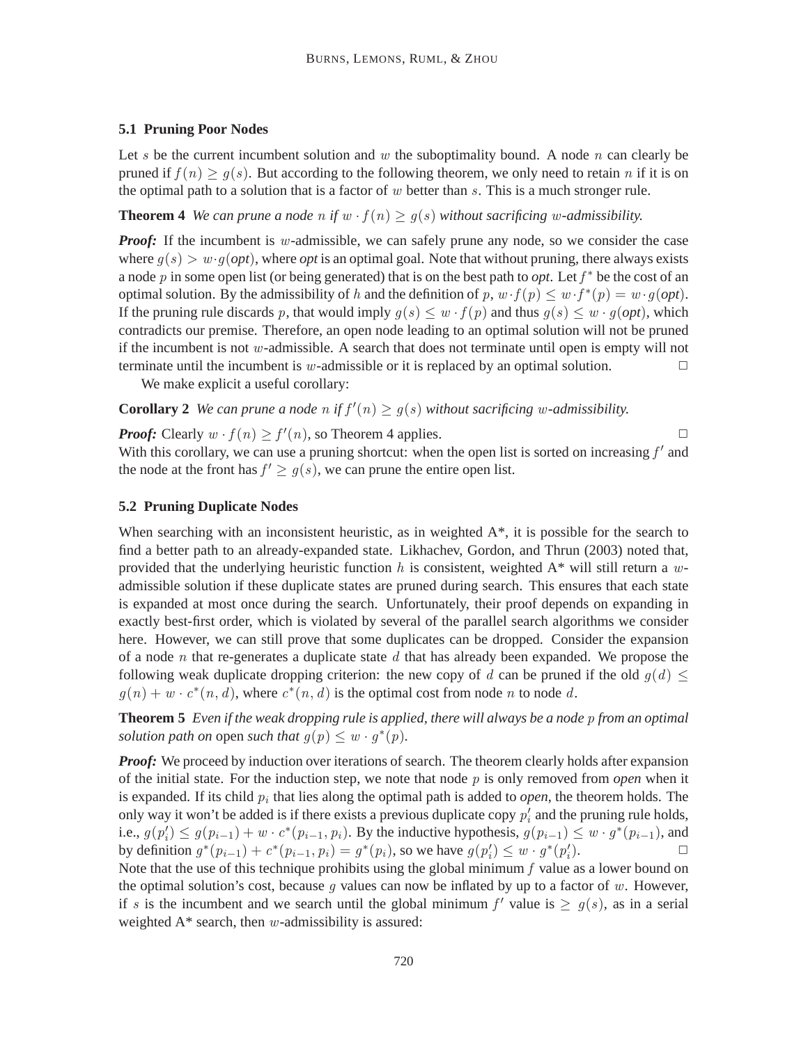### 5.1 Pruning Poor Nodes

Let $s$ be the current incumbent solution and $w$ the suboptimality bound. A node $n$ can clearly be pruned if $f(n) \geq g(s)$. But according to the following theorem, we only need to retain $n$ if it is on the optimal path to a solution that is a factor of $w$ better than $s$. This is a much stronger rule.

**Theorem 4** *We can prune a node $n$ if $w \cdot f(n) \geq g(s)$ without sacrificing $w$-admissibility.*

***Proof:*** If the incumbent is $w$-admissible, we can safely prune any node, so we consider the case where $g(s) > w \cdot g(\textit{opt})$, where *opt* is an optimal goal. Note that without pruning, there always exists a node $p$ in some open list (or being generated) that is on the best path to *opt*. Let $f^*$ be the cost of an optimal solution. By the admissibility of $h$ and the definition of $p$, $w \cdot f(p) \leq w \cdot f^*(p) = w \cdot g(\textit{opt})$. If the pruning rule discards $p$, that would imply $g(s) \leq w \cdot f(p)$ and thus $g(s) \leq w \cdot g(\textit{opt})$, which contradicts our premise. Therefore, an open node leading to an optimal solution will not be pruned if the incumbent is not $w$-admissible. A search that does not terminate until open is empty will not terminate until the incumbent is $w$-admissible or it is replaced by an optimal solution. □

We make explicit a useful corollary:

**Corollary 2** *We can prune a node $n$ if $f'(n) \geq g(s)$ without sacrificing $w$-admissibility.*

***Proof:*** Clearly $w \cdot f(n) \geq f'(n)$, so Theorem 4 applies. □

With this corollary, we can use a pruning shortcut: when the open list is sorted on increasing $f'$ and the node at the front has $f' \geq g(s)$, we can prune the entire open list.

### 5.2 Pruning Duplicate Nodes

When searching with an inconsistent heuristic, as in weighted A*, it is possible for the search to find a better path to an already-expanded state. Likhachev, Gordon, and Thrun (2003) noted that, provided that the underlying heuristic function $h$ is consistent, weighted A* will still return a $w$-admissible solution if these duplicate states are pruned during search. This ensures that each state is expanded at most once during the search. Unfortunately, their proof depends on expanding in exactly best-first order, which is violated by several of the parallel search algorithms we consider here. However, we can still prove that some duplicates can be dropped. Consider the expansion of a node $n$ that re-generates a duplicate state $d$ that has already been expanded. We propose the following weak duplicate dropping criterion: the new copy of $d$ can be pruned if the old $g(d) \leq g(n) + w \cdot c^*(n, d)$, where $c^*(n, d)$ is the optimal cost from node $n$ to node $d$.

**Theorem 5** *Even if the weak dropping rule is applied, there will always be a node $p$ from an optimal solution path on* open *such that $g(p) \leq w \cdot g^*(p)$.*

***Proof:*** We proceed by induction over iterations of search. The theorem clearly holds after expansion of the initial state. For the induction step, we note that node $p$ is only removed from *open* when it is expanded. If its child $p_i$ that lies along the optimal path is added to *open*, the theorem holds. The only way it won't be added is if there exists a previous duplicate copy $p'_i$ and the pruning rule holds, i.e., $g(p'_i) \leq g(p_{i-1}) + w \cdot c^*(p_{i-1}, p_i)$. By the inductive hypothesis, $g(p_{i-1}) \leq w \cdot g^*(p_{i-1})$, and by definition $g^*(p_{i-1}) + c^*(p_{i-1}, p_i) = g^*(p_i)$, so we have $g(p'_i) \leq w \cdot g^*(p'_i)$. □

Note that the use of this technique prohibits using the global minimum $f$ value as a lower bound on the optimal solution's cost, because $g$ values can now be inflated by up to a factor of $w$. However, if $s$ is the incumbent and we search until the global minimum $f'$ value is $\geq g(s)$, as in a serial weighted A* search, then $w$-admissibility is assured: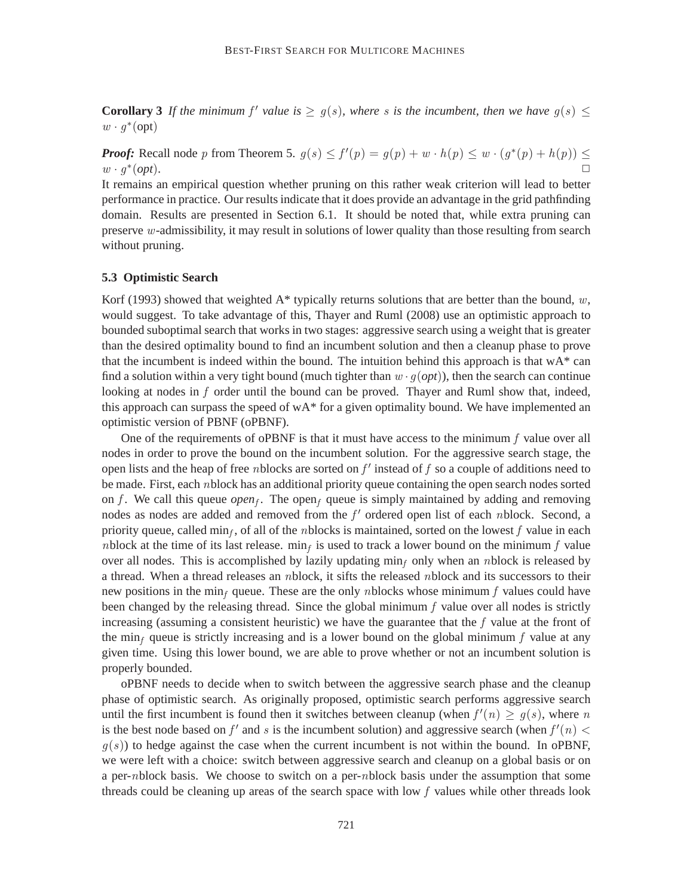**Corollary 3** *If the minimum $f'$ value is $\geq g(s)$, where $s$ is the incumbent, then we have $g(s) \leq w \cdot g^*(\text{opt})$*

***Proof:*** Recall node $p$ from Theorem 5. $g(s) \leq f'(p) = g(p) + w \cdot h(p) \leq w \cdot (g^*(p) + h(p)) \leq w \cdot g^*(\textit{opt})$. □

It remains an empirical question whether pruning on this rather weak criterion will lead to better performance in practice. Our results indicate that it does provide an advantage in the grid pathfinding domain. Results are presented in Section 6.1. It should be noted that, while extra pruning can preserve $w$-admissibility, it may result in solutions of lower quality than those resulting from search without pruning.

### 5.3 Optimistic Search

Korf (1993) showed that weighted A* typically returns solutions that are better than the bound, $w$, would suggest. To take advantage of this, Thayer and Ruml (2008) use an optimistic approach to bounded suboptimal search that works in two stages: aggressive search using a weight that is greater than the desired optimality bound to find an incumbent solution and then a cleanup phase to prove that the incumbent is indeed within the bound. The intuition behind this approach is that wA* can find a solution within a very tight bound (much tighter than $w \cdot g(\textit{opt})$), then the search can continue looking at nodes in $f$ order until the bound can be proved. Thayer and Ruml show that, indeed, this approach can surpass the speed of wA* for a given optimality bound. We have implemented an optimistic version of PBNF (oPBNF).

One of the requirements of oPBNF is that it must have access to the minimum $f$ value over all nodes in order to prove the bound on the incumbent solution. For the aggressive search stage, the open lists and the heap of free $n$blocks are sorted on $f'$ instead of $f$ so a couple of additions need to be made. First, each $n$block has an additional priority queue containing the open search nodes sorted on $f$. We call this queue *open*$_f$. The open$_f$ queue is simply maintained by adding and removing nodes as nodes are added and removed from the $f'$ ordered open list of each $n$block. Second, a priority queue, called min$_f$, of all of the $n$blocks is maintained, sorted on the lowest $f$ value in each $n$block at the time of its last release. min$_f$ is used to track a lower bound on the minimum $f$ value over all nodes. This is accomplished by lazily updating min$_f$ only when an $n$block is released by a thread. When a thread releases an $n$block, it sifts the released $n$block and its successors to their new positions in the min$_f$ queue. These are the only $n$blocks whose minimum $f$ values could have been changed by the releasing thread. Since the global minimum $f$ value over all nodes is strictly increasing (assuming a consistent heuristic) we have the guarantee that the $f$ value at the front of the min$_f$ queue is strictly increasing and is a lower bound on the global minimum $f$ value at any given time. Using this lower bound, we are able to prove whether or not an incumbent solution is properly bounded.

oPBNF needs to decide when to switch between the aggressive search phase and the cleanup phase of optimistic search. As originally proposed, optimistic search performs aggressive search until the first incumbent is found then it switches between cleanup (when $f'(n) \geq g(s)$, where $n$ is the best node based on $f'$ and $s$ is the incumbent solution) and aggressive search (when $f'(n) < g(s)$) to hedge against the case when the current incumbent is not within the bound. In oPBNF, we were left with a choice: switch between aggressive search and cleanup on a global basis or on a per-$n$block basis. We choose to switch on a per-$n$block basis under the assumption that some threads could be cleaning up areas of the search space with low $f$ values while other threads look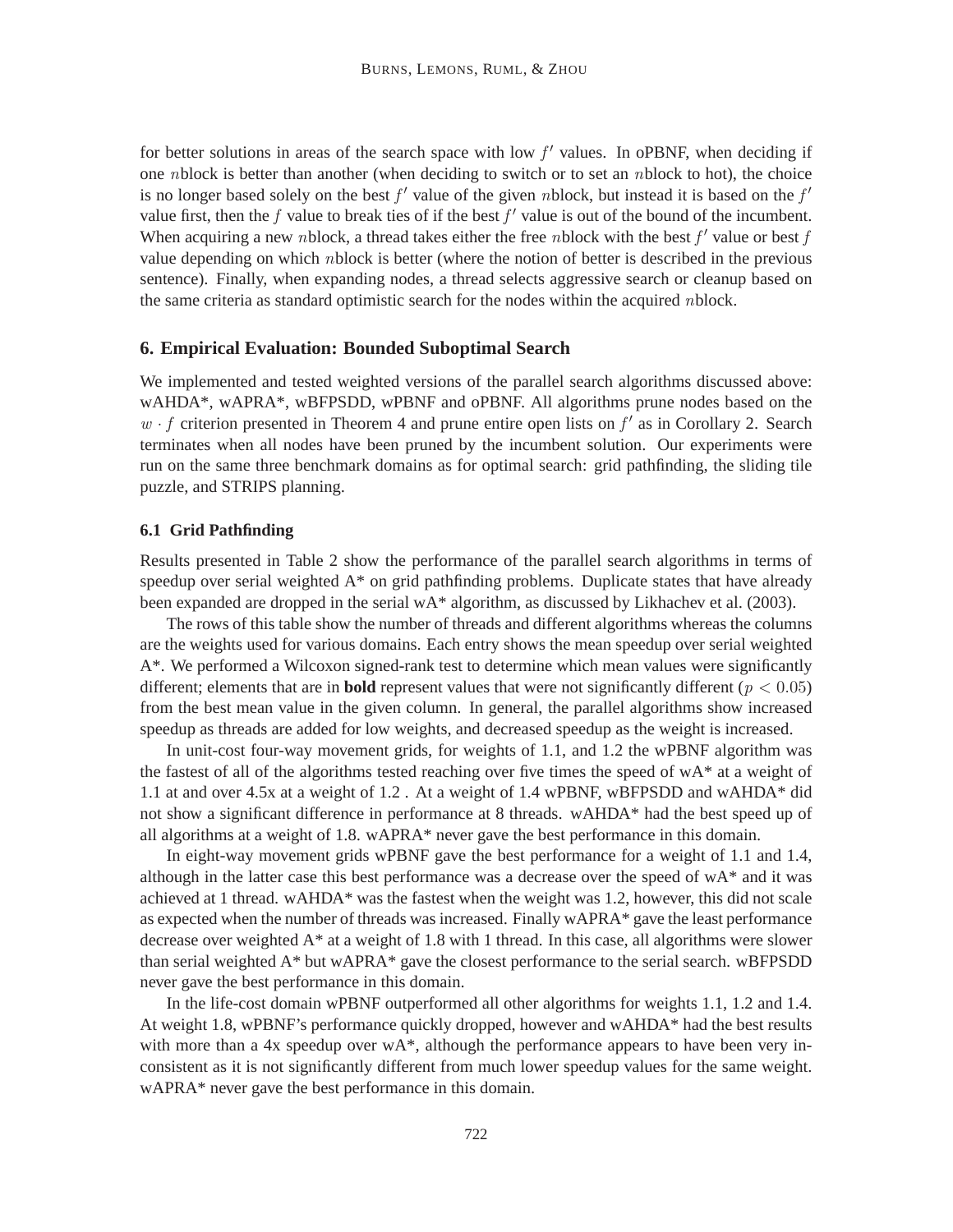for better solutions in areas of the search space with low $f'$ values. In oPBNF, when deciding if one $n$block is better than another (when deciding to switch or to set an $n$block to hot), the choice is no longer based solely on the best $f'$ value of the given $n$block, but instead it is based on the $f'$ value first, then the $f$ value to break ties of if the best $f'$ value is out of the bound of the incumbent. When acquiring a new $n$block, a thread takes either the free $n$block with the best $f'$ value or best $f$ value depending on which $n$block is better (where the notion of better is described in the previous sentence). Finally, when expanding nodes, a thread selects aggressive search or cleanup based on the same criteria as standard optimistic search for the nodes within the acquired $n$block.

## 6. Empirical Evaluation: Bounded Suboptimal Search

We implemented and tested weighted versions of the parallel search algorithms discussed above: wAHDA*, wAPRA*, wBFPSDD, wPBNF and oPBNF. All algorithms prune nodes based on the $w \cdot f$ criterion presented in Theorem 4 and prune entire open lists on $f'$ as in Corollary 2. Search terminates when all nodes have been pruned by the incumbent solution. Our experiments were run on the same three benchmark domains as for optimal search: grid pathfinding, the sliding tile puzzle, and STRIPS planning.

### 6.1 Grid Pathfinding

Results presented in Table 2 show the performance of the parallel search algorithms in terms of speedup over serial weighted A* on grid pathfinding problems. Duplicate states that have already been expanded are dropped in the serial wA* algorithm, as discussed by Likhachev et al. (2003).

The rows of this table show the number of threads and different algorithms whereas the columns are the weights used for various domains. Each entry shows the mean speedup over serial weighted A*. We performed a Wilcoxon signed-rank test to determine which mean values were significantly different; elements that are in **bold** represent values that were not significantly different ($p < 0.05$) from the best mean value in the given column. In general, the parallel algorithms show increased speedup as threads are added for low weights, and decreased speedup as the weight is increased.

In unit-cost four-way movement grids, for weights of 1.1, and 1.2 the wPBNF algorithm was the fastest of all of the algorithms tested reaching over five times the speed of wA* at a weight of 1.1 at and over 4.5x at a weight of 1.2 . At a weight of 1.4 wPBNF, wBFPSDD and wAHDA* did not show a significant difference in performance at 8 threads. wAHDA* had the best speed up of all algorithms at a weight of 1.8. wAPRA* never gave the best performance in this domain.

In eight-way movement grids wPBNF gave the best performance for a weight of 1.1 and 1.4, although in the latter case this best performance was a decrease over the speed of wA* and it was achieved at 1 thread. wAHDA* was the fastest when the weight was 1.2, however, this did not scale as expected when the number of threads was increased. Finally wAPRA* gave the least performance decrease over weighted A* at a weight of 1.8 with 1 thread. In this case, all algorithms were slower than serial weighted A* but wAPRA* gave the closest performance to the serial search. wBFPSDD never gave the best performance in this domain.

In the life-cost domain wPBNF outperformed all other algorithms for weights 1.1, 1.2 and 1.4. At weight 1.8, wPBNF's performance quickly dropped, however and wAHDA* had the best results with more than a 4x speedup over wA*, although the performance appears to have been very inconsistent as it is not significantly different from much lower speedup values for the same weight. wAPRA* never gave the best performance in this domain.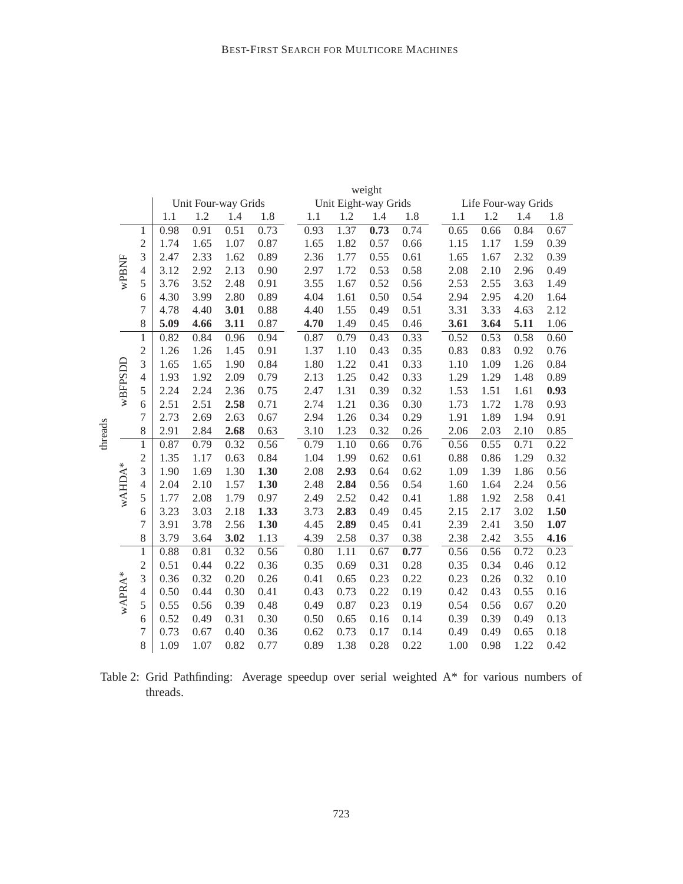| threads | | weight | | | | | | | | | | | |
|---|---|---|---|---|---|---|---|---|---|---|---|---|---|
| | | Unit Four-way Grids | | | | Unit Eight-way Grids | | | | Life Four-way Grids | | | |
| | | 1.1 | 1.2 | 1.4 | 1.8 | 1.1 | 1.2 | 1.4 | 1.8 | 1.1 | 1.2 | 1.4 | 1.8 |
| wPBNF | 1 | 0.98 | 0.91 | 0.51 | 0.73 | 0.93 | 1.37 | **0.73** | 0.74 | 0.65 | 0.66 | 0.84 | 0.67 |
| | 2 | 1.74 | 1.65 | 1.07 | 0.87 | 1.65 | 1.82 | 0.57 | 0.66 | 1.15 | 1.17 | 1.59 | 0.39 |
| | 3 | 2.47 | 2.33 | 1.62 | 0.89 | 2.36 | 1.77 | 0.55 | 0.61 | 1.65 | 1.67 | 2.32 | 0.39 |
| | 4 | 3.12 | 2.92 | 2.13 | 0.90 | 2.97 | 1.72 | 0.53 | 0.58 | 2.08 | 2.10 | 2.96 | 0.49 |
| | 5 | 3.76 | 3.52 | 2.48 | 0.91 | 3.55 | 1.67 | 0.52 | 0.56 | 2.53 | 2.55 | 3.63 | 1.49 |
| | 6 | 4.30 | 3.99 | 2.80 | 0.89 | 4.04 | 1.61 | 0.50 | 0.54 | 2.94 | 2.95 | 4.20 | 1.64 |
| | 7 | 4.78 | 4.40 | **3.01** | 0.88 | 4.40 | 1.55 | 0.49 | 0.51 | 3.31 | 3.33 | 4.63 | 2.12 |
| | 8 | **5.09** | **4.66** | **3.11** | 0.87 | **4.70** | 1.49 | 0.45 | 0.46 | **3.61** | **3.64** | **5.11** | 1.06 |
| wBFPSDD | 1 | 0.82 | 0.84 | 0.96 | 0.94 | 0.87 | 0.79 | 0.43 | 0.33 | 0.52 | 0.53 | 0.58 | 0.60 |
| | 2 | 1.26 | 1.26 | 1.45 | 0.91 | 1.37 | 1.10 | 0.43 | 0.35 | 0.83 | 0.83 | 0.92 | 0.76 |
| | 3 | 1.65 | 1.65 | 1.90 | 0.84 | 1.80 | 1.22 | 0.41 | 0.33 | 1.10 | 1.09 | 1.26 | 0.84 |
| | 4 | 1.93 | 1.92 | 2.09 | 0.79 | 2.13 | 1.25 | 0.42 | 0.33 | 1.29 | 1.29 | 1.48 | 0.89 |
| | 5 | 2.24 | 2.24 | 2.36 | 0.75 | 2.47 | 1.31 | 0.39 | 0.32 | 1.53 | 1.51 | 1.61 | **0.93** |
| | 6 | 2.51 | 2.51 | **2.58** | 0.71 | 2.74 | 1.21 | 0.36 | 0.30 | 1.73 | 1.72 | 1.78 | 0.93 |
| | 7 | 2.73 | 2.69 | 2.63 | 0.67 | 2.94 | 1.26 | 0.34 | 0.29 | 1.91 | 1.89 | 1.94 | 0.91 |
| | 8 | 2.91 | 2.84 | **2.68** | 0.63 | 3.10 | 1.23 | 0.32 | 0.26 | 2.06 | 2.03 | 2.10 | 0.85 |
| wAHDA* | 1 | 0.87 | 0.79 | 0.32 | 0.56 | 0.79 | 1.10 | 0.66 | 0.76 | 0.56 | 0.55 | 0.71 | 0.22 |
| | 2 | 1.35 | 1.17 | 0.63 | 0.84 | 1.04 | 1.99 | 0.62 | 0.61 | 0.88 | 0.86 | 1.29 | 0.32 |
| | 3 | 1.90 | 1.69 | 1.30 | **1.30** | 2.08 | **2.93** | 0.64 | 0.62 | 1.09 | 1.39 | 1.86 | 0.56 |
| | 4 | 2.04 | 2.10 | 1.57 | **1.30** | 2.48 | **2.84** | 0.56 | 0.54 | 1.60 | 1.64 | 2.24 | 0.56 |
| | 5 | 1.77 | 2.08 | 1.79 | 0.97 | 2.49 | 2.52 | 0.42 | 0.41 | 1.88 | 1.92 | 2.58 | 0.41 |
| | 6 | 3.23 | 3.03 | 2.18 | **1.33** | 3.73 | **2.83** | 0.49 | 0.45 | 2.15 | 2.17 | 3.02 | **1.50** |
| | 7 | 3.91 | 3.78 | 2.56 | **1.30** | 4.45 | **2.89** | 0.45 | 0.41 | 2.39 | 2.41 | 3.50 | **1.07** |
| | 8 | 3.79 | 3.64 | **3.02** | 1.13 | 4.39 | 2.58 | 0.37 | 0.38 | 2.38 | 2.42 | 3.55 | **4.16** |
| wAPRA* | 1 | 0.88 | 0.81 | 0.32 | 0.56 | 0.80 | 1.11 | 0.67 | **0.77** | 0.56 | 0.56 | 0.72 | 0.23 |
| | 2 | 0.51 | 0.44 | 0.22 | 0.36 | 0.35 | 0.69 | 0.31 | 0.28 | 0.35 | 0.34 | 0.46 | 0.12 |
| | 3 | 0.36 | 0.32 | 0.20 | 0.26 | 0.41 | 0.65 | 0.23 | 0.22 | 0.23 | 0.26 | 0.32 | 0.10 |
| | 4 | 0.50 | 0.44 | 0.30 | 0.41 | 0.43 | 0.73 | 0.22 | 0.19 | 0.42 | 0.43 | 0.55 | 0.16 |
| | 5 | 0.55 | 0.56 | 0.39 | 0.48 | 0.49 | 0.87 | 0.23 | 0.19 | 0.54 | 0.56 | 0.67 | 0.20 |
| | 6 | 0.52 | 0.49 | 0.31 | 0.30 | 0.50 | 0.65 | 0.16 | 0.14 | 0.39 | 0.39 | 0.49 | 0.13 |
| | 7 | 0.73 | 0.67 | 0.40 | 0.36 | 0.62 | 0.73 | 0.17 | 0.14 | 0.49 | 0.49 | 0.65 | 0.18 |
| | 8 | 1.09 | 1.07 | 0.82 | 0.77 | 0.89 | 1.38 | 0.28 | 0.22 | 1.00 | 0.98 | 1.22 | 0.42 |

Table 2: Grid Pathfinding: Average speedup over serial weighted A* for various numbers of threads.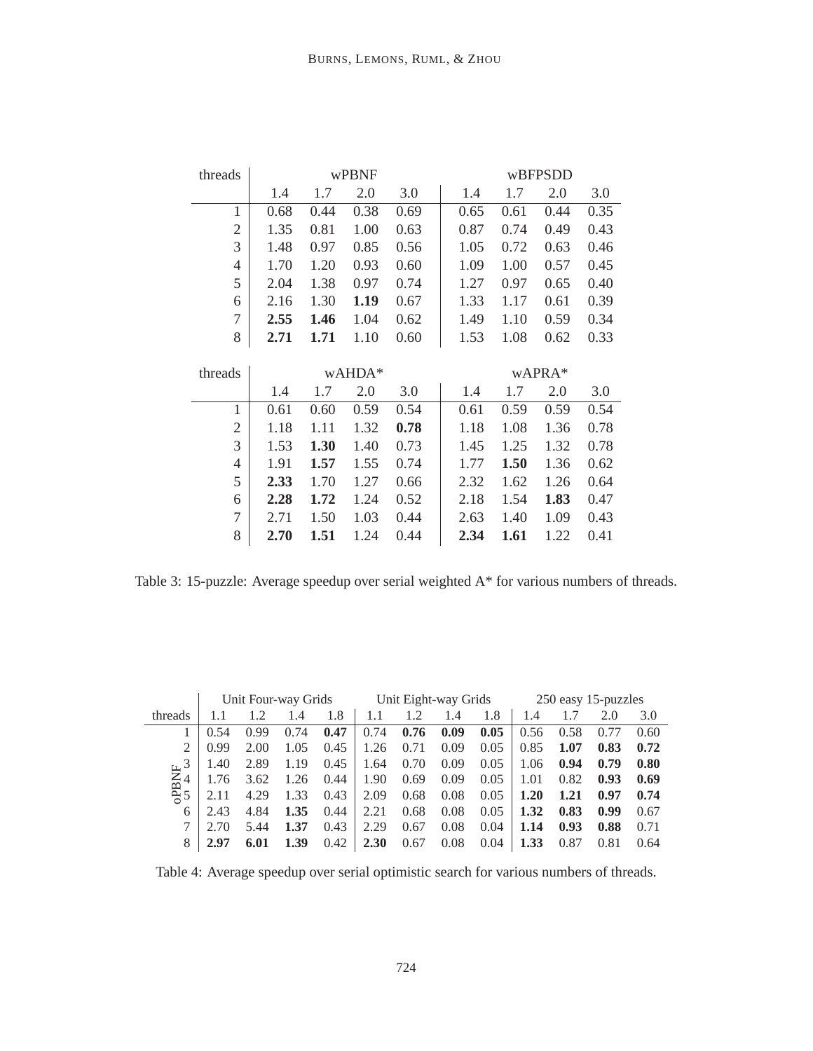| threads | wPBNF | | | | wBFPSDD | | | |
|---|---|---|---|---|---|---|---|---|
| | 1.4 | 1.7 | 2.0 | 3.0 | 1.4 | 1.7 | 2.0 | 3.0 |
| 1 | 0.68 | 0.44 | 0.38 | 0.69 | 0.65 | 0.61 | 0.44 | 0.35 |
| 2 | 1.35 | 0.81 | 1.00 | 0.63 | 0.87 | 0.74 | 0.49 | 0.43 |
| 3 | 1.48 | 0.97 | 0.85 | 0.56 | 1.05 | 0.72 | 0.63 | 0.46 |
| 4 | 1.70 | 1.20 | 0.93 | 0.60 | 1.09 | 1.00 | 0.57 | 0.45 |
| 5 | 2.04 | 1.38 | 0.97 | 0.74 | 1.27 | 0.97 | 0.65 | 0.40 |
| 6 | 2.16 | 1.30 | **1.19** | 0.67 | 1.33 | 1.17 | 0.61 | 0.39 |
| 7 | **2.55** | **1.46** | 1.04 | 0.62 | 1.49 | 1.10 | 0.59 | 0.34 |
| 8 | **2.71** | **1.71** | 1.10 | 0.60 | 1.53 | 1.08 | 0.62 | 0.33 |

| threads | wAHDA* | | | | wAPRA* | | | |
|---|---|---|---|---|---|---|---|---|
| | 1.4 | 1.7 | 2.0 | 3.0 | 1.4 | 1.7 | 2.0 | 3.0 |
| 1 | 0.61 | 0.60 | 0.59 | 0.54 | 0.61 | 0.59 | 0.59 | 0.54 |
| 2 | 1.18 | 1.11 | 1.32 | **0.78** | 1.18 | 1.08 | 1.36 | 0.78 |
| 3 | 1.53 | **1.30** | 1.40 | 0.73 | 1.45 | 1.25 | 1.32 | 0.78 |
| 4 | 1.91 | **1.57** | 1.55 | 0.74 | 1.77 | **1.50** | 1.36 | 0.62 |
| 5 | **2.33** | 1.70 | 1.27 | 0.66 | 2.32 | 1.62 | 1.26 | 0.64 |
| 6 | **2.28** | **1.72** | 1.24 | 0.52 | 2.18 | 1.54 | **1.83** | 0.47 |
| 7 | 2.71 | 1.50 | 1.03 | 0.44 | 2.63 | 1.40 | 1.09 | 0.43 |
| 8 | **2.70** | **1.51** | 1.24 | 0.44 | **2.34** | **1.61** | 1.22 | 0.41 |

Table 3: 15-puzzle: Average speedup over serial weighted A* for various numbers of threads.

| | | Unit Four-way Grids | | | | Unit Eight-way Grids | | | | 250 easy 15-puzzles | | | |
|---|---|---|---|---|---|---|---|---|---|---|---|---|---|
| | threads | 1.1 | 1.2 | 1.4 | 1.8 | 1.1 | 1.2 | 1.4 | 1.8 | 1.4 | 1.7 | 2.0 | 3.0 |
| oPBNF | 1 | 0.54 | 0.99 | 0.74 | **0.47** | 0.74 | **0.76** | **0.09** | **0.05** | 0.56 | 0.58 | 0.77 | 0.60 |
| | 2 | 0.99 | 2.00 | 1.05 | 0.45 | 1.26 | 0.71 | 0.09 | 0.05 | 0.85 | **1.07** | **0.83** | **0.72** |
| | 3 | 1.40 | 2.89 | 1.19 | 0.45 | 1.64 | 0.70 | 0.09 | 0.05 | 1.06 | **0.94** | 0.79 | **0.80** |
| | 4 | 1.76 | 3.62 | 1.26 | 0.44 | 1.90 | 0.69 | 0.09 | 0.05 | 1.01 | 0.82 | **0.93** | **0.69** |
| | 5 | 2.11 | 4.29 | 1.33 | 0.43 | 2.09 | 0.68 | 0.08 | 0.05 | **1.20** | **1.21** | **0.97** | **0.74** |
| | 6 | 2.43 | 4.84 | **1.35** | 0.44 | 2.21 | 0.68 | 0.08 | 0.05 | **1.32** | **0.83** | **0.99** | 0.67 |
| | 7 | 2.70 | 5.44 | **1.37** | 0.43 | 2.29 | 0.67 | 0.08 | 0.04 | **1.14** | **0.93** | **0.88** | 0.71 |
| | 8 | **2.97** | **6.01** | **1.39** | 0.42 | **2.30** | 0.67 | 0.08 | 0.04 | **1.33** | 0.87 | 0.81 | 0.64 |

Table 4: Average speedup over serial optimistic search for various numbers of threads.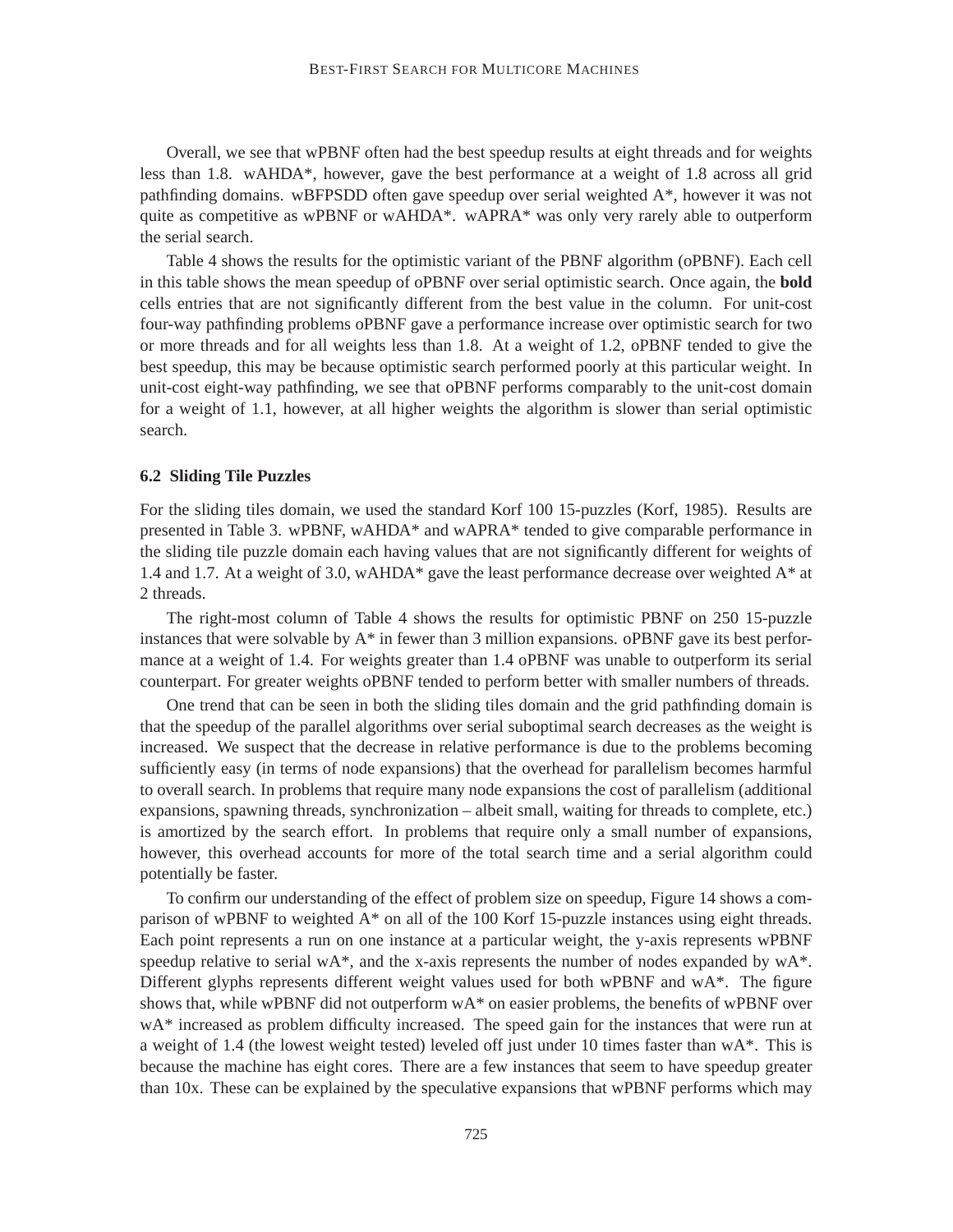Overall, we see that wPBNF often had the best speedup results at eight threads and for weights less than 1.8. wAHDA*, however, gave the best performance at a weight of 1.8 across all grid pathfinding domains. wBFPSDD often gave speedup over serial weighted A*, however it was not quite as competitive as wPBNF or wAHDA*. wAPRA* was only very rarely able to outperform the serial search.

Table 4 shows the results for the optimistic variant of the PBNF algorithm (oPBNF). Each cell in this table shows the mean speedup of oPBNF over serial optimistic search. Once again, the **bold** cells entries that are not significantly different from the best value in the column. For unit-cost four-way pathfinding problems oPBNF gave a performance increase over optimistic search for two or more threads and for all weights less than 1.8. At a weight of 1.2, oPBNF tended to give the best speedup, this may be because optimistic search performed poorly at this particular weight. In unit-cost eight-way pathfinding, we see that oPBNF performs comparably to the unit-cost domain for a weight of 1.1, however, at all higher weights the algorithm is slower than serial optimistic search.

### 6.2 Sliding Tile Puzzles

For the sliding tiles domain, we used the standard Korf 100 15-puzzles (Korf, 1985). Results are presented in Table 3. wPBNF, wAHDA* and wAPRA* tended to give comparable performance in the sliding tile puzzle domain each having values that are not significantly different for weights of 1.4 and 1.7. At a weight of 3.0, wAHDA* gave the least performance decrease over weighted A* at 2 threads.

The right-most column of Table 4 shows the results for optimistic PBNF on 250 15-puzzle instances that were solvable by A* in fewer than 3 million expansions. oPBNF gave its best performance at a weight of 1.4. For weights greater than 1.4 oPBNF was unable to outperform its serial counterpart. For greater weights oPBNF tended to perform better with smaller numbers of threads.

One trend that can be seen in both the sliding tiles domain and the grid pathfinding domain is that the speedup of the parallel algorithms over serial suboptimal search decreases as the weight is increased. We suspect that the decrease in relative performance is due to the problems becoming sufficiently easy (in terms of node expansions) that the overhead for parallelism becomes harmful to overall search. In problems that require many node expansions the cost of parallelism (additional expansions, spawning threads, synchronization – albeit small, waiting for threads to complete, etc.) is amortized by the search effort. In problems that require only a small number of expansions, however, this overhead accounts for more of the total search time and a serial algorithm could potentially be faster.

To confirm our understanding of the effect of problem size on speedup, Figure 14 shows a comparison of wPBNF to weighted A* on all of the 100 Korf 15-puzzle instances using eight threads. Each point represents a run on one instance at a particular weight, the y-axis represents wPBNF speedup relative to serial wA*, and the x-axis represents the number of nodes expanded by wA*. Different glyphs represents different weight values used for both wPBNF and wA*. The figure shows that, while wPBNF did not outperform wA* on easier problems, the benefits of wPBNF over wA* increased as problem difficulty increased. The speed gain for the instances that were run at a weight of 1.4 (the lowest weight tested) leveled off just under 10 times faster than wA*. This is because the machine has eight cores. There are a few instances that seem to have speedup greater than 10x. These can be explained by the speculative expansions that wPBNF performs which may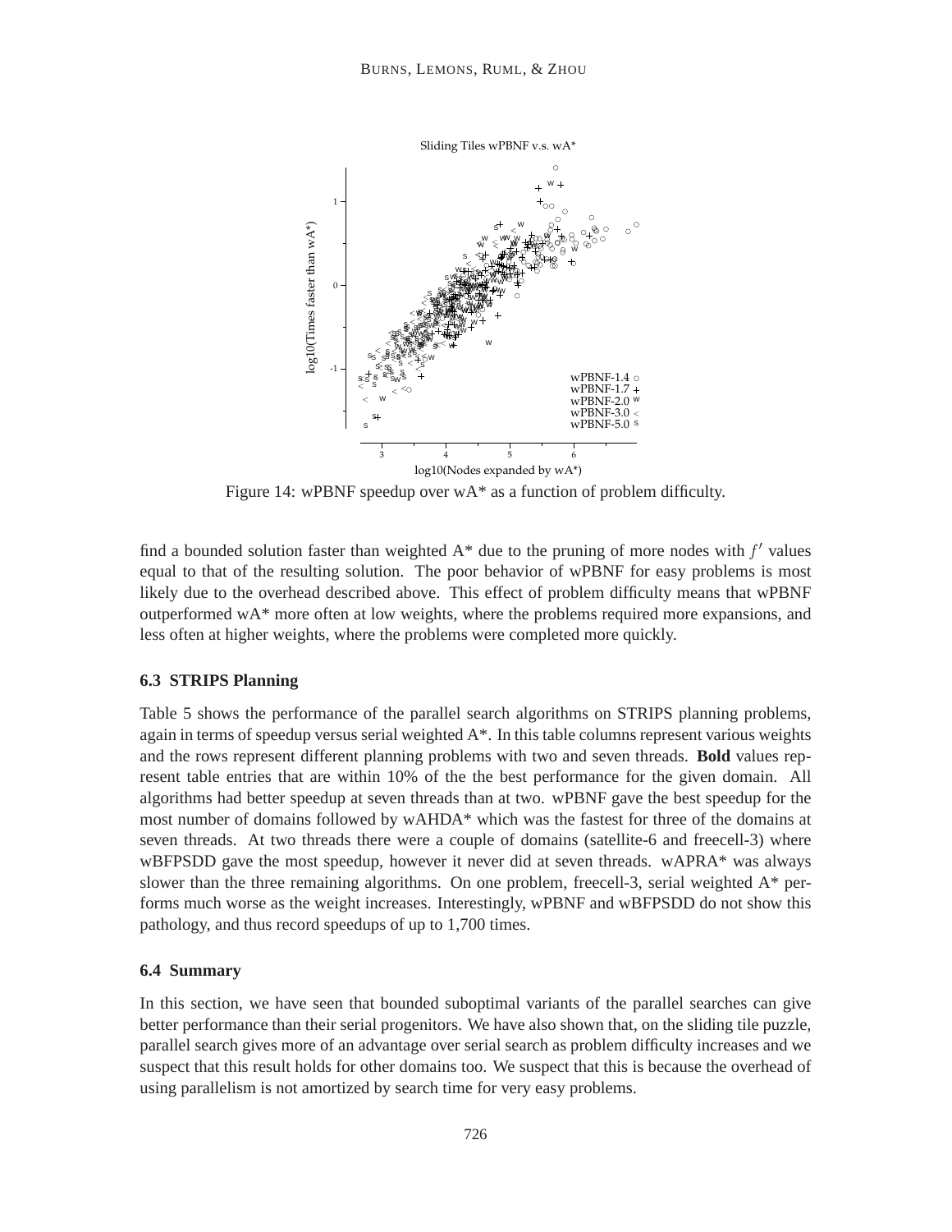Figure 14: wPBNF speedup over wA* as a function of problem difficulty.

find a bounded solution faster than weighted A* due to the pruning of more nodes with $f'$ values equal to that of the resulting solution. The poor behavior of wPBNF for easy problems is most likely due to the overhead described above. This effect of problem difficulty means that wPBNF outperformed wA* more often at low weights, where the problems required more expansions, and less often at higher weights, where the problems were completed more quickly.

### 6.3 STRIPS Planning

Table 5 shows the performance of the parallel search algorithms on STRIPS planning problems, again in terms of speedup versus serial weighted A*. In this table columns represent various weights and the rows represent different planning problems with two and seven threads. **Bold** values represent table entries that are within 10% of the the best performance for the given domain. All algorithms had better speedup at seven threads than at two. wPBNF gave the best speedup for the most number of domains followed by wAHDA* which was the fastest for three of the domains at seven threads. At two threads there were a couple of domains (satellite-6 and freecell-3) where wBFPSDD gave the most speedup, however it never did at seven threads. wAPRA* was always slower than the three remaining algorithms. On one problem, freecell-3, serial weighted A* performs much worse as the weight increases. Interestingly, wPBNF and wBFPSDD do not show this pathology, and thus record speedups of up to 1,700 times.

### 6.4 Summary

In this section, we have seen that bounded suboptimal variants of the parallel searches can give better performance than their serial progenitors. We have also shown that, on the sliding tile puzzle, parallel search gives more of an advantage over serial search as problem difficulty increases and we suspect that this result holds for other domains too. We suspect that this is because the overhead of using parallelism is not amortized by search time for very easy problems.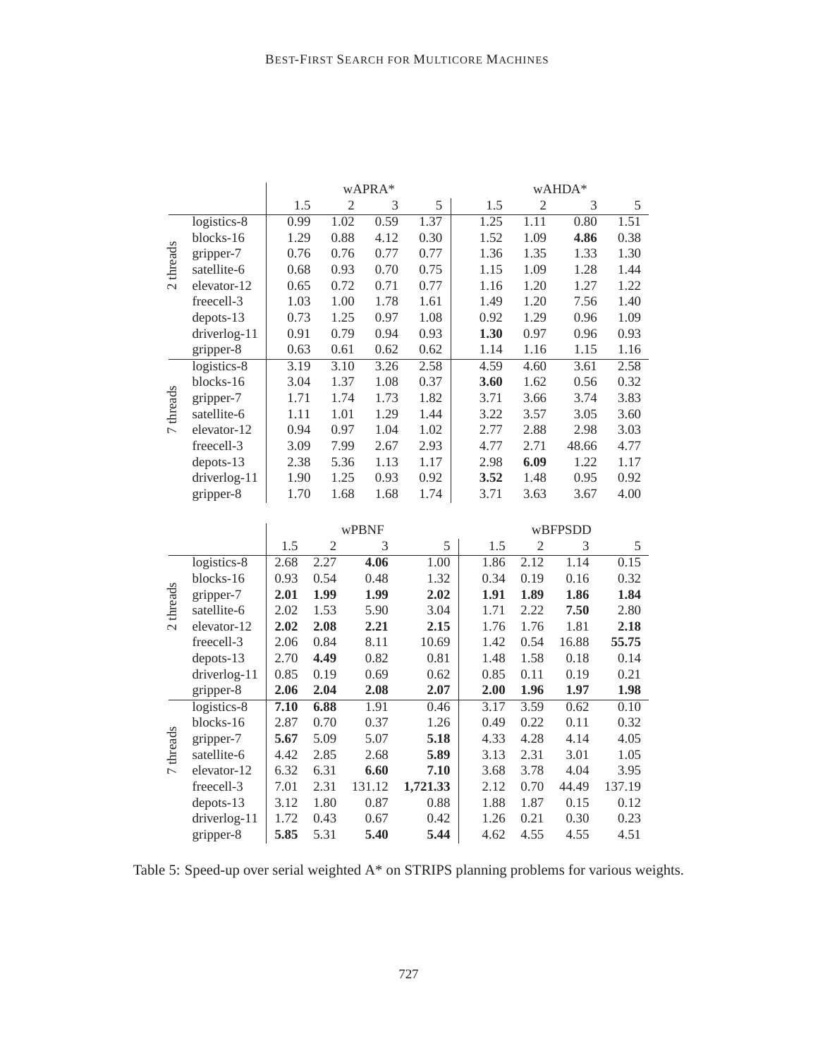| | | wAPRA* | | | | wAHDA* | | | |
|---|---|---|---|---|---|---|---|---|---|
| | | 1.5 | 2 | 3 | 5 | 1.5 | 2 | 3 | 5 |
| 2 threads | logistics-8 | 0.99 | 1.02 | 0.59 | 1.37 | 1.25 | 1.11 | 0.80 | 1.51 |
| | blocks-16 | 1.29 | 0.88 | 4.12 | 0.30 | 1.52 | 1.09 | **4.86** | 0.38 |
| | gripper-7 | 0.76 | 0.76 | 0.77 | 0.77 | 1.36 | 1.35 | 1.33 | 1.30 |
| | satellite-6 | 0.68 | 0.93 | 0.70 | 0.75 | 1.15 | 1.09 | 1.28 | 1.44 |
| | elevator-12 | 0.65 | 0.72 | 0.71 | 0.77 | 1.16 | 1.20 | 1.27 | 1.22 |
| | freecell-3 | 1.03 | 1.00 | 1.78 | 1.61 | 1.49 | 1.20 | 7.56 | 1.40 |
| | depots-13 | 0.73 | 1.25 | 0.97 | 1.08 | 0.92 | 1.29 | 0.96 | 1.09 |
| | driverlog-11 | 0.91 | 0.79 | 0.94 | 0.93 | **1.30** | 0.97 | 0.96 | 0.93 |
| | gripper-8 | 0.63 | 0.61 | 0.62 | 0.62 | 1.14 | 1.16 | 1.15 | 1.16 |
| 7 threads | logistics-8 | 3.19 | 3.10 | 3.26 | 2.58 | 4.59 | 4.60 | 3.61 | 2.58 |
| | blocks-16 | 3.04 | 1.37 | 1.08 | 0.37 | **3.60** | 1.62 | 0.56 | 0.32 |
| | gripper-7 | 1.71 | 1.74 | 1.73 | 1.82 | 3.71 | 3.66 | 3.74 | 3.83 |
| | satellite-6 | 1.11 | 1.01 | 1.29 | 1.44 | 3.22 | 3.57 | 3.05 | 3.60 |
| | elevator-12 | 0.94 | 0.97 | 1.04 | 1.02 | 2.77 | 2.88 | 2.98 | 3.03 |
| | freecell-3 | 3.09 | 7.99 | 2.67 | 2.93 | 4.77 | 2.71 | 48.66 | 4.77 |
| | depots-13 | 2.38 | 5.36 | 1.13 | 1.17 | 2.98 | **6.09** | 1.22 | 1.17 |
| | driverlog-11 | 1.90 | 1.25 | 0.93 | 0.92 | **3.52** | 1.48 | 0.95 | 0.92 |
| | gripper-8 | 1.70 | 1.68 | 1.68 | 1.74 | 3.71 | 3.63 | 3.67 | 4.00 |

| | | wPBNF | | | | wBFPSDD | | | |
|---|---|---|---|---|---|---|---|---|---|
| | | 1.5 | 2 | 3 | 5 | 1.5 | 2 | 3 | 5 |
| 2 threads | logistics-8 | 2.68 | 2.27 | **4.06** | 1.00 | 1.86 | 2.12 | 1.14 | 0.15 |
| | blocks-16 | 0.93 | 0.54 | 0.48 | 1.32 | 0.34 | 0.19 | 0.16 | 0.32 |
| | gripper-7 | **2.01** | **1.99** | **1.99** | **2.02** | **1.91** | **1.89** | **1.86** | **1.84** |
| | satellite-6 | 2.02 | 1.53 | 5.90 | 3.04 | 1.71 | 2.22 | **7.50** | 2.80 |
| | elevator-12 | **2.02** | **2.08** | **2.21** | **2.15** | 1.76 | 1.76 | 1.81 | **2.18** |
| | freecell-3 | 2.06 | 0.84 | 8.11 | 10.69 | 1.42 | 0.54 | 16.88 | **55.75** |
| | depots-13 | 2.70 | **4.49** | 0.82 | 0.81 | 1.48 | 1.58 | 0.18 | 0.14 |
| | driverlog-11 | 0.85 | 0.19 | 0.69 | 0.62 | 0.85 | 0.11 | 0.19 | 0.21 |
| | gripper-8 | **2.06** | **2.04** | **2.08** | **2.07** | **2.00** | **1.96** | **1.97** | **1.98** |
| 7 threads | logistics-8 | **7.10** | **6.88** | 1.91 | 0.46 | 3.17 | 3.59 | 0.62 | 0.10 |
| | blocks-16 | 2.87 | 0.70 | 0.37 | 1.26 | 0.49 | 0.22 | 0.11 | 0.32 |
| | gripper-7 | **5.67** | 5.09 | 5.07 | **5.18** | 4.33 | 4.28 | 4.14 | 4.05 |
| | satellite-6 | 4.42 | 2.85 | 2.68 | **5.89** | 3.13 | 2.31 | 3.01 | 1.05 |
| | elevator-12 | 6.32 | 6.31 | **6.60** | **7.10** | 3.68 | 3.78 | 4.04 | 3.95 |
| | freecell-3 | 7.01 | 2.31 | 131.12 | **1,721.33** | 2.12 | 0.70 | 44.49 | 137.19 |
| | depots-13 | 3.12 | 1.80 | 0.87 | 0.88 | 1.88 | 1.87 | 0.15 | 0.12 |
| | driverlog-11 | 1.72 | 0.43 | 0.67 | 0.42 | 1.26 | 0.21 | 0.30 | 0.23 |
| | gripper-8 | **5.85** | 5.31 | **5.40** | **5.44** | 4.62 | 4.55 | 4.55 | 4.51 |

Table 5: Speed-up over serial weighted A* on STRIPS planning problems for various weights.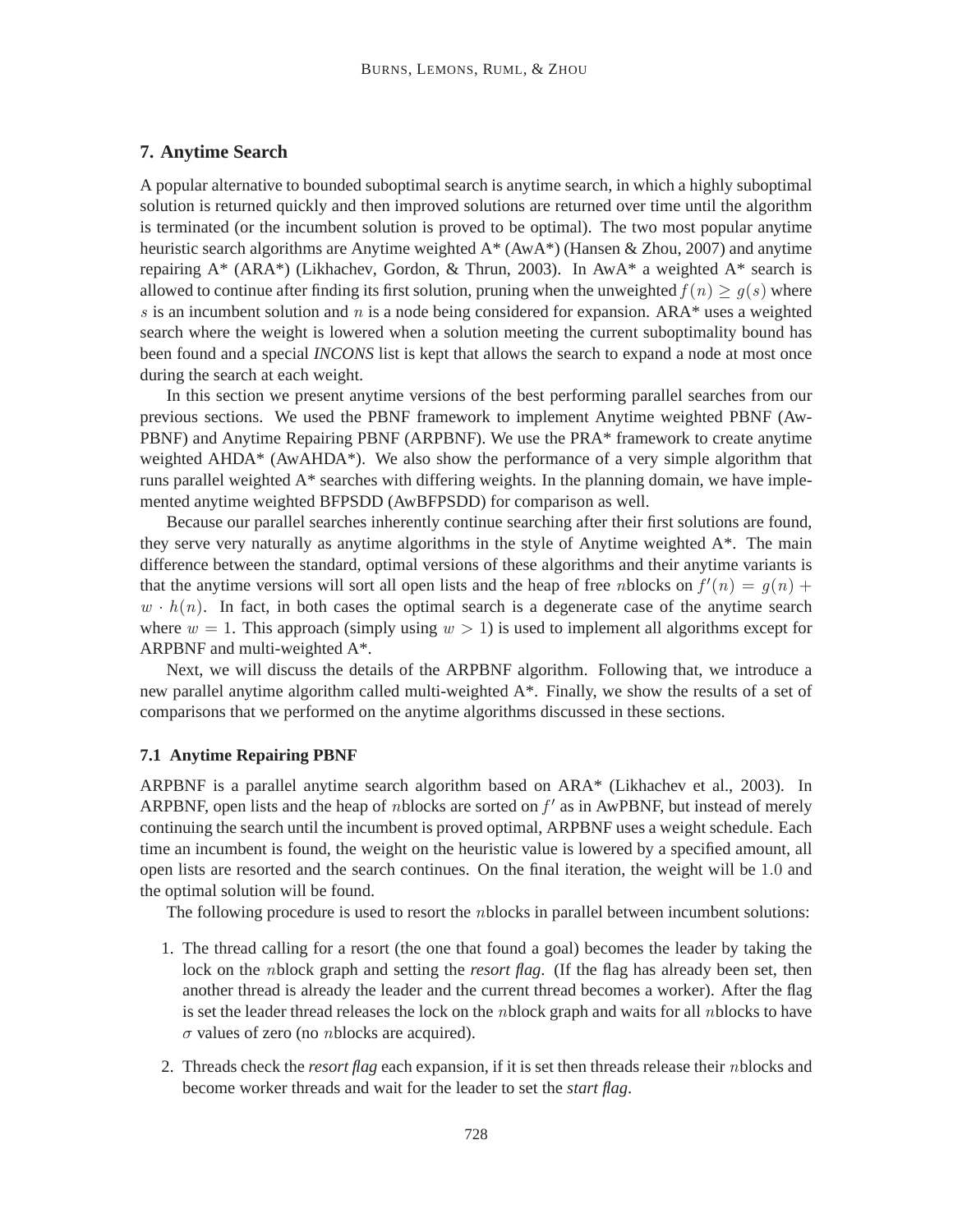## 7. Anytime Search

A popular alternative to bounded suboptimal search is anytime search, in which a highly suboptimal solution is returned quickly and then improved solutions are returned over time until the algorithm is terminated (or the incumbent solution is proved to be optimal). The two most popular anytime heuristic search algorithms are Anytime weighted A* (AwA*) (Hansen & Zhou, 2007) and anytime repairing A* (ARA*) (Likhachev, Gordon, & Thrun, 2003). In AwA* a weighted A* search is allowed to continue after finding its first solution, pruning when the unweighted $f(n) \geq g(s)$ where $s$ is an incumbent solution and $n$ is a node being considered for expansion. ARA* uses a weighted search where the weight is lowered when a solution meeting the current suboptimality bound has been found and a special *INCONS* list is kept that allows the search to expand a node at most once during the search at each weight.

In this section we present anytime versions of the best performing parallel searches from our previous sections. We used the PBNF framework to implement Anytime weighted PBNF (AwPBNF) and Anytime Repairing PBNF (ARPBNF). We use the PRA* framework to create anytime weighted AHDA* (AwAHDA*). We also show the performance of a very simple algorithm that runs parallel weighted A* searches with differing weights. In the planning domain, we have implemented anytime weighted BFPSDD (AwBFPSDD) for comparison as well.

Because our parallel searches inherently continue searching after their first solutions are found, they serve very naturally as anytime algorithms in the style of Anytime weighted A*. The main difference between the standard, optimal versions of these algorithms and their anytime variants is that the anytime versions will sort all open lists and the heap of free $n$blocks on $f'(n) = g(n) + w \cdot h(n)$. In fact, in both cases the optimal search is a degenerate case of the anytime search where $w = 1$. This approach (simply using $w > 1$) is used to implement all algorithms except for ARPBNF and multi-weighted A*.

Next, we will discuss the details of the ARPBNF algorithm. Following that, we introduce a new parallel anytime algorithm called multi-weighted A*. Finally, we show the results of a set of comparisons that we performed on the anytime algorithms discussed in these sections.

### 7.1 Anytime Repairing PBNF

ARPBNF is a parallel anytime search algorithm based on ARA* (Likhachev et al., 2003). In ARPBNF, open lists and the heap of $n$blocks are sorted on $f'$ as in AwPBNF, but instead of merely continuing the search until the incumbent is proved optimal, ARPBNF uses a weight schedule. Each time an incumbent is found, the weight on the heuristic value is lowered by a specified amount, all open lists are resorted and the search continues. On the final iteration, the weight will be $1.0$ and the optimal solution will be found.

The following procedure is used to resort the $n$blocks in parallel between incumbent solutions:

1. The thread calling for a resort (the one that found a goal) becomes the leader by taking the lock on the $n$block graph and setting the *resort flag*. (If the flag has already been set, then another thread is already the leader and the current thread becomes a worker). After the flag is set the leader thread releases the lock on the $n$block graph and waits for all $n$blocks to have $\sigma$ values of zero (no $n$blocks are acquired).

2. Threads check the *resort flag* each expansion, if it is set then threads release their $n$blocks and become worker threads and wait for the leader to set the *start flag*.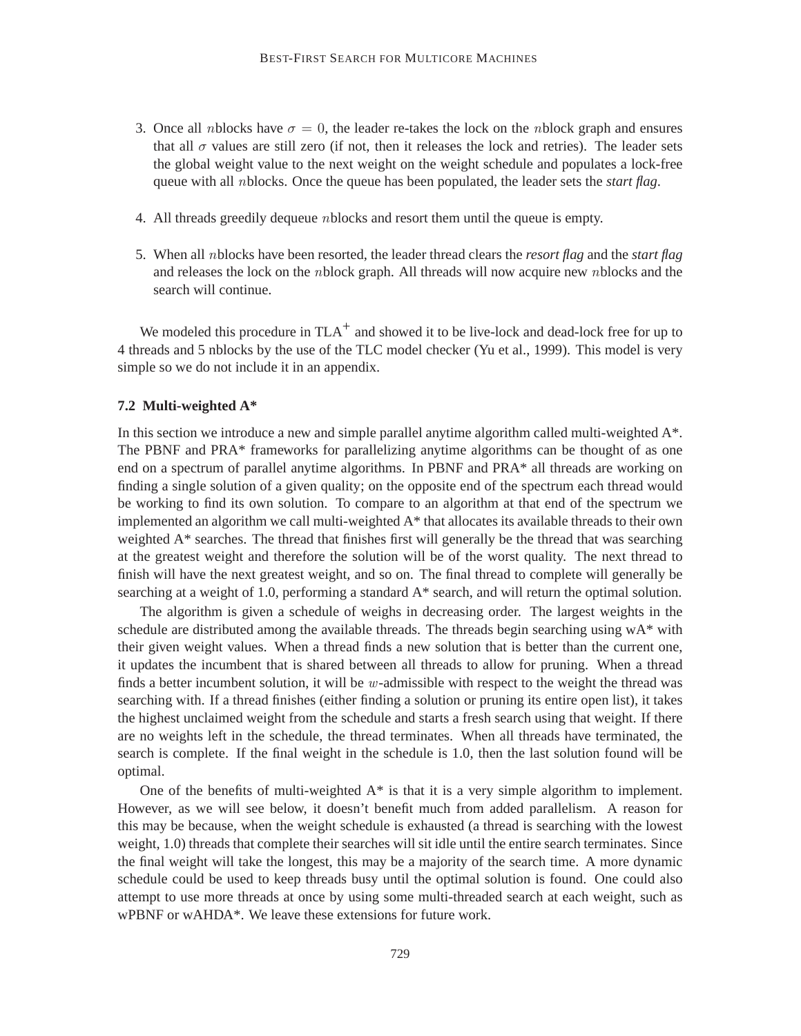3. Once all $n$blocks have $\sigma = 0$, the leader re-takes the lock on the $n$block graph and ensures that all $\sigma$ values are still zero (if not, then it releases the lock and retries). The leader sets the global weight value to the next weight on the weight schedule and populates a lock-free queue with all $n$blocks. Once the queue has been populated, the leader sets the *start flag*.

4. All threads greedily dequeue $n$blocks and resort them until the queue is empty.

5. When all $n$blocks have been resorted, the leader thread clears the *resort flag* and the *start flag* and releases the lock on the $n$block graph. All threads will now acquire new $n$blocks and the search will continue.

We modeled this procedure in TLA$^+$ and showed it to be live-lock and dead-lock free for up to 4 threads and 5 nblocks by the use of the TLC model checker (Yu et al., 1999). This model is very simple so we do not include it in an appendix.

### 7.2 Multi-weighted A*

In this section we introduce a new and simple parallel anytime algorithm called multi-weighted A*. The PBNF and PRA* frameworks for parallelizing anytime algorithms can be thought of as one end on a spectrum of parallel anytime algorithms. In PBNF and PRA* all threads are working on finding a single solution of a given quality; on the opposite end of the spectrum each thread would be working to find its own solution. To compare to an algorithm at that end of the spectrum we implemented an algorithm we call multi-weighted A* that allocates its available threads to their own weighted A* searches. The thread that finishes first will generally be the thread that was searching at the greatest weight and therefore the solution will be of the worst quality. The next thread to finish will have the next greatest weight, and so on. The final thread to complete will generally be searching at a weight of 1.0, performing a standard A* search, and will return the optimal solution.

The algorithm is given a schedule of weighs in decreasing order. The largest weights in the schedule are distributed among the available threads. The threads begin searching using wA* with their given weight values. When a thread finds a new solution that is better than the current one, it updates the incumbent that is shared between all threads to allow for pruning. When a thread finds a better incumbent solution, it will be $w$-admissible with respect to the weight the thread was searching with. If a thread finishes (either finding a solution or pruning its entire open list), it takes the highest unclaimed weight from the schedule and starts a fresh search using that weight. If there are no weights left in the schedule, the thread terminates. When all threads have terminated, the search is complete. If the final weight in the schedule is 1.0, then the last solution found will be optimal.

One of the benefits of multi-weighted A* is that it is a very simple algorithm to implement. However, as we will see below, it doesn't benefit much from added parallelism. A reason for this may be because, when the weight schedule is exhausted (a thread is searching with the lowest weight, 1.0) threads that complete their searches will sit idle until the entire search terminates. Since the final weight will take the longest, this may be a majority of the search time. A more dynamic schedule could be used to keep threads busy until the optimal solution is found. One could also attempt to use more threads at once by using some multi-threaded search at each weight, such as wPBNF or wAHDA*. We leave these extensions for future work.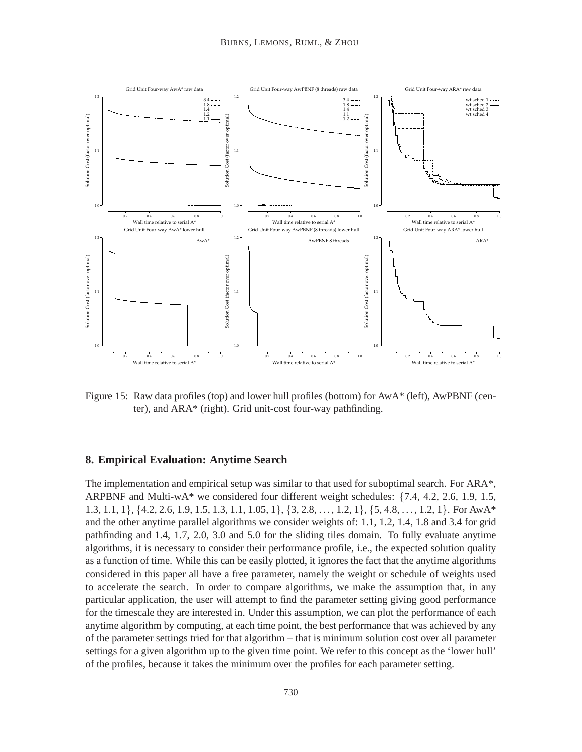Figure 15: Raw data profiles (top) and lower hull profiles (bottom) for AwA* (left), AwPBNF (center), and ARA* (right). Grid unit-cost four-way pathfinding.

## 8. Empirical Evaluation: Anytime Search

The implementation and empirical setup was similar to that used for suboptimal search. For ARA*, ARPBNF and Multi-wA* we considered four different weight schedules: $\{7.4, 4.2, 2.6, 1.9, 1.5, 1.3, 1.1, 1\}$, $\{4.2, 2.6, 1.9, 1.5, 1.3, 1.1, 1.05, 1\}$, $\{3, 2.8, \ldots, 1.2, 1\}$, $\{5, 4.8, \ldots, 1.2, 1\}$. For AwA* and the other anytime parallel algorithms we consider weights of: 1.1, 1.2, 1.4, 1.8 and 3.4 for grid pathfinding and 1.4, 1.7, 2.0, 3.0 and 5.0 for the sliding tiles domain. To fully evaluate anytime algorithms, it is necessary to consider their performance profile, i.e., the expected solution quality as a function of time. While this can be easily plotted, it ignores the fact that the anytime algorithms considered in this paper all have a free parameter, namely the weight or schedule of weights used to accelerate the search. In order to compare algorithms, we make the assumption that, in any particular application, the user will attempt to find the parameter setting giving good performance for the timescale they are interested in. Under this assumption, we can plot the performance of each anytime algorithm by computing, at each time point, the best performance that was achieved by any of the parameter settings tried for that algorithm – that is minimum solution cost over all parameter settings for a given algorithm up to the given time point. We refer to this concept as the 'lower hull' of the profiles, because it takes the minimum over the profiles for each parameter setting.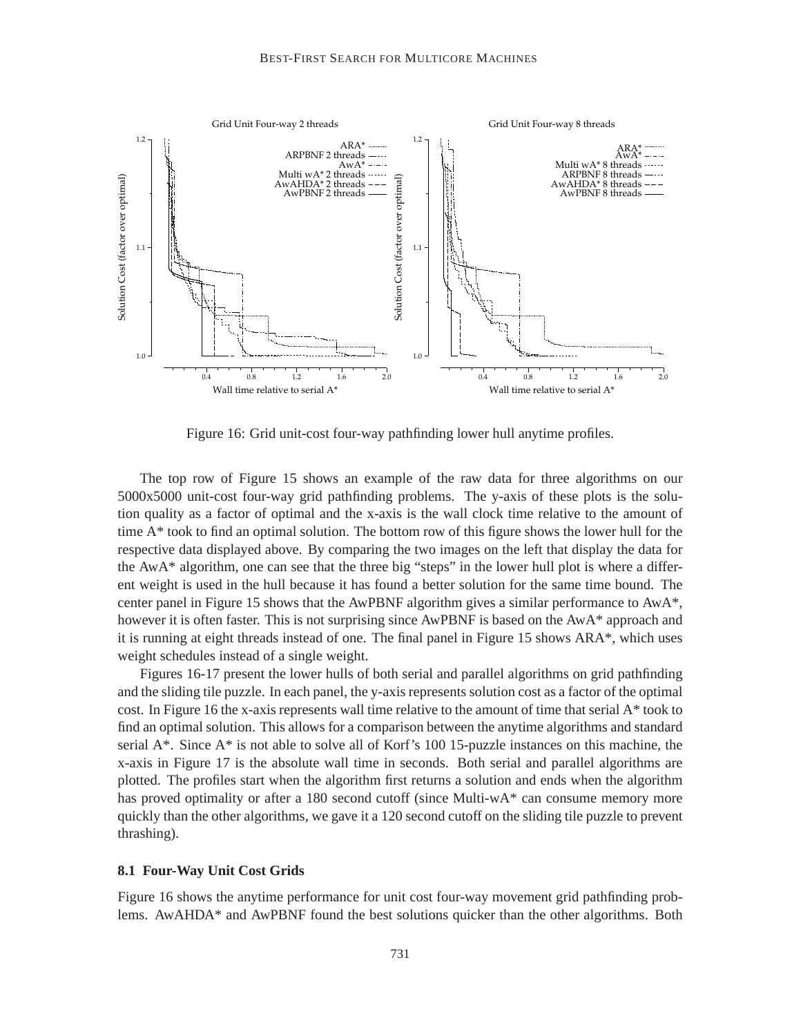Figure 16: Grid unit-cost four-way pathfinding lower hull anytime profiles.

The top row of Figure 15 shows an example of the raw data for three algorithms on our 5000x5000 unit-cost four-way grid pathfinding problems. The y-axis of these plots is the solution quality as a factor of optimal and the x-axis is the wall clock time relative to the amount of time A* took to find an optimal solution. The bottom row of this figure shows the lower hull for the respective data displayed above. By comparing the two images on the left that display the data for the AwA* algorithm, one can see that the three big "steps" in the lower hull plot is where a different weight is used in the hull because it has found a better solution for the same time bound. The center panel in Figure 15 shows that the AwPBNF algorithm gives a similar performance to AwA*, however it is often faster. This is not surprising since AwPBNF is based on the AwA* approach and it is running at eight threads instead of one. The final panel in Figure 15 shows ARA*, which uses weight schedules instead of a single weight.

Figures 16-17 present the lower hulls of both serial and parallel algorithms on grid pathfinding and the sliding tile puzzle. In each panel, the y-axis represents solution cost as a factor of the optimal cost. In Figure 16 the x-axis represents wall time relative to the amount of time that serial A* took to find an optimal solution. This allows for a comparison between the anytime algorithms and standard serial A*. Since A* is not able to solve all of Korf's 100 15-puzzle instances on this machine, the x-axis in Figure 17 is the absolute wall time in seconds. Both serial and parallel algorithms are plotted. The profiles start when the algorithm first returns a solution and ends when the algorithm has proved optimality or after a 180 second cutoff (since Multi-wA* can consume memory more quickly than the other algorithms, we gave it a 120 second cutoff on the sliding tile puzzle to prevent thrashing).

### 8.1 Four-Way Unit Cost Grids

Figure 16 shows the anytime performance for unit cost four-way movement grid pathfinding problems. AwAHDA* and AwPBNF found the best solutions quicker than the other algorithms. Both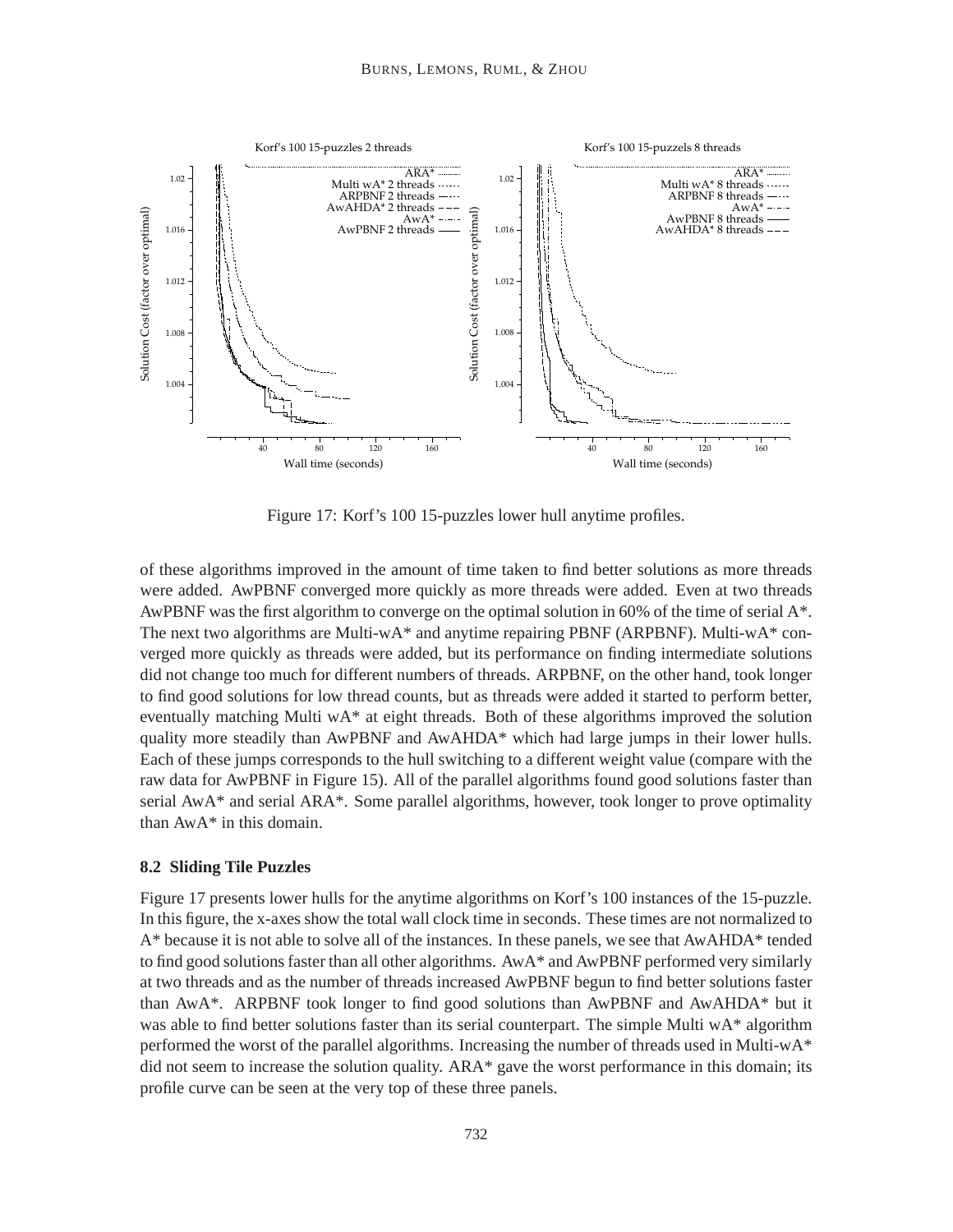Figure 17: Korf's 100 15-puzzles lower hull anytime profiles.

of these algorithms improved in the amount of time taken to find better solutions as more threads were added. AwPBNF converged more quickly as more threads were added. Even at two threads AwPBNF was the first algorithm to converge on the optimal solution in 60% of the time of serial A*. The next two algorithms are Multi-wA* and anytime repairing PBNF (ARPBNF). Multi-wA* converged more quickly as threads were added, but its performance on finding intermediate solutions did not change too much for different numbers of threads. ARPBNF, on the other hand, took longer to find good solutions for low thread counts, but as threads were added it started to perform better, eventually matching Multi wA* at eight threads. Both of these algorithms improved the solution quality more steadily than AwPBNF and AwAHDA* which had large jumps in their lower hulls. Each of these jumps corresponds to the hull switching to a different weight value (compare with the raw data for AwPBNF in Figure 15). All of the parallel algorithms found good solutions faster than serial AwA* and serial ARA*. Some parallel algorithms, however, took longer to prove optimality than AwA* in this domain.

### 8.2 Sliding Tile Puzzles

Figure 17 presents lower hulls for the anytime algorithms on Korf's 100 instances of the 15-puzzle. In this figure, the x-axes show the total wall clock time in seconds. These times are not normalized to A* because it is not able to solve all of the instances. In these panels, we see that AwAHDA* tended to find good solutions faster than all other algorithms. AwA* and AwPBNF performed very similarly at two threads and as the number of threads increased AwPBNF begun to find better solutions faster than AwA*. ARPBNF took longer to find good solutions than AwPBNF and AwAHDA* but it was able to find better solutions faster than its serial counterpart. The simple Multi wA* algorithm performed the worst of the parallel algorithms. Increasing the number of threads used in Multi-wA* did not seem to increase the solution quality. ARA* gave the worst performance in this domain; its profile curve can be seen at the very top of these three panels.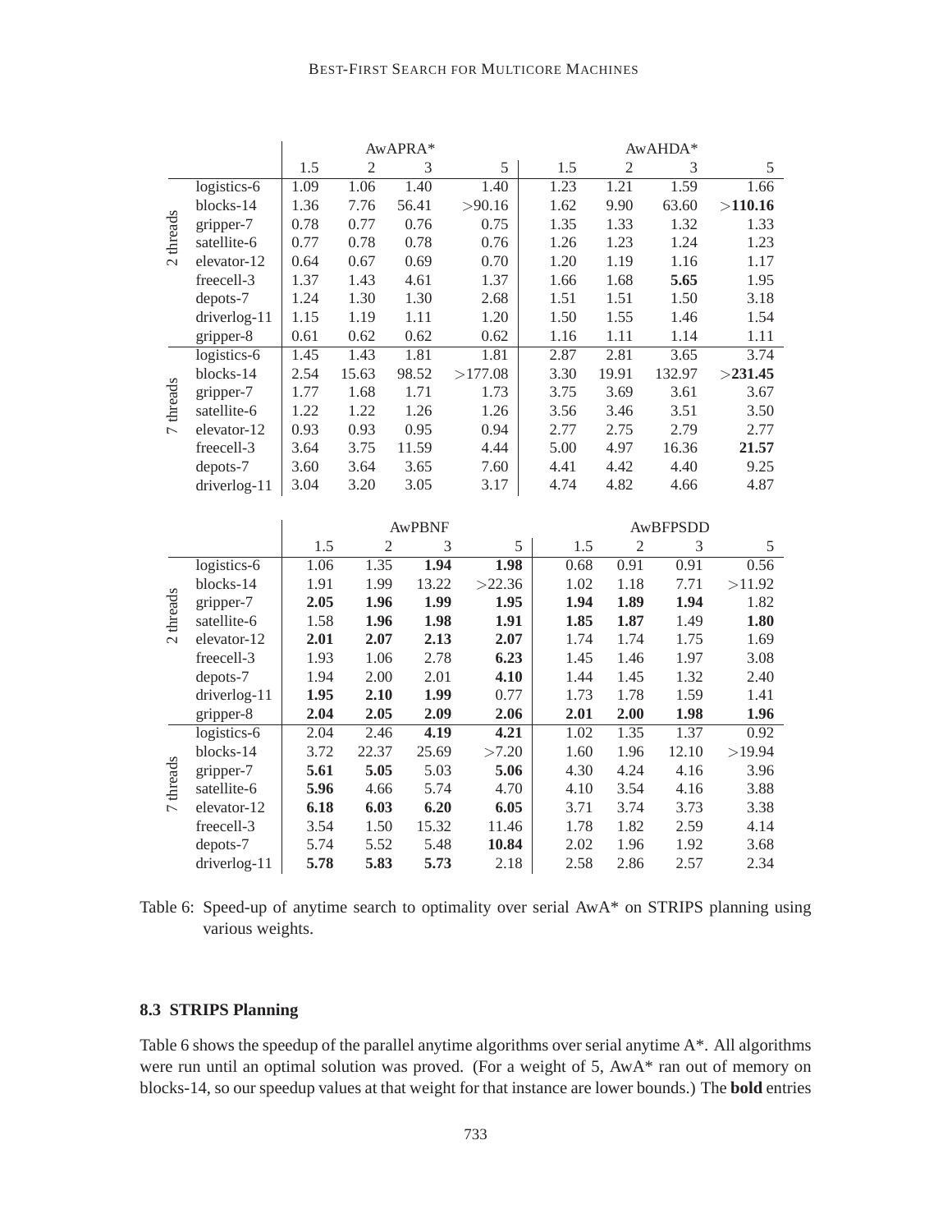| | | AwAPRA* | | | | AwAHDA* | | | |
|---|---|---|---|---|---|---|---|---|---|
| | | 1.5 | 2 | 3 | 5 | 1.5 | 2 | 3 | 5 |
| 2 threads | logistics-6 | 1.09 | 1.06 | 1.40 | 1.40 | 1.23 | 1.21 | 1.59 | 1.66 |
| | blocks-14 | 1.36 | 7.76 | 56.41 | >90.16 | 1.62 | 9.90 | 63.60 | **>110.16** |
| | gripper-7 | 0.78 | 0.77 | 0.76 | 0.75 | 1.35 | 1.33 | 1.32 | 1.33 |
| | satellite-6 | 0.77 | 0.78 | 0.78 | 0.76 | 1.26 | 1.23 | 1.24 | 1.23 |
| | elevator-12 | 0.64 | 0.67 | 0.69 | 0.70 | 1.20 | 1.19 | 1.16 | 1.17 |
| | freecell-3 | 1.37 | 1.43 | 4.61 | 1.37 | 1.66 | 1.68 | **5.65** | 1.95 |
| | depots-7 | 1.24 | 1.30 | 1.30 | 2.68 | 1.51 | 1.51 | 1.50 | 3.18 |
| | driverlog-11 | 1.15 | 1.19 | 1.11 | 1.20 | 1.50 | 1.55 | 1.46 | 1.54 |
| | gripper-8 | 0.61 | 0.62 | 0.62 | 0.62 | 1.16 | 1.11 | 1.14 | 1.11 |
| 7 threads | logistics-6 | 1.45 | 1.43 | 1.81 | 1.81 | 2.87 | 2.81 | 3.65 | 3.74 |
| | blocks-14 | 2.54 | 15.63 | 98.52 | >177.08 | 3.30 | 19.91 | 132.97 | **>231.45** |
| | gripper-7 | 1.77 | 1.68 | 1.71 | 1.73 | 3.75 | 3.69 | 3.61 | 3.67 |
| | satellite-6 | 1.22 | 1.22 | 1.26 | 1.26 | 3.56 | 3.46 | 3.51 | 3.50 |
| | elevator-12 | 0.93 | 0.93 | 0.95 | 0.94 | 2.77 | 2.75 | 2.79 | 2.77 |
| | freecell-3 | 3.64 | 3.75 | 11.59 | 4.44 | 5.00 | 4.97 | 16.36 | **21.57** |
| | depots-7 | 3.60 | 3.64 | 3.65 | 7.60 | 4.41 | 4.42 | 4.40 | 9.25 |
| | driverlog-11 | 3.04 | 3.20 | 3.05 | 3.17 | 4.74 | 4.82 | 4.66 | 4.87 |

| | | AwPBNF | | | | AwBFPSDD | | | |
|---|---|---|---|---|---|---|---|---|---|
| | | 1.5 | 2 | 3 | 5 | 1.5 | 2 | 3 | 5 |
| 2 threads | logistics-6 | 1.06 | 1.35 | **1.94** | **1.98** | 0.68 | 0.91 | 0.91 | 0.56 |
| | blocks-14 | 1.91 | 1.99 | 13.22 | >22.36 | 1.02 | 1.18 | 7.71 | >11.92 |
| | gripper-7 | **2.05** | **1.96** | **1.99** | **1.95** | **1.94** | **1.89** | **1.94** | 1.82 |
| | satellite-6 | 1.58 | **1.96** | **1.98** | **1.91** | **1.85** | **1.87** | 1.49 | **1.80** |
| | elevator-12 | **2.01** | **2.07** | **2.13** | **2.07** | 1.74 | 1.74 | 1.75 | 1.69 |
| | freecell-3 | 1.93 | 1.06 | 2.78 | **6.23** | 1.45 | 1.46 | 1.97 | 3.08 |
| | depots-7 | 1.94 | 2.00 | 2.01 | **4.10** | 1.44 | 1.45 | 1.32 | 2.40 |
| | driverlog-11 | **1.95** | **2.10** | **1.99** | 0.77 | 1.73 | 1.78 | 1.59 | 1.41 |
| | gripper-8 | **2.04** | **2.05** | **2.09** | **2.06** | **2.01** | **2.00** | **1.98** | **1.96** |
| 7 threads | logistics-6 | 2.04 | 2.46 | **4.19** | **4.21** | 1.02 | 1.35 | 1.37 | 0.92 |
| | blocks-14 | 3.72 | 22.37 | 25.69 | >7.20 | 1.60 | 1.96 | 12.10 | >19.94 |
| | gripper-7 | **5.61** | **5.05** | 5.03 | **5.06** | 4.30 | 4.24 | 4.16 | 3.96 |
| | satellite-6 | **5.96** | 4.66 | 5.74 | 4.70 | 4.10 | 3.54 | 4.16 | 3.88 |
| | elevator-12 | **6.18** | **6.03** | **6.20** | **6.05** | 3.71 | 3.74 | 3.73 | 3.38 |
| | freecell-3 | 3.54 | 1.50 | 15.32 | 11.46 | 1.78 | 1.82 | 2.59 | 4.14 |
| | depots-7 | 5.74 | 5.52 | 5.48 | **10.84** | 2.02 | 1.96 | 1.92 | 3.68 |
| | driverlog-11 | **5.78** | **5.83** | **5.73** | 2.18 | 2.58 | 2.86 | 2.57 | 2.34 |

Table 6: Speed-up of anytime search to optimality over serial AwA* on STRIPS planning using various weights.

### 8.3 STRIPS Planning

Table 6 shows the speedup of the parallel anytime algorithms over serial anytime A*. All algorithms were run until an optimal solution was proved. (For a weight of 5, AwA* ran out of memory on blocks-14, so our speedup values at that weight for that instance are lower bounds.) The **bold** entries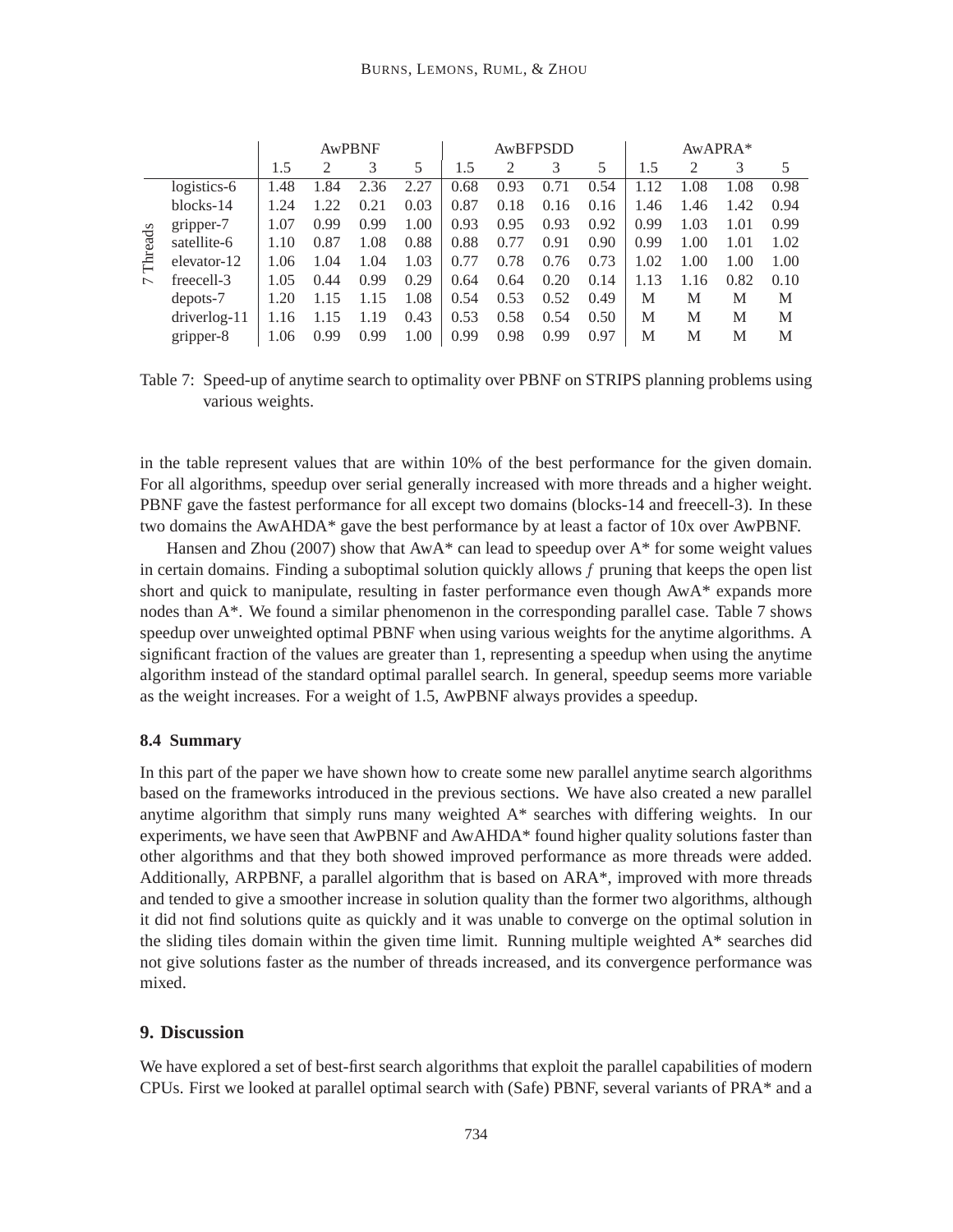| | | AwPBNF | | | | AwBFPSDD | | | | AwAPRA* | | | |
|---|---|---|---|---|---|---|---|---|---|---|---|---|---|
| | | 1.5 | 2 | 3 | 5 | 1.5 | 2 | 3 | 5 | 1.5 | 2 | 3 | 5 |
| 7 Threads | logistics-6 | 1.48 | 1.84 | 2.36 | 2.27 | 0.68 | 0.93 | 0.71 | 0.54 | 1.12 | 1.08 | 1.08 | 0.98 |
| | blocks-14 | 1.24 | 1.22 | 0.21 | 0.03 | 0.87 | 0.18 | 0.16 | 0.16 | 1.46 | 1.46 | 1.42 | 0.94 |
| | gripper-7 | 1.07 | 0.99 | 0.99 | 1.00 | 0.93 | 0.95 | 0.93 | 0.92 | 0.99 | 1.03 | 1.01 | 0.99 |
| | satellite-6 | 1.10 | 0.87 | 1.08 | 0.88 | 0.88 | 0.77 | 0.91 | 0.90 | 0.99 | 1.00 | 1.01 | 1.02 |
| | elevator-12 | 1.06 | 1.04 | 1.04 | 1.03 | 0.77 | 0.78 | 0.76 | 0.73 | 1.02 | 1.00 | 1.00 | 1.00 |
| | freecell-3 | 1.05 | 0.44 | 0.99 | 0.29 | 0.64 | 0.64 | 0.20 | 0.14 | 1.13 | 1.16 | 0.82 | 0.10 |
| | depots-7 | 1.20 | 1.15 | 1.15 | 1.08 | 0.54 | 0.53 | 0.52 | 0.49 | M | M | M | M |
| | driverlog-11 | 1.16 | 1.15 | 1.19 | 0.43 | 0.53 | 0.58 | 0.54 | 0.50 | M | M | M | M |
| | gripper-8 | 1.06 | 0.99 | 0.99 | 1.00 | 0.99 | 0.98 | 0.99 | 0.97 | M | M | M | M |

Table 7: Speed-up of anytime search to optimality over PBNF on STRIPS planning problems using various weights.

in the table represent values that are within 10% of the best performance for the given domain. For all algorithms, speedup over serial generally increased with more threads and a higher weight. PBNF gave the fastest performance for all except two domains (blocks-14 and freecell-3). In these two domains the AwAHDA* gave the best performance by at least a factor of 10x over AwPBNF.

Hansen and Zhou (2007) show that AwA* can lead to speedup over A* for some weight values in certain domains. Finding a suboptimal solution quickly allows $f$ pruning that keeps the open list short and quick to manipulate, resulting in faster performance even though AwA* expands more nodes than A*. We found a similar phenomenon in the corresponding parallel case. Table 7 shows speedup over unweighted optimal PBNF when using various weights for the anytime algorithms. A significant fraction of the values are greater than 1, representing a speedup when using the anytime algorithm instead of the standard optimal parallel search. In general, speedup seems more variable as the weight increases. For a weight of 1.5, AwPBNF always provides a speedup.

### 8.4 Summary

In this part of the paper we have shown how to create some new parallel anytime search algorithms based on the frameworks introduced in the previous sections. We have also created a new parallel anytime algorithm that simply runs many weighted A* searches with differing weights. In our experiments, we have seen that AwPBNF and AwAHDA* found higher quality solutions faster than other algorithms and that they both showed improved performance as more threads were added. Additionally, ARPBNF, a parallel algorithm that is based on ARA*, improved with more threads and tended to give a smoother increase in solution quality than the former two algorithms, although it did not find solutions quite as quickly and it was unable to converge on the optimal solution in the sliding tiles domain within the given time limit. Running multiple weighted A* searches did not give solutions faster as the number of threads increased, and its convergence performance was mixed.

## 9. Discussion

We have explored a set of best-first search algorithms that exploit the parallel capabilities of modern CPUs. First we looked at parallel optimal search with (Safe) PBNF, several variants of PRA* and a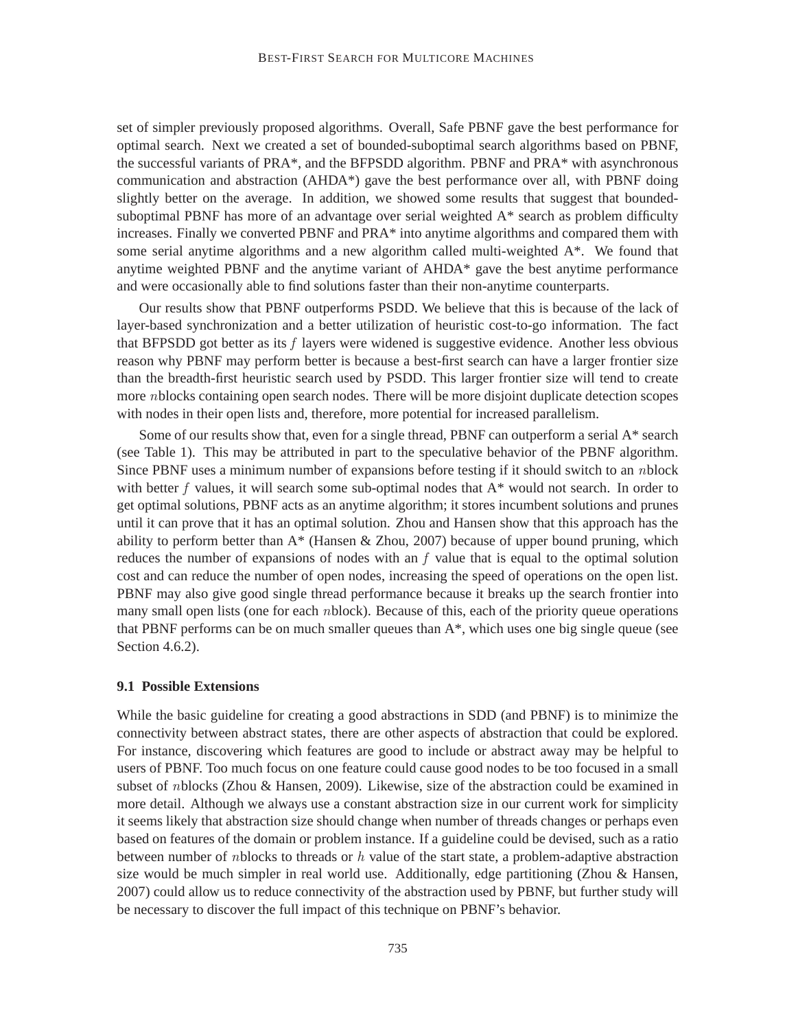set of simpler previously proposed algorithms. Overall, Safe PBNF gave the best performance for optimal search. Next we created a set of bounded-suboptimal search algorithms based on PBNF, the successful variants of PRA*, and the BFPSDD algorithm. PBNF and PRA* with asynchronous communication and abstraction (AHDA*) gave the best performance over all, with PBNF doing slightly better on the average. In addition, we showed some results that suggest that bounded-suboptimal PBNF has more of an advantage over serial weighted A* search as problem difficulty increases. Finally we converted PBNF and PRA* into anytime algorithms and compared them with some serial anytime algorithms and a new algorithm called multi-weighted A*. We found that anytime weighted PBNF and the anytime variant of AHDA* gave the best anytime performance and were occasionally able to find solutions faster than their non-anytime counterparts.

Our results show that PBNF outperforms PSDD. We believe that this is because of the lack of layer-based synchronization and a better utilization of heuristic cost-to-go information. The fact that BFPSDD got better as its $f$ layers were widened is suggestive evidence. Another less obvious reason why PBNF may perform better is because a best-first search can have a larger frontier size than the breadth-first heuristic search used by PSDD. This larger frontier size will tend to create more $n$blocks containing open search nodes. There will be more disjoint duplicate detection scopes with nodes in their open lists and, therefore, more potential for increased parallelism.

Some of our results show that, even for a single thread, PBNF can outperform a serial A* search (see Table 1). This may be attributed in part to the speculative behavior of the PBNF algorithm. Since PBNF uses a minimum number of expansions before testing if it should switch to an $n$block with better $f$ values, it will search some sub-optimal nodes that A* would not search. In order to get optimal solutions, PBNF acts as an anytime algorithm; it stores incumbent solutions and prunes until it can prove that it has an optimal solution. Zhou and Hansen show that this approach has the ability to perform better than A* (Hansen & Zhou, 2007) because of upper bound pruning, which reduces the number of expansions of nodes with an $f$ value that is equal to the optimal solution cost and can reduce the number of open nodes, increasing the speed of operations on the open list. PBNF may also give good single thread performance because it breaks up the search frontier into many small open lists (one for each $n$block). Because of this, each of the priority queue operations that PBNF performs can be on much smaller queues than A*, which uses one big single queue (see Section 4.6.2).

### 9.1 Possible Extensions

While the basic guideline for creating a good abstractions in SDD (and PBNF) is to minimize the connectivity between abstract states, there are other aspects of abstraction that could be explored. For instance, discovering which features are good to include or abstract away may be helpful to users of PBNF. Too much focus on one feature could cause good nodes to be too focused in a small subset of $n$blocks (Zhou & Hansen, 2009). Likewise, size of the abstraction could be examined in more detail. Although we always use a constant abstraction size in our current work for simplicity it seems likely that abstraction size should change when number of threads changes or perhaps even based on features of the domain or problem instance. If a guideline could be devised, such as a ratio between number of $n$blocks to threads or $h$ value of the start state, a problem-adaptive abstraction size would be much simpler in real world use. Additionally, edge partitioning (Zhou & Hansen, 2007) could allow us to reduce connectivity of the abstraction used by PBNF, but further study will be necessary to discover the full impact of this technique on PBNF's behavior.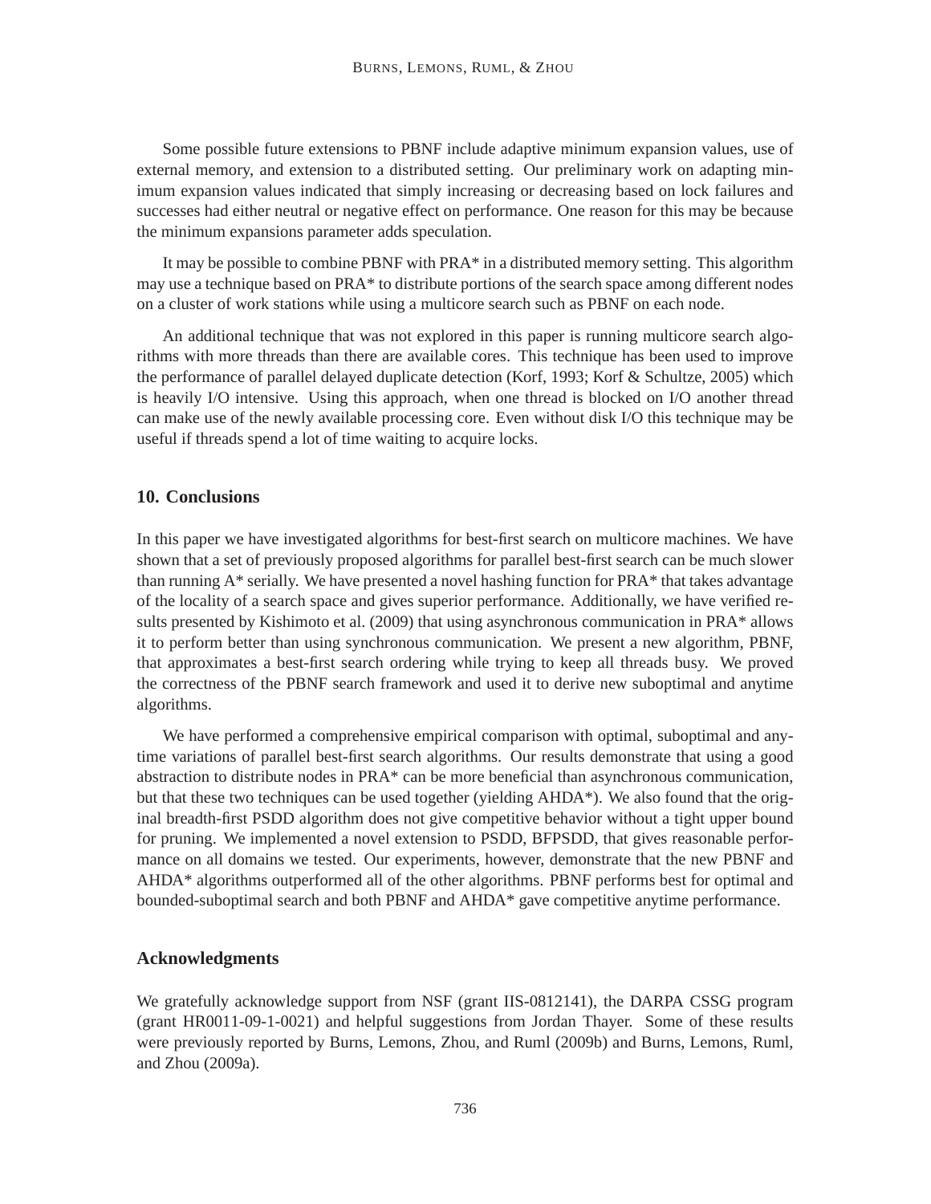Some possible future extensions to PBNF include adaptive minimum expansion values, use of external memory, and extension to a distributed setting. Our preliminary work on adapting minimum expansion values indicated that simply increasing or decreasing based on lock failures and successes had either neutral or negative effect on performance. One reason for this may be because the minimum expansions parameter adds speculation.

It may be possible to combine PBNF with PRA* in a distributed memory setting. This algorithm may use a technique based on PRA* to distribute portions of the search space among different nodes on a cluster of work stations while using a multicore search such as PBNF on each node.

An additional technique that was not explored in this paper is running multicore search algorithms with more threads than there are available cores. This technique has been used to improve the performance of parallel delayed duplicate detection (Korf, 1993; Korf & Schultze, 2005) which is heavily I/O intensive. Using this approach, when one thread is blocked on I/O another thread can make use of the newly available processing core. Even without disk I/O this technique may be useful if threads spend a lot of time waiting to acquire locks.

## 10. Conclusions

In this paper we have investigated algorithms for best-first search on multicore machines. We have shown that a set of previously proposed algorithms for parallel best-first search can be much slower than running A* serially. We have presented a novel hashing function for PRA* that takes advantage of the locality of a search space and gives superior performance. Additionally, we have verified results presented by Kishimoto et al. (2009) that using asynchronous communication in PRA* allows it to perform better than using synchronous communication. We present a new algorithm, PBNF, that approximates a best-first search ordering while trying to keep all threads busy. We proved the correctness of the PBNF search framework and used it to derive new suboptimal and anytime algorithms.

We have performed a comprehensive empirical comparison with optimal, suboptimal and anytime variations of parallel best-first search algorithms. Our results demonstrate that using a good abstraction to distribute nodes in PRA* can be more beneficial than asynchronous communication, but that these two techniques can be used together (yielding AHDA*). We also found that the original breadth-first PSDD algorithm does not give competitive behavior without a tight upper bound for pruning. We implemented a novel extension to PSDD, BFPSDD, that gives reasonable performance on all domains we tested. Our experiments, however, demonstrate that the new PBNF and AHDA* algorithms outperformed all of the other algorithms. PBNF performs best for optimal and bounded-suboptimal search and both PBNF and AHDA* gave competitive anytime performance.

## Acknowledgments

We gratefully acknowledge support from NSF (grant IIS-0812141), the DARPA CSSG program (grant HR0011-09-1-0021) and helpful suggestions from Jordan Thayer. Some of these results were previously reported by Burns, Lemons, Zhou, and Ruml (2009b) and Burns, Lemons, Ruml, and Zhou (2009a).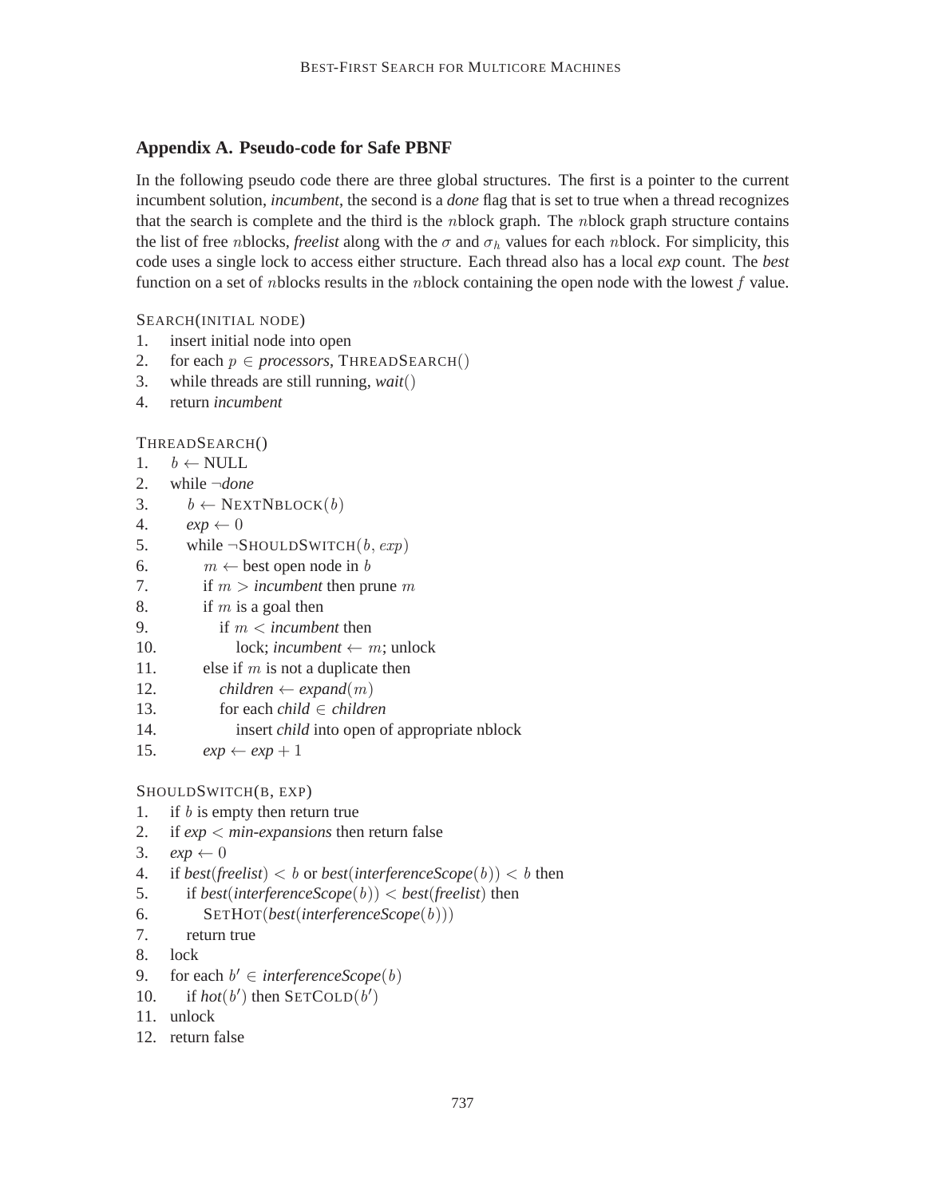## Appendix A. Pseudo-code for Safe PBNF

In the following pseudo code there are three global structures. The first is a pointer to the current incumbent solution, *incumbent*, the second is a *done* flag that is set to true when a thread recognizes that the search is complete and the third is the $n$block graph. The $n$block graph structure contains the list of free $n$blocks, *freelist* along with the $\sigma$ and $\sigma_h$ values for each $n$block. For simplicity, this code uses a single lock to access either structure. Each thread also has a local *exp* count. The *best* function on a set of $n$blocks results in the $n$block containing the open node with the lowest $f$ value.

```
SEARCH(INITIAL NODE)
1.  insert initial node into open
2.  for each p ∈ processors, THREADSEARCH()
3.  while threads are still running, wait()
4.  return incumbent
```

```
THREADSEARCH()
1.   b ← NULL
2.   while ¬done
3.      b ← NEXTNBLOCK(b)
4.      exp ← 0
5.      while ¬SHOULDSWITCH(b, exp)
6.         m ← best open node in b
7.         if m > incumbent then prune m
8.         if m is a goal then
9.            if m < incumbent then
10.              lock; incumbent ← m; unlock
11.        else if m is not a duplicate then
12.           children ← expand(m)
13.           for each child ∈ children
14.              insert child into open of appropriate nblock
15.        exp ← exp + 1
```

```
SHOULDSWITCH(B, EXP)
1.   if b is empty then return true
2.   if exp < min-expansions then return false
3.   exp ← 0
4.   if best(freelist) < b or best(interferenceScope(b)) < b then
5.      if best(interferenceScope(b)) < best(freelist) then
6.         SETHOT(best(interferenceScope(b)))
7.      return true
8.   lock
9.   for each b′ ∈ interferenceScope(b)
10.     if hot(b′) then SETCOLD(b′)
11.  unlock
12.  return false
```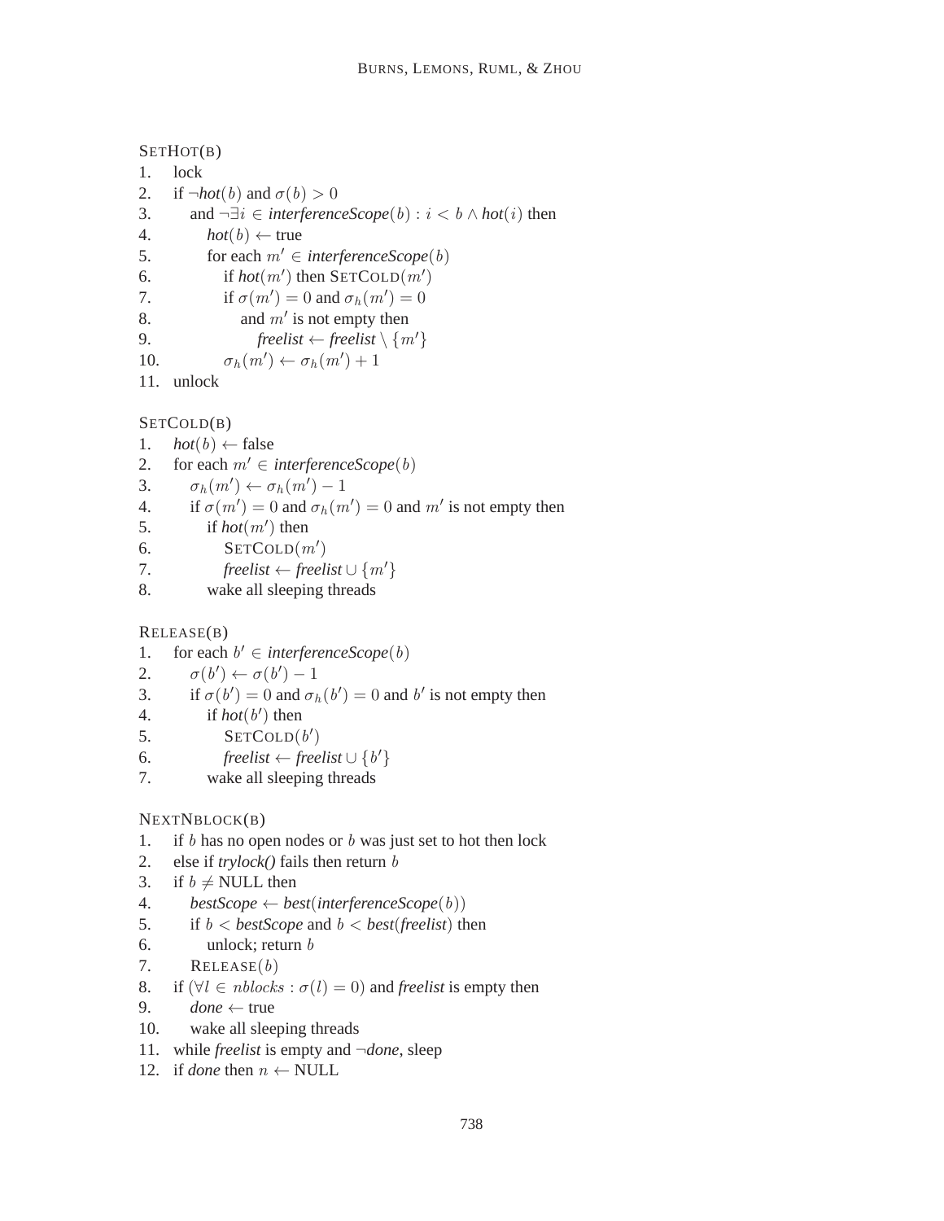SETHOT(B)

1. lock
2. if $\neg$*hot*$(b)$ and $\sigma(b) > 0$
3. &nbsp;&nbsp;&nbsp;&nbsp;and $\neg\exists i \in$ *interferenceScope*$(b) : i < b \wedge$ *hot*$(i)$ then
4. &nbsp;&nbsp;&nbsp;&nbsp;&nbsp;&nbsp;&nbsp;&nbsp;*hot*$(b) \leftarrow$ true
5. &nbsp;&nbsp;&nbsp;&nbsp;&nbsp;&nbsp;&nbsp;&nbsp;for each $m' \in$ *interferenceScope*$(b)$
6. &nbsp;&nbsp;&nbsp;&nbsp;&nbsp;&nbsp;&nbsp;&nbsp;&nbsp;&nbsp;&nbsp;&nbsp;if *hot*$(m')$ then SETCOLD$(m')$
7. &nbsp;&nbsp;&nbsp;&nbsp;&nbsp;&nbsp;&nbsp;&nbsp;&nbsp;&nbsp;&nbsp;&nbsp;if $\sigma(m') = 0$ and $\sigma_h(m') = 0$
8. &nbsp;&nbsp;&nbsp;&nbsp;&nbsp;&nbsp;&nbsp;&nbsp;&nbsp;&nbsp;&nbsp;&nbsp;&nbsp;&nbsp;&nbsp;&nbsp;and $m'$ is not empty then
9. &nbsp;&nbsp;&nbsp;&nbsp;&nbsp;&nbsp;&nbsp;&nbsp;&nbsp;&nbsp;&nbsp;&nbsp;&nbsp;&nbsp;&nbsp;&nbsp;&nbsp;&nbsp;&nbsp;&nbsp;*freelist* $\leftarrow$ *freelist* $\setminus \{m'\}$
10. &nbsp;&nbsp;&nbsp;&nbsp;&nbsp;&nbsp;&nbsp;&nbsp;&nbsp;&nbsp;&nbsp;&nbsp;$\sigma_h(m') \leftarrow \sigma_h(m') + 1$
11. unlock

SETCOLD(B)

1. *hot*$(b) \leftarrow$ false
2. for each $m' \in$ *interferenceScope*$(b)$
3. &nbsp;&nbsp;&nbsp;&nbsp;$\sigma_h(m') \leftarrow \sigma_h(m') - 1$
4. &nbsp;&nbsp;&nbsp;&nbsp;if $\sigma(m') = 0$ and $\sigma_h(m') = 0$ and $m'$ is not empty then
5. &nbsp;&nbsp;&nbsp;&nbsp;&nbsp;&nbsp;&nbsp;&nbsp;if *hot*$(m')$ then
6. &nbsp;&nbsp;&nbsp;&nbsp;&nbsp;&nbsp;&nbsp;&nbsp;&nbsp;&nbsp;&nbsp;&nbsp;SETCOLD$(m')$
7. &nbsp;&nbsp;&nbsp;&nbsp;&nbsp;&nbsp;&nbsp;&nbsp;&nbsp;&nbsp;&nbsp;&nbsp;*freelist* $\leftarrow$ *freelist* $\cup \{m'\}$
8. &nbsp;&nbsp;&nbsp;&nbsp;&nbsp;&nbsp;&nbsp;&nbsp;wake all sleeping threads

RELEASE(B)

1. for each $b' \in$ *interferenceScope*$(b)$
2. &nbsp;&nbsp;&nbsp;&nbsp;$\sigma(b') \leftarrow \sigma(b') - 1$
3. &nbsp;&nbsp;&nbsp;&nbsp;if $\sigma(b') = 0$ and $\sigma_h(b') = 0$ and $b'$ is not empty then
4. &nbsp;&nbsp;&nbsp;&nbsp;&nbsp;&nbsp;&nbsp;&nbsp;if *hot*$(b')$ then
5. &nbsp;&nbsp;&nbsp;&nbsp;&nbsp;&nbsp;&nbsp;&nbsp;&nbsp;&nbsp;&nbsp;&nbsp;SETCOLD$(b')$
6. &nbsp;&nbsp;&nbsp;&nbsp;&nbsp;&nbsp;&nbsp;&nbsp;&nbsp;&nbsp;&nbsp;&nbsp;*freelist* $\leftarrow$ *freelist* $\cup \{b'\}$
7. &nbsp;&nbsp;&nbsp;&nbsp;&nbsp;&nbsp;&nbsp;&nbsp;wake all sleeping threads

NEXTNBLOCK(B)

1. if $b$ has no open nodes or $b$ was just set to hot then lock
2. else if *trylock()* fails then return $b$
3. if $b \neq$ NULL then
4. &nbsp;&nbsp;&nbsp;&nbsp;*bestScope* $\leftarrow$ *best*(*interferenceScope*$(b)$)
5. &nbsp;&nbsp;&nbsp;&nbsp;if $b <$ *bestScope* and $b <$ *best*(*freelist*) then
6. &nbsp;&nbsp;&nbsp;&nbsp;&nbsp;&nbsp;&nbsp;&nbsp;unlock; return $b$
7. &nbsp;&nbsp;&nbsp;&nbsp;RELEASE$(b)$
8. if $(\forall l \in nblocks : \sigma(l) = 0)$ and *freelist* is empty then
9. &nbsp;&nbsp;&nbsp;&nbsp;*done* $\leftarrow$ true
10. &nbsp;&nbsp;&nbsp;&nbsp;wake all sleeping threads
11. while *freelist* is empty and $\neg$*done*, sleep
12. if *done* then $n \leftarrow$ NULL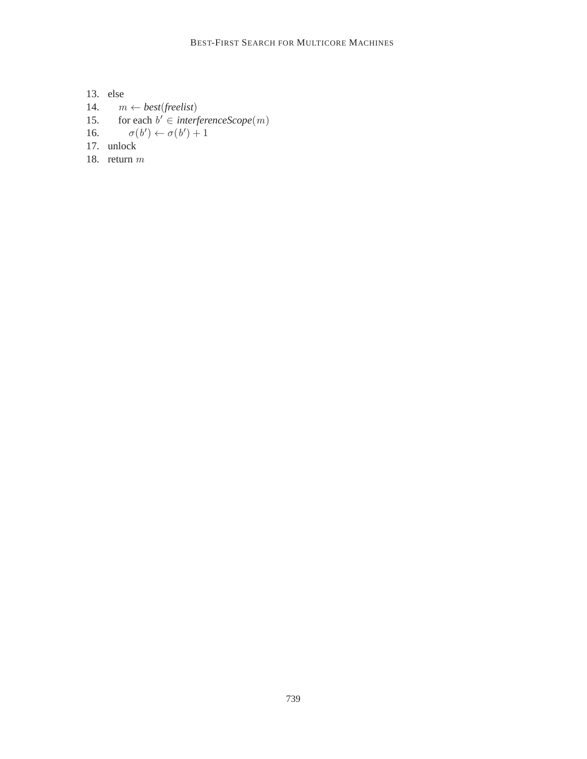```
13. else
14.     m ← best(freelist)
15.     for each b′ ∈ interferenceScope(m)
16.         σ(b′) ← σ(b′) + 1
17. unlock
18. return m
```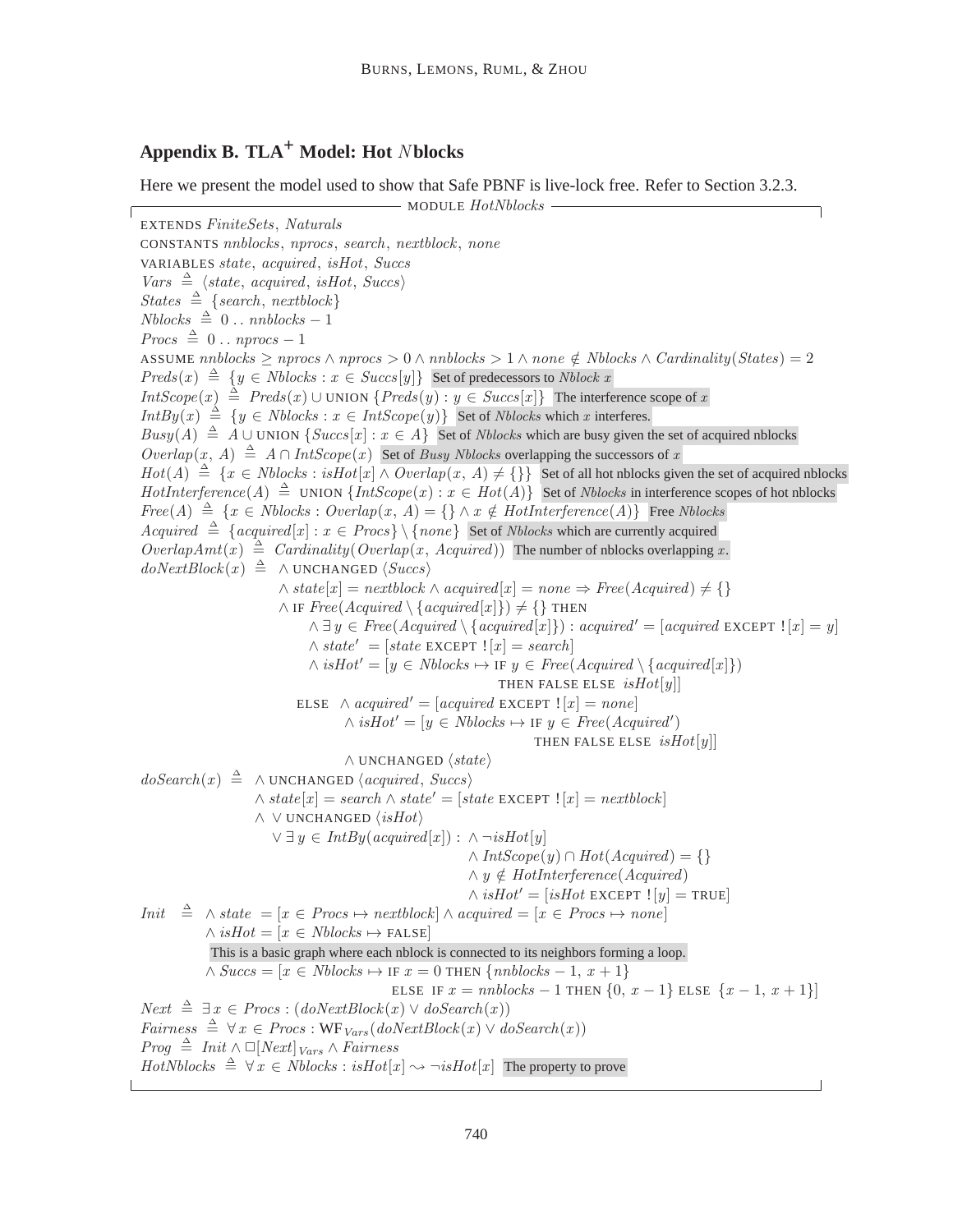## Appendix B. TLA$^+$ Model: Hot $N$blocks

Here we present the model used to show that Safe PBNF is live-lock free. Refer to Section 3.2.3.

MODULE *HotNblocks*

EXTENDS *FiniteSets*, *Naturals*

CONSTANTS *nnblocks*, *nprocs*, *search*, *nextblock*, *none*

VARIABLES *state*, *acquired*, *isHot*, *Succs*

$Vars \triangleq \langle state,\ acquired,\ isHot,\ Succs \rangle$

$States \triangleq \{search,\ nextblock\}$

$Nblocks \triangleq 0\ ..\ nnblocks - 1$

$Procs \triangleq 0\ ..\ nprocs - 1$

ASSUME $nnblocks \geq nprocs \land nprocs > 0 \land nnblocks > 1 \land none \notin Nblocks \land Cardinality(States) = 2$

$Preds(x) \triangleq \{y \in Nblocks : x \in Succs[y]\}$ Set of predecessors to *Nblock* $x$

$IntScope(x) \triangleq Preds(x) \cup \text{UNION}\ \{Preds(y) : y \in Succs[x]\}$ The interference scope of $x$

$IntBy(x) \triangleq \{y \in Nblocks : x \in IntScope(y)\}$ Set of *Nblocks* which $x$ interferes.

$Busy(A) \triangleq A \cup \text{UNION}\ \{Succs[x] : x \in A\}$ Set of *Nblocks* which are busy given the set of acquired nblocks

$Overlap(x,\ A) \triangleq A \cap IntScope(x)$ Set of *Busy Nblocks* overlapping the successors of $x$

$Hot(A) \triangleq \{x \in Nblocks : isHot[x] \land Overlap(x,\ A) \neq \{\}\}$ Set of all hot nblocks given the set of acquired nblocks

$HotInterference(A) \triangleq \text{UNION}\ \{IntScope(x) : x \in Hot(A)\}$ Set of *Nblocks* in interference scopes of hot nblocks

$Free(A) \triangleq \{x \in Nblocks : Overlap(x,\ A) = \{\} \land x \notin HotInterference(A)\}$ Free *Nblocks*

$Acquired \triangleq \{acquired[x] : x \in Procs\} \setminus \{none\}$ Set of *Nblocks* which are currently acquired

$OverlapAmt(x) \triangleq Cardinality(Overlap(x,\ Acquired))$ The number of nblocks overlapping $x$.

$$
\begin{aligned}
doNextBlock(x) \triangleq\ & \land \text{UNCHANGED}\ \langle Succs \rangle \\
& \land state[x] = nextblock \land acquired[x] = none \Rightarrow Free(Acquired) \neq \{\} \\
& \land \text{IF}\ Free(Acquired \setminus \{acquired[x]\}) \neq \{\}\ \text{THEN} \\
& \qquad \land \exists\, y \in Free(Acquired \setminus \{acquired[x]\}) : acquired' = [acquired\ \text{EXCEPT}\ ![x] = y] \\
& \qquad \land state' = [state\ \text{EXCEPT}\ ![x] = search] \\
& \qquad \land isHot' = [y \in Nblocks \mapsto \text{IF}\ y \in Free(Acquired \setminus \{acquired[x]\}) \\
& \qquad\qquad\qquad \text{THEN FALSE ELSE}\ isHot[y]] \\
& \quad \text{ELSE}\ \ \land acquired' = [acquired\ \text{EXCEPT}\ ![x] = none] \\
& \qquad\qquad \land isHot' = [y \in Nblocks \mapsto \text{IF}\ y \in Free(Acquired') \\
& \qquad\qquad\qquad \text{THEN FALSE ELSE}\ isHot[y]] \\
& \qquad\qquad \land \text{UNCHANGED}\ \langle state \rangle
\end{aligned}
$$

$$
\begin{aligned}
doSearch(x) \triangleq\ & \land \text{UNCHANGED}\ \langle acquired,\ Succs \rangle \\
& \land state[x] = search \land state' = [state\ \text{EXCEPT}\ ![x] = nextblock] \\
& \land\ \lor \text{UNCHANGED}\ \langle isHot \rangle \\
& \quad\ \lor \exists\, y \in IntBy(acquired[x]) : \land \neg isHot[y] \\
& \qquad\qquad \land IntScope(y) \cap Hot(Acquired) = \{\} \\
& \qquad\qquad \land y \notin HotInterference(Acquired) \\
& \qquad\qquad \land isHot' = [isHot\ \text{EXCEPT}\ ![y] = \text{TRUE}]
\end{aligned}
$$

$$
\begin{aligned}
Init \triangleq\ & \land state = [x \in Procs \mapsto nextblock] \land acquired = [x \in Procs \mapsto none] \\
& \land isHot = [x \in Nblocks \mapsto \text{FALSE}]
\end{aligned}
$$

This is a basic graph where each nblock is connected to its neighbors forming a loop.

$$
\begin{aligned}
& \land Succs = [x \in Nblocks \mapsto \text{IF}\ x = 0\ \text{THEN}\ \{nnblocks - 1,\ x + 1\} \\
& \qquad \text{ELSE IF}\ x = nnblocks - 1\ \text{THEN}\ \{0,\ x - 1\}\ \text{ELSE}\ \{x - 1,\ x + 1\}]
\end{aligned}
$$

$Next \triangleq \exists\, x \in Procs : (doNextBlock(x) \lor doSearch(x))$

$Fairness \triangleq \forall\, x \in Procs : \mathrm{WF}_{Vars}(doNextBlock(x) \lor doSearch(x))$

$Prog \triangleq Init \land \Box[Next]_{Vars} \land Fairness$

$HotNblocks \triangleq \forall\, x \in Nblocks : isHot[x] \leadsto \neg isHot[x]$ The property to prove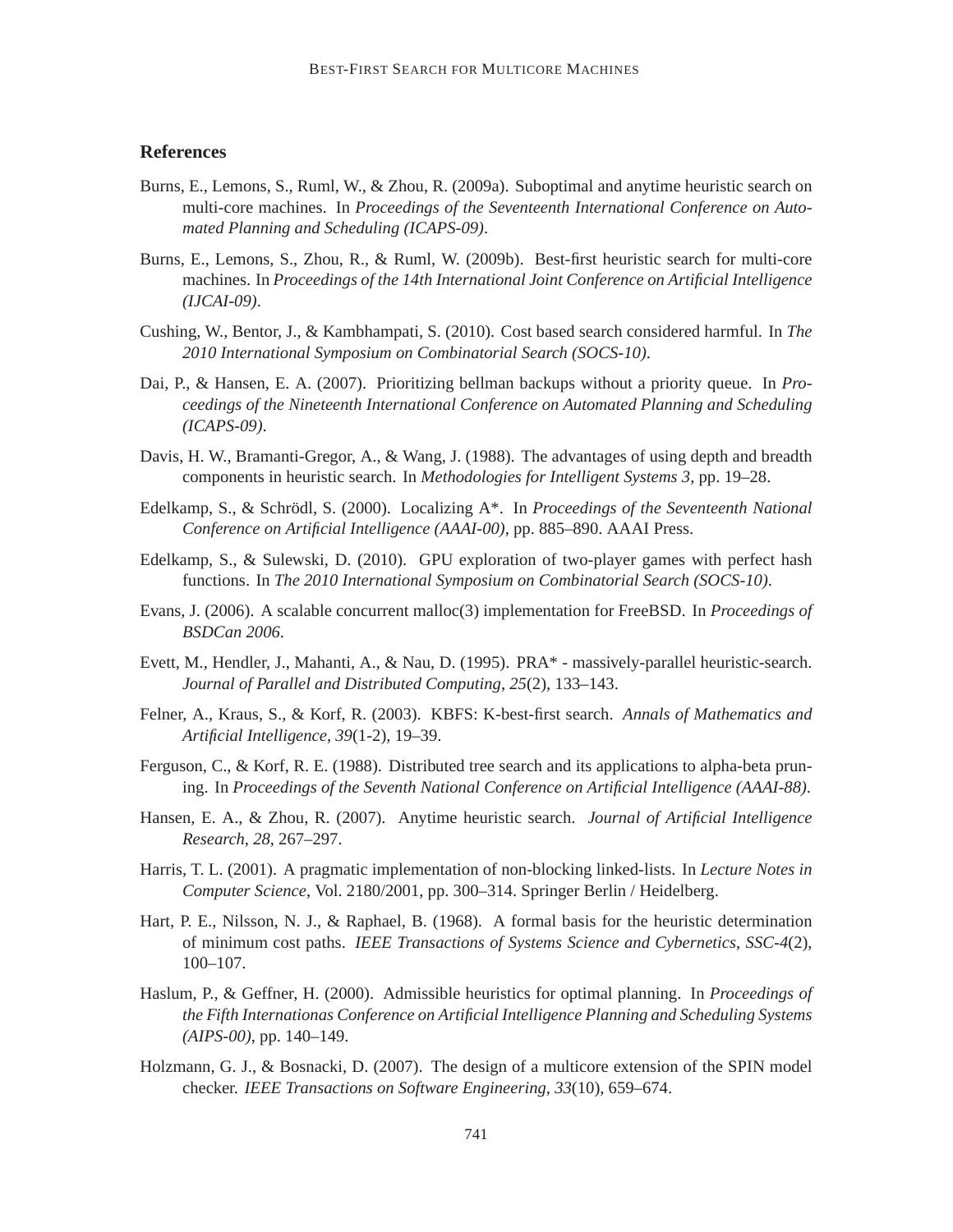## References

Burns, E., Lemons, S., Ruml, W., & Zhou, R. (2009a). Suboptimal and anytime heuristic search on multi-core machines. In *Proceedings of the Seventeenth International Conference on Automated Planning and Scheduling (ICAPS-09)*.

Burns, E., Lemons, S., Zhou, R., & Ruml, W. (2009b). Best-first heuristic search for multi-core machines. In *Proceedings of the 14th International Joint Conference on Artificial Intelligence (IJCAI-09)*.

Cushing, W., Bentor, J., & Kambhampati, S. (2010). Cost based search considered harmful. In *The 2010 International Symposium on Combinatorial Search (SOCS-10)*.

Dai, P., & Hansen, E. A. (2007). Prioritizing bellman backups without a priority queue. In *Proceedings of the Nineteenth International Conference on Automated Planning and Scheduling (ICAPS-09)*.

Davis, H. W., Bramanti-Gregor, A., & Wang, J. (1988). The advantages of using depth and breadth components in heuristic search. In *Methodologies for Intelligent Systems 3*, pp. 19–28.

Edelkamp, S., & Schrödl, S. (2000). Localizing A*. In *Proceedings of the Seventeenth National Conference on Artificial Intelligence (AAAI-00)*, pp. 885–890. AAAI Press.

Edelkamp, S., & Sulewski, D. (2010). GPU exploration of two-player games with perfect hash functions. In *The 2010 International Symposium on Combinatorial Search (SOCS-10)*.

Evans, J. (2006). A scalable concurrent malloc(3) implementation for FreeBSD. In *Proceedings of BSDCan 2006*.

Evett, M., Hendler, J., Mahanti, A., & Nau, D. (1995). PRA* - massively-parallel heuristic-search. *Journal of Parallel and Distributed Computing*, *25*(2), 133–143.

Felner, A., Kraus, S., & Korf, R. (2003). KBFS: K-best-first search. *Annals of Mathematics and Artificial Intelligence*, *39*(1-2), 19–39.

Ferguson, C., & Korf, R. E. (1988). Distributed tree search and its applications to alpha-beta pruning. In *Proceedings of the Seventh National Conference on Artificial Intelligence (AAAI-88)*.

Hansen, E. A., & Zhou, R. (2007). Anytime heuristic search. *Journal of Artificial Intelligence Research*, *28*, 267–297.

Harris, T. L. (2001). A pragmatic implementation of non-blocking linked-lists. In *Lecture Notes in Computer Science*, Vol. 2180/2001, pp. 300–314. Springer Berlin / Heidelberg.

Hart, P. E., Nilsson, N. J., & Raphael, B. (1968). A formal basis for the heuristic determination of minimum cost paths. *IEEE Transactions of Systems Science and Cybernetics*, *SSC-4*(2), 100–107.

Haslum, P., & Geffner, H. (2000). Admissible heuristics for optimal planning. In *Proceedings of the Fifth Internationas Conference on Artificial Intelligence Planning and Scheduling Systems (AIPS-00)*, pp. 140–149.

Holzmann, G. J., & Bosnacki, D. (2007). The design of a multicore extension of the SPIN model checker. *IEEE Transactions on Software Engineering*, *33*(10), 659–674.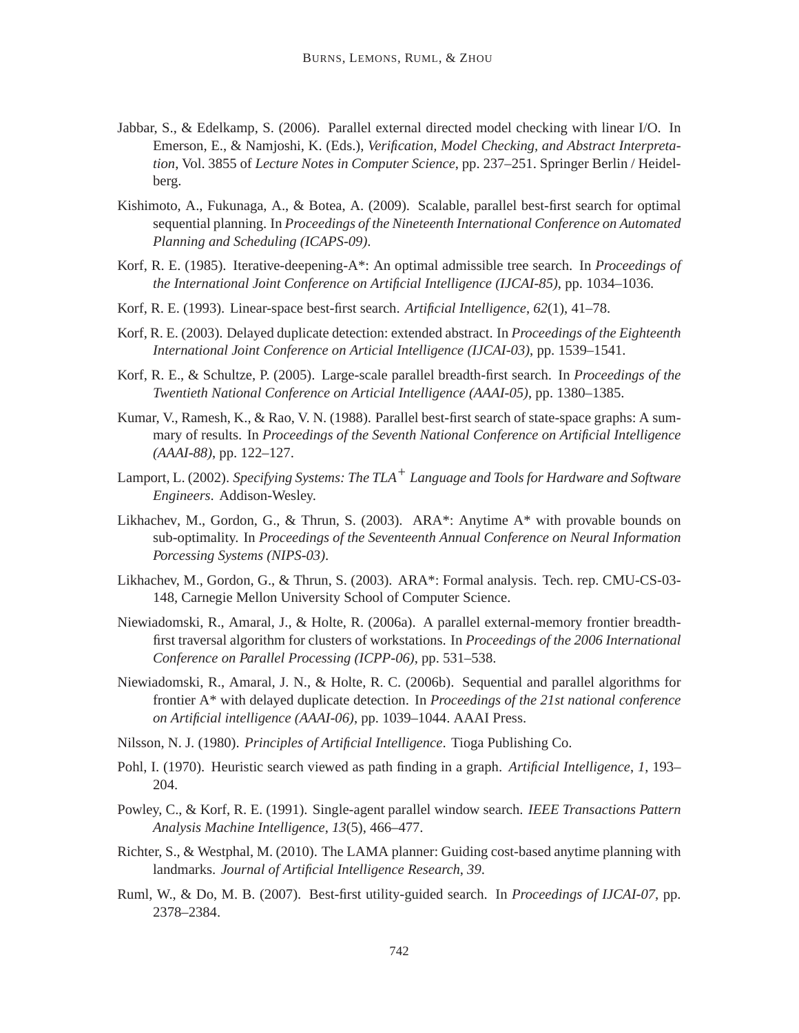Jabbar, S., & Edelkamp, S. (2006). Parallel external directed model checking with linear I/O. In Emerson, E., & Namjoshi, K. (Eds.), *Verification, Model Checking, and Abstract Interpretation*, Vol. 3855 of *Lecture Notes in Computer Science*, pp. 237–251. Springer Berlin / Heidelberg.

Kishimoto, A., Fukunaga, A., & Botea, A. (2009). Scalable, parallel best-first search for optimal sequential planning. In *Proceedings of the Nineteenth International Conference on Automated Planning and Scheduling (ICAPS-09)*.

Korf, R. E. (1985). Iterative-deepening-A*: An optimal admissible tree search. In *Proceedings of the International Joint Conference on Artificial Intelligence (IJCAI-85)*, pp. 1034–1036.

Korf, R. E. (1993). Linear-space best-first search. *Artificial Intelligence*, *62*(1), 41–78.

Korf, R. E. (2003). Delayed duplicate detection: extended abstract. In *Proceedings of the Eighteenth International Joint Conference on Articial Intelligence (IJCAI-03)*, pp. 1539–1541.

Korf, R. E., & Schultze, P. (2005). Large-scale parallel breadth-first search. In *Proceedings of the Twentieth National Conference on Articial Intelligence (AAAI-05)*, pp. 1380–1385.

Kumar, V., Ramesh, K., & Rao, V. N. (1988). Parallel best-first search of state-space graphs: A summary of results. In *Proceedings of the Seventh National Conference on Artificial Intelligence (AAAI-88)*, pp. 122–127.

Lamport, L. (2002). *Specifying Systems: The TLA$^+$ Language and Tools for Hardware and Software Engineers*. Addison-Wesley.

Likhachev, M., Gordon, G., & Thrun, S. (2003). ARA*: Anytime A* with provable bounds on sub-optimality. In *Proceedings of the Seventeenth Annual Conference on Neural Information Porcessing Systems (NIPS-03)*.

Likhachev, M., Gordon, G., & Thrun, S. (2003). ARA*: Formal analysis. Tech. rep. CMU-CS-03-148, Carnegie Mellon University School of Computer Science.

Niewiadomski, R., Amaral, J., & Holte, R. (2006a). A parallel external-memory frontier breadth-first traversal algorithm for clusters of workstations. In *Proceedings of the 2006 International Conference on Parallel Processing (ICPP-06)*, pp. 531–538.

Niewiadomski, R., Amaral, J. N., & Holte, R. C. (2006b). Sequential and parallel algorithms for frontier A* with delayed duplicate detection. In *Proceedings of the 21st national conference on Artificial intelligence (AAAI-06)*, pp. 1039–1044. AAAI Press.

Nilsson, N. J. (1980). *Principles of Artificial Intelligence*. Tioga Publishing Co.

Pohl, I. (1970). Heuristic search viewed as path finding in a graph. *Artificial Intelligence*, *1*, 193–204.

Powley, C., & Korf, R. E. (1991). Single-agent parallel window search. *IEEE Transactions Pattern Analysis Machine Intelligence*, *13*(5), 466–477.

Richter, S., & Westphal, M. (2010). The LAMA planner: Guiding cost-based anytime planning with landmarks. *Journal of Artificial Intelligence Research*, *39*.

Ruml, W., & Do, M. B. (2007). Best-first utility-guided search. In *Proceedings of IJCAI-07*, pp. 2378–2384.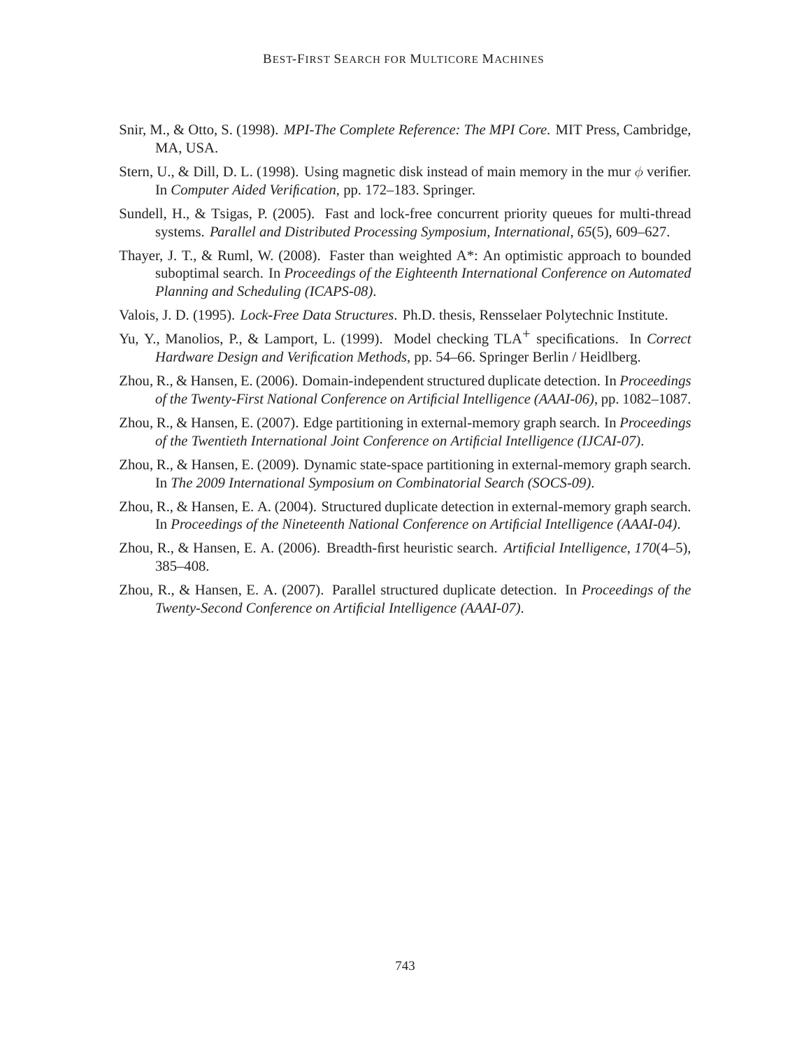Snir, M., & Otto, S. (1998). *MPI-The Complete Reference: The MPI Core*. MIT Press, Cambridge, MA, USA.

Stern, U., & Dill, D. L. (1998). Using magnetic disk instead of main memory in the mur $\phi$ verifier. In *Computer Aided Verification*, pp. 172–183. Springer.

Sundell, H., & Tsigas, P. (2005). Fast and lock-free concurrent priority queues for multi-thread systems. *Parallel and Distributed Processing Symposium, International*, *65*(5), 609–627.

Thayer, J. T., & Ruml, W. (2008). Faster than weighted A*: An optimistic approach to bounded suboptimal search. In *Proceedings of the Eighteenth International Conference on Automated Planning and Scheduling (ICAPS-08)*.

Valois, J. D. (1995). *Lock-Free Data Structures*. Ph.D. thesis, Rensselaer Polytechnic Institute.

Yu, Y., Manolios, P., & Lamport, L. (1999). Model checking $\text{TLA}^{+}$ specifications. In *Correct Hardware Design and Verification Methods*, pp. 54–66. Springer Berlin / Heidlberg.

Zhou, R., & Hansen, E. (2006). Domain-independent structured duplicate detection. In *Proceedings of the Twenty-First National Conference on Artificial Intelligence (AAAI-06)*, pp. 1082–1087.

Zhou, R., & Hansen, E. (2007). Edge partitioning in external-memory graph search. In *Proceedings of the Twentieth International Joint Conference on Artificial Intelligence (IJCAI-07)*.

Zhou, R., & Hansen, E. (2009). Dynamic state-space partitioning in external-memory graph search. In *The 2009 International Symposium on Combinatorial Search (SOCS-09)*.

Zhou, R., & Hansen, E. A. (2004). Structured duplicate detection in external-memory graph search. In *Proceedings of the Nineteenth National Conference on Artificial Intelligence (AAAI-04)*.

Zhou, R., & Hansen, E. A. (2006). Breadth-first heuristic search. *Artificial Intelligence*, *170*(4–5), 385–408.

Zhou, R., & Hansen, E. A. (2007). Parallel structured duplicate detection. In *Proceedings of the Twenty-Second Conference on Artificial Intelligence (AAAI-07)*.